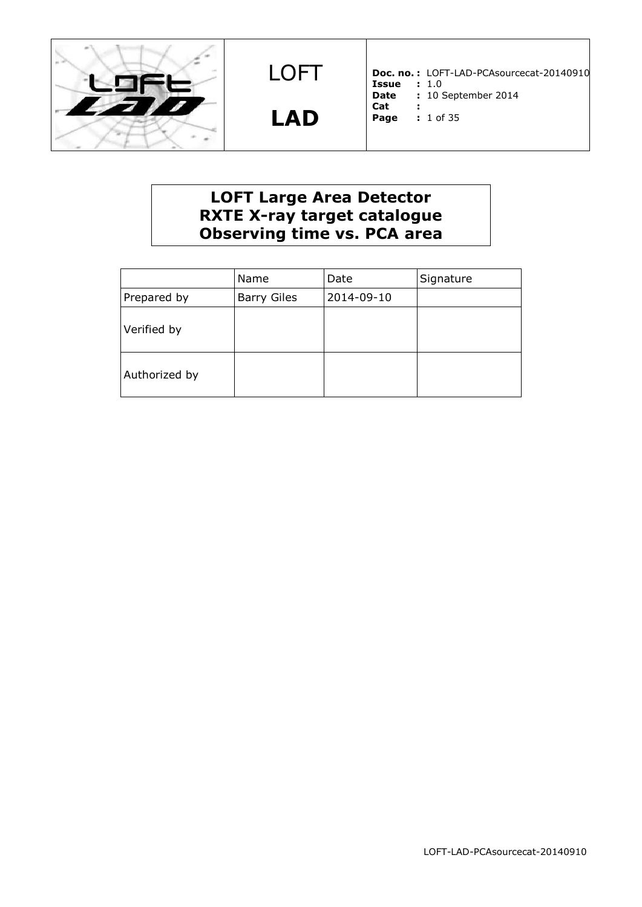| | LOFT<br><br>**LAD** | **Doc. no.:** LOFT-LAD-PCAsourcecat-20140910<br>**Issue** : 1.0<br>**Date** : 10 September 2014<br>**Cat** :<br>**Page** : 1 of 35 |
|---|---|---|

# LOFT Large Area Detector RXTE X-ray target catalogue Observing time vs. PCA area

| | Name | Date | Signature |
|---|---|---|---|
| Prepared by | Barry Giles | 2014-09-10 | |
| Verified by | | | |
| Authorized by | | | |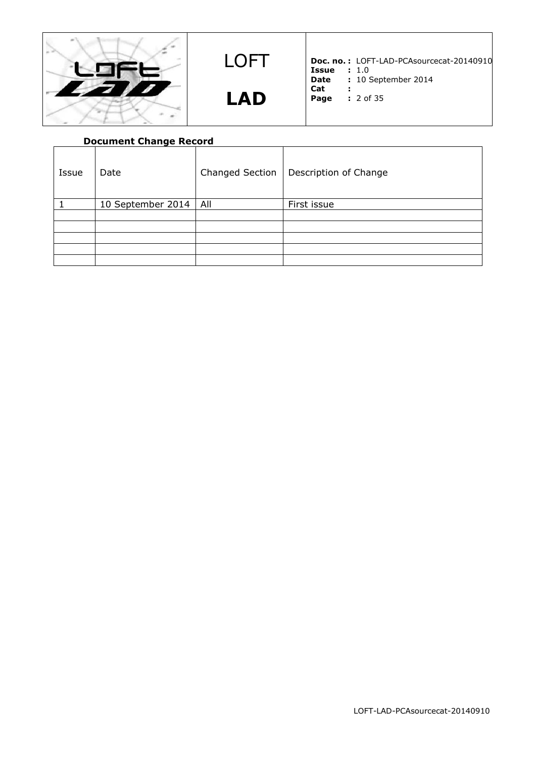**Document Change Record**

| Issue | Date | Changed Section | Description of Change |
|---|---|---|---|
| 1 | 10 September 2014 | All | First issue |
| | | | |
| | | | |
| | | | |
| | | | |
| | | | |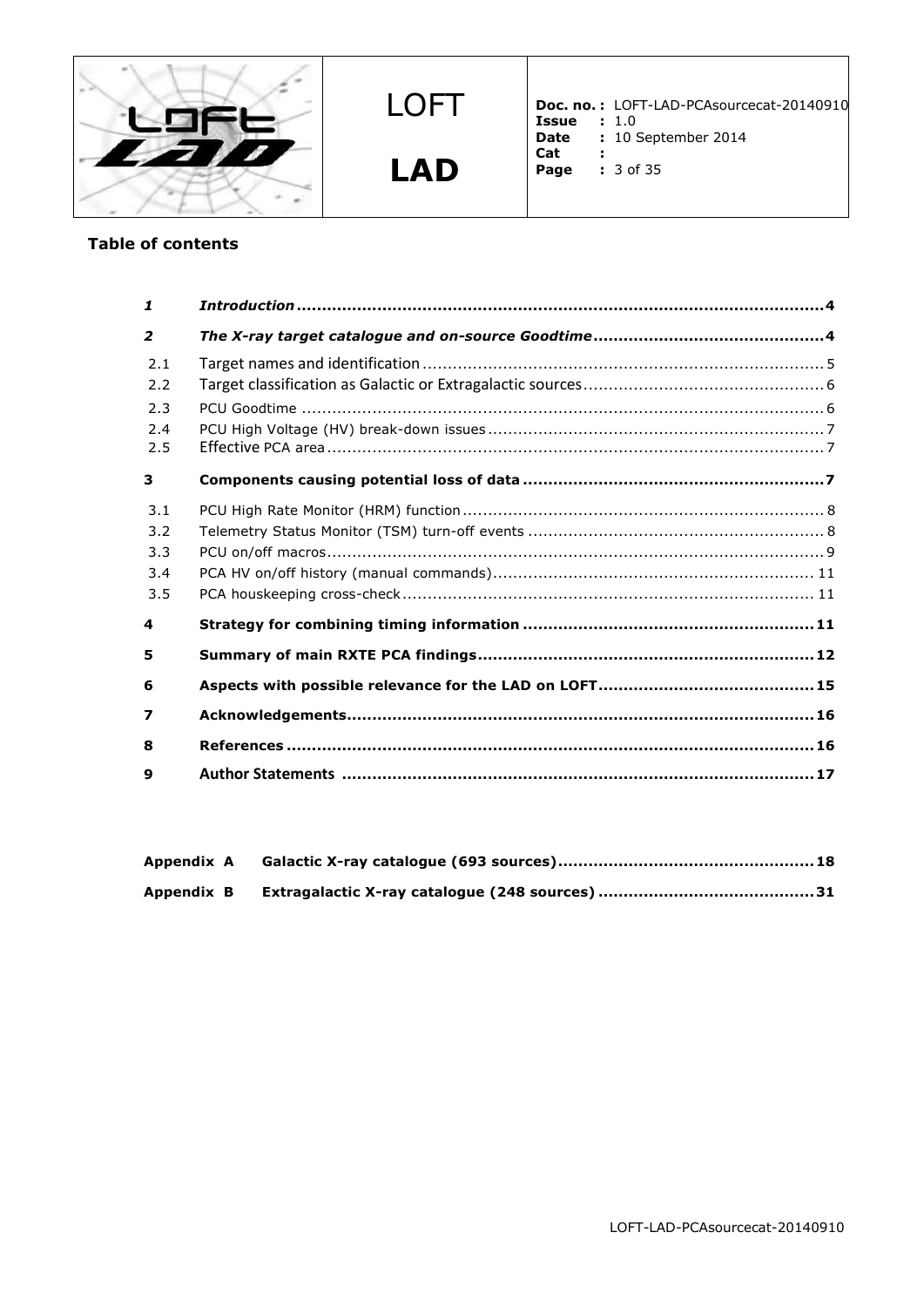**Table of contents**

| | | |
|---|---|---|
| ***1*** | ***Introduction*** | **4** |
| ***2*** | ***The X-ray target catalogue and on-source Goodtime*** | **4** |
| 2.1 | Target names and identification | 5 |
| 2.2 | Target classification as Galactic or Extragalactic sources | 6 |
| 2.3 | PCU Goodtime | 6 |
| 2.4 | PCU High Voltage (HV) break-down issues | 7 |
| 2.5 | Effective PCA area | 7 |
| **3** | **Components causing potential loss of data** | **7** |
| 3.1 | PCU High Rate Monitor (HRM) function | 8 |
| 3.2 | Telemetry Status Monitor (TSM) turn-off events | 8 |
| 3.3 | PCU on/off macros | 9 |
| 3.4 | PCA HV on/off history (manual commands) | 11 |
| 3.5 | PCA houskeeping cross-check | 11 |
| **4** | **Strategy for combining timing information** | **11** |
| **5** | **Summary of main RXTE PCA findings** | **12** |
| **6** | **Aspects with possible relevance for the LAD on LOFT** | **15** |
| **7** | **Acknowledgements** | **16** |
| **8** | **References** | **16** |
| **9** | **Author Statements** | **17** |

| | | |
|---|---|---|
| **Appendix A** | **Galactic X-ray catalogue (693 sources)** | **18** |
| **Appendix B** | **Extragalactic X-ray catalogue (248 sources)** | **31** |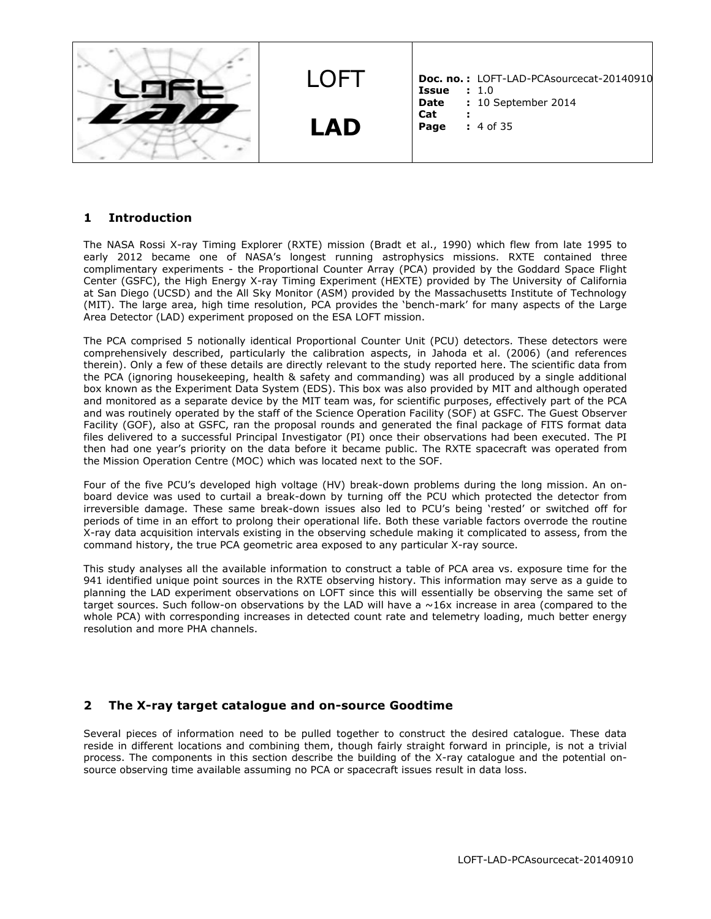# 1 Introduction

The NASA Rossi X-ray Timing Explorer (RXTE) mission (Bradt et al., 1990) which flew from late 1995 to early 2012 became one of NASA's longest running astrophysics missions. RXTE contained three complimentary experiments - the Proportional Counter Array (PCA) provided by the Goddard Space Flight Center (GSFC), the High Energy X-ray Timing Experiment (HEXTE) provided by The University of California at San Diego (UCSD) and the All Sky Monitor (ASM) provided by the Massachusetts Institute of Technology (MIT). The large area, high time resolution, PCA provides the 'bench-mark' for many aspects of the Large Area Detector (LAD) experiment proposed on the ESA LOFT mission.

The PCA comprised 5 notionally identical Proportional Counter Unit (PCU) detectors. These detectors were comprehensively described, particularly the calibration aspects, in Jahoda et al. (2006) (and references therein). Only a few of these details are directly relevant to the study reported here. The scientific data from the PCA (ignoring housekeeping, health & safety and commanding) was all produced by a single additional box known as the Experiment Data System (EDS). This box was also provided by MIT and although operated and monitored as a separate device by the MIT team was, for scientific purposes, effectively part of the PCA and was routinely operated by the staff of the Science Operation Facility (SOF) at GSFC. The Guest Observer Facility (GOF), also at GSFC, ran the proposal rounds and generated the final package of FITS format data files delivered to a successful Principal Investigator (PI) once their observations had been executed. The PI then had one year's priority on the data before it became public. The RXTE spacecraft was operated from the Mission Operation Centre (MOC) which was located next to the SOF.

Four of the five PCU's developed high voltage (HV) break-down problems during the long mission. An on-board device was used to curtail a break-down by turning off the PCU which protected the detector from irreversible damage. These same break-down issues also led to PCU's being 'rested' or switched off for periods of time in an effort to prolong their operational life. Both these variable factors overrode the routine X-ray data acquisition intervals existing in the observing schedule making it complicated to assess, from the command history, the true PCA geometric area exposed to any particular X-ray source.

This study analyses all the available information to construct a table of PCA area vs. exposure time for the 941 identified unique point sources in the RXTE observing history. This information may serve as a guide to planning the LAD experiment observations on LOFT since this will essentially be observing the same set of target sources. Such follow-on observations by the LAD will have a ~16x increase in area (compared to the whole PCA) with corresponding increases in detected count rate and telemetry loading, much better energy resolution and more PHA channels.

# 2 The X-ray target catalogue and on-source Goodtime

Several pieces of information need to be pulled together to construct the desired catalogue. These data reside in different locations and combining them, though fairly straight forward in principle, is not a trivial process. The components in this section describe the building of the X-ray catalogue and the potential on-source observing time available assuming no PCA or spacecraft issues result in data loss.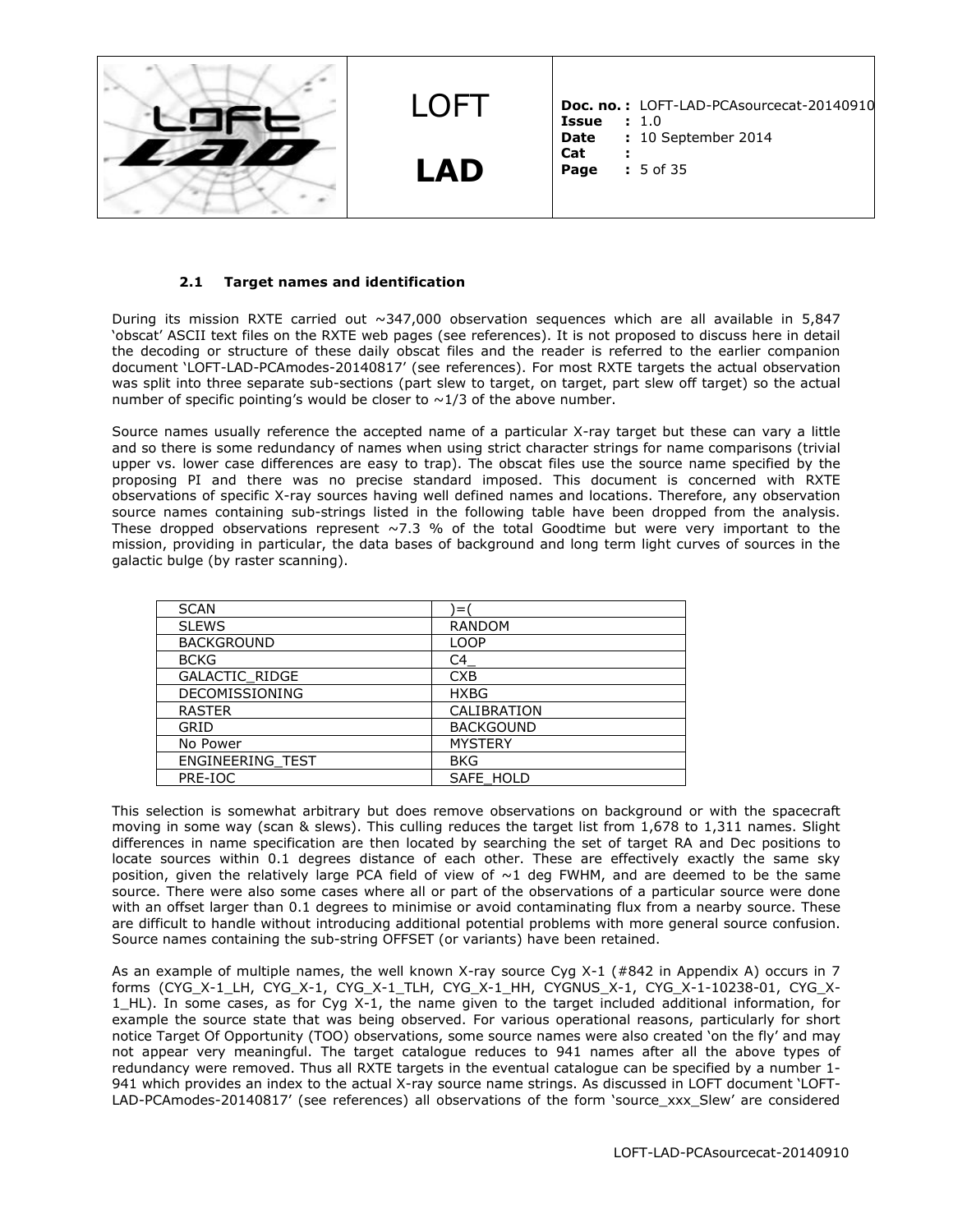### 2.1 Target names and identification

During its mission RXTE carried out ~347,000 observation sequences which are all available in 5,847 'obscat' ASCII text files on the RXTE web pages (see references). It is not proposed to discuss here in detail the decoding or structure of these daily obscat files and the reader is referred to the earlier companion document 'LOFT-LAD-PCAmodes-20140817' (see references). For most RXTE targets the actual observation was split into three separate sub-sections (part slew to target, on target, part slew off target) so the actual number of specific pointing's would be closer to ~1/3 of the above number.

Source names usually reference the accepted name of a particular X-ray target but these can vary a little and so there is some redundancy of names when using strict character strings for name comparisons (trivial upper vs. lower case differences are easy to trap). The obscat files use the source name specified by the proposing PI and there was no precise standard imposed. This document is concerned with RXTE observations of specific X-ray sources having well defined names and locations. Therefore, any observation source names containing sub-strings listed in the following table have been dropped from the analysis. These dropped observations represent ~7.3 % of the total Goodtime but were very important to the mission, providing in particular, the data bases of background and long term light curves of sources in the galactic bulge (by raster scanning).

| SCAN | )=( |
|---|---|
| SLEWS | RANDOM |
| BACKGROUND | LOOP |
| BCKG | C4_ |
| GALACTIC_RIDGE | CXB |
| DECOMISSIONING | HXBG |
| RASTER | CALIBRATION |
| GRID | BACKGOUND |
| No Power | MYSTERY |
| ENGINEERING_TEST | BKG |
| PRE-IOC | SAFE_HOLD |

This selection is somewhat arbitrary but does remove observations on background or with the spacecraft moving in some way (scan & slews). This culling reduces the target list from 1,678 to 1,311 names. Slight differences in name specification are then located by searching the set of target RA and Dec positions to locate sources within 0.1 degrees distance of each other. These are effectively exactly the same sky position, given the relatively large PCA field of view of ~1 deg FWHM, and are deemed to be the same source. There were also some cases where all or part of the observations of a particular source were done with an offset larger than 0.1 degrees to minimise or avoid contaminating flux from a nearby source. These are difficult to handle without introducing additional potential problems with more general source confusion. Source names containing the sub-string OFFSET (or variants) have been retained.

As an example of multiple names, the well known X-ray source Cyg X-1 (#842 in Appendix A) occurs in 7 forms (CYG_X-1_LH, CYG_X-1, CYG_X-1_TLH, CYG_X-1_HH, CYGNUS_X-1, CYG_X-1-10238-01, CYG_X-1_HL). In some cases, as for Cyg X-1, the name given to the target included additional information, for example the source state that was being observed. For various operational reasons, particularly for short notice Target Of Opportunity (TOO) observations, some source names were also created 'on the fly' and may not appear very meaningful. The target catalogue reduces to 941 names after all the above types of redundancy were removed. Thus all RXTE targets in the eventual catalogue can be specified by a number 1-941 which provides an index to the actual X-ray source name strings. As discussed in LOFT document 'LOFT-LAD-PCAmodes-20140817' (see references) all observations of the form 'source_xxx_Slew' are considered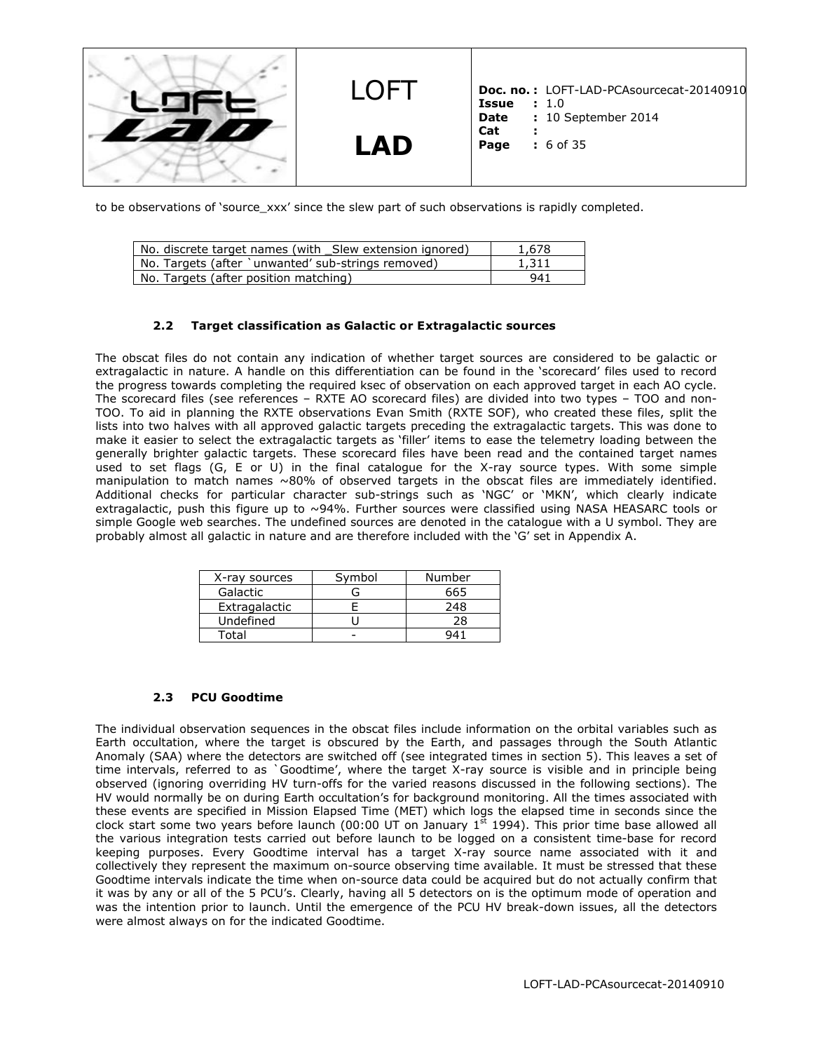to be observations of 'source_xxx' since the slew part of such observations is rapidly completed.

| No. discrete target names (with _Slew extension ignored) | 1,678 |
|---|---|
| No. Targets (after `unwanted' sub-strings removed) | 1,311 |
| No. Targets (after position matching) | 941 |

### 2.2 Target classification as Galactic or Extragalactic sources

The obscat files do not contain any indication of whether target sources are considered to be galactic or extragalactic in nature. A handle on this differentiation can be found in the 'scorecard' files used to record the progress towards completing the required ksec of observation on each approved target in each AO cycle. The scorecard files (see references – RXTE AO scorecard files) are divided into two types – TOO and non-TOO. To aid in planning the RXTE observations Evan Smith (RXTE SOF), who created these files, split the lists into two halves with all approved galactic targets preceding the extragalactic targets. This was done to make it easier to select the extragalactic targets as 'filler' items to ease the telemetry loading between the generally brighter galactic targets. These scorecard files have been read and the contained target names used to set flags (G, E or U) in the final catalogue for the X-ray source types. With some simple manipulation to match names ~80% of observed targets in the obscat files are immediately identified. Additional checks for particular character sub-strings such as 'NGC' or 'MKN', which clearly indicate extragalactic, push this figure up to ~94%. Further sources were classified using NASA HEASARC tools or simple Google web searches. The undefined sources are denoted in the catalogue with a U symbol. They are probably almost all galactic in nature and are therefore included with the 'G' set in Appendix A.

| X-ray sources | Symbol | Number |
|---|---|---|
| Galactic | G | 665 |
| Extragalactic | E | 248 |
| Undefined | U | 28 |
| Total | - | 941 |

### 2.3 PCU Goodtime

The individual observation sequences in the obscat files include information on the orbital variables such as Earth occultation, where the target is obscured by the Earth, and passages through the South Atlantic Anomaly (SAA) where the detectors are switched off (see integrated times in section 5). This leaves a set of time intervals, referred to as `Goodtime', where the target X-ray source is visible and in principle being observed (ignoring overriding HV turn-offs for the varied reasons discussed in the following sections). The HV would normally be on during Earth occultation's for background monitoring. All the times associated with these events are specified in Mission Elapsed Time (MET) which logs the elapsed time in seconds since the clock start some two years before launch (00:00 UT on January 1st 1994). This prior time base allowed all the various integration tests carried out before launch to be logged on a consistent time-base for record keeping purposes. Every Goodtime interval has a target X-ray source name associated with it and collectively they represent the maximum on-source observing time available. It must be stressed that these Goodtime intervals indicate the time when on-source data could be acquired but do not actually confirm that it was by any or all of the 5 PCU's. Clearly, having all 5 detectors on is the optimum mode of operation and was the intention prior to launch. Until the emergence of the PCU HV break-down issues, all the detectors were almost always on for the indicated Goodtime.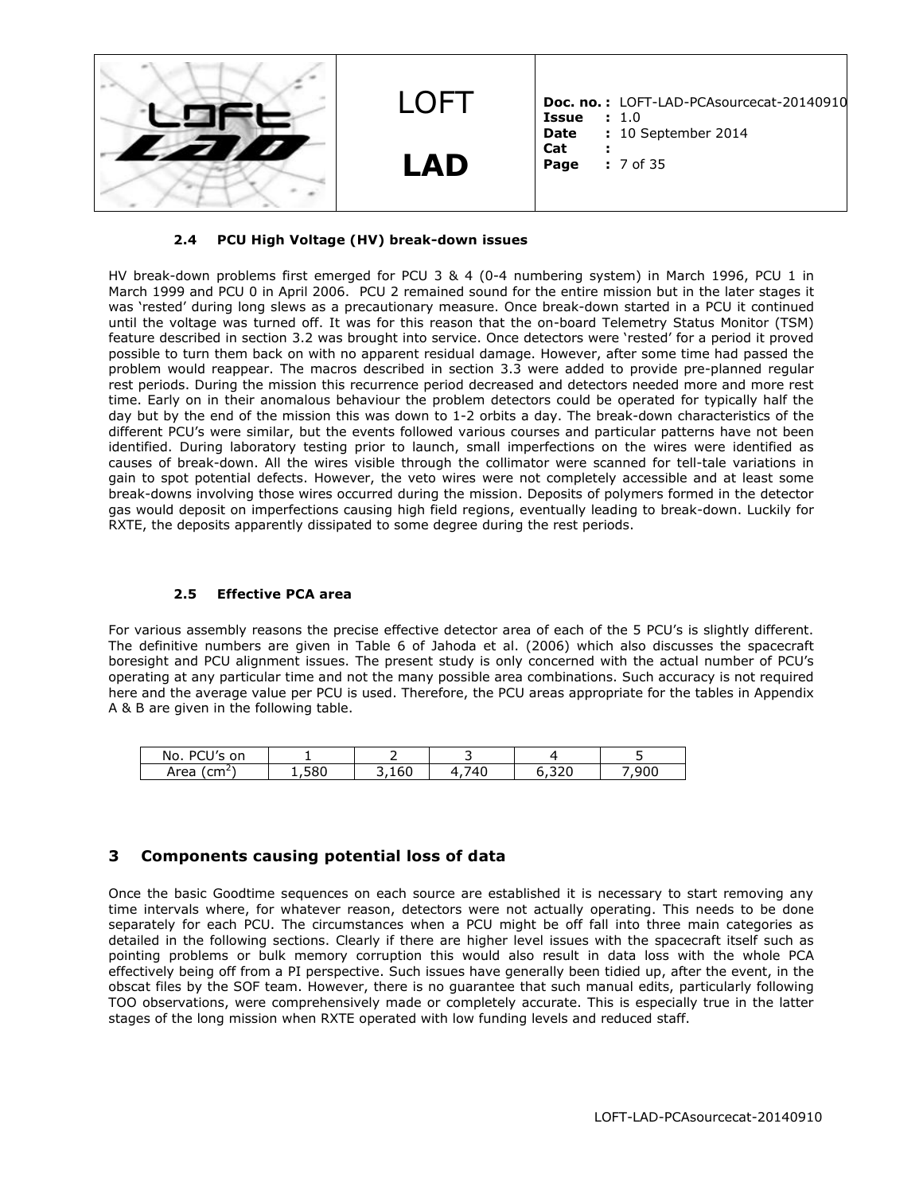### 2.4 PCU High Voltage (HV) break-down issues

HV break-down problems first emerged for PCU 3 & 4 (0-4 numbering system) in March 1996, PCU 1 in March 1999 and PCU 0 in April 2006. PCU 2 remained sound for the entire mission but in the later stages it was 'rested' during long slews as a precautionary measure. Once break-down started in a PCU it continued until the voltage was turned off. It was for this reason that the on-board Telemetry Status Monitor (TSM) feature described in section 3.2 was brought into service. Once detectors were 'rested' for a period it proved possible to turn them back on with no apparent residual damage. However, after some time had passed the problem would reappear. The macros described in section 3.3 were added to provide pre-planned regular rest periods. During the mission this recurrence period decreased and detectors needed more and more rest time. Early on in their anomalous behaviour the problem detectors could be operated for typically half the day but by the end of the mission this was down to 1-2 orbits a day. The break-down characteristics of the different PCU's were similar, but the events followed various courses and particular patterns have not been identified. During laboratory testing prior to launch, small imperfections on the wires were identified as causes of break-down. All the wires visible through the collimator were scanned for tell-tale variations in gain to spot potential defects. However, the veto wires were not completely accessible and at least some break-downs involving those wires occurred during the mission. Deposits of polymers formed in the detector gas would deposit on imperfections causing high field regions, eventually leading to break-down. Luckily for RXTE, the deposits apparently dissipated to some degree during the rest periods.

### 2.5 Effective PCA area

For various assembly reasons the precise effective detector area of each of the 5 PCU's is slightly different. The definitive numbers are given in Table 6 of Jahoda et al. (2006) which also discusses the spacecraft boresight and PCU alignment issues. The present study is only concerned with the actual number of PCU's operating at any particular time and not the many possible area combinations. Such accuracy is not required here and the average value per PCU is used. Therefore, the PCU areas appropriate for the tables in Appendix A & B are given in the following table.

| No. PCU's on | 1 | 2 | 3 | 4 | 5 |
|---|---|---|---|---|---|
| Area (cm$^2$) | 1,580 | 3,160 | 4,740 | 6,320 | 7,900 |

## 3 Components causing potential loss of data

Once the basic Goodtime sequences on each source are established it is necessary to start removing any time intervals where, for whatever reason, detectors were not actually operating. This needs to be done separately for each PCU. The circumstances when a PCU might be off fall into three main categories as detailed in the following sections. Clearly if there are higher level issues with the spacecraft itself such as pointing problems or bulk memory corruption this would also result in data loss with the whole PCA effectively being off from a PI perspective. Such issues have generally been tidied up, after the event, in the obscat files by the SOF team. However, there is no guarantee that such manual edits, particularly following TOO observations, were comprehensively made or completely accurate. This is especially true in the latter stages of the long mission when RXTE operated with low funding levels and reduced staff.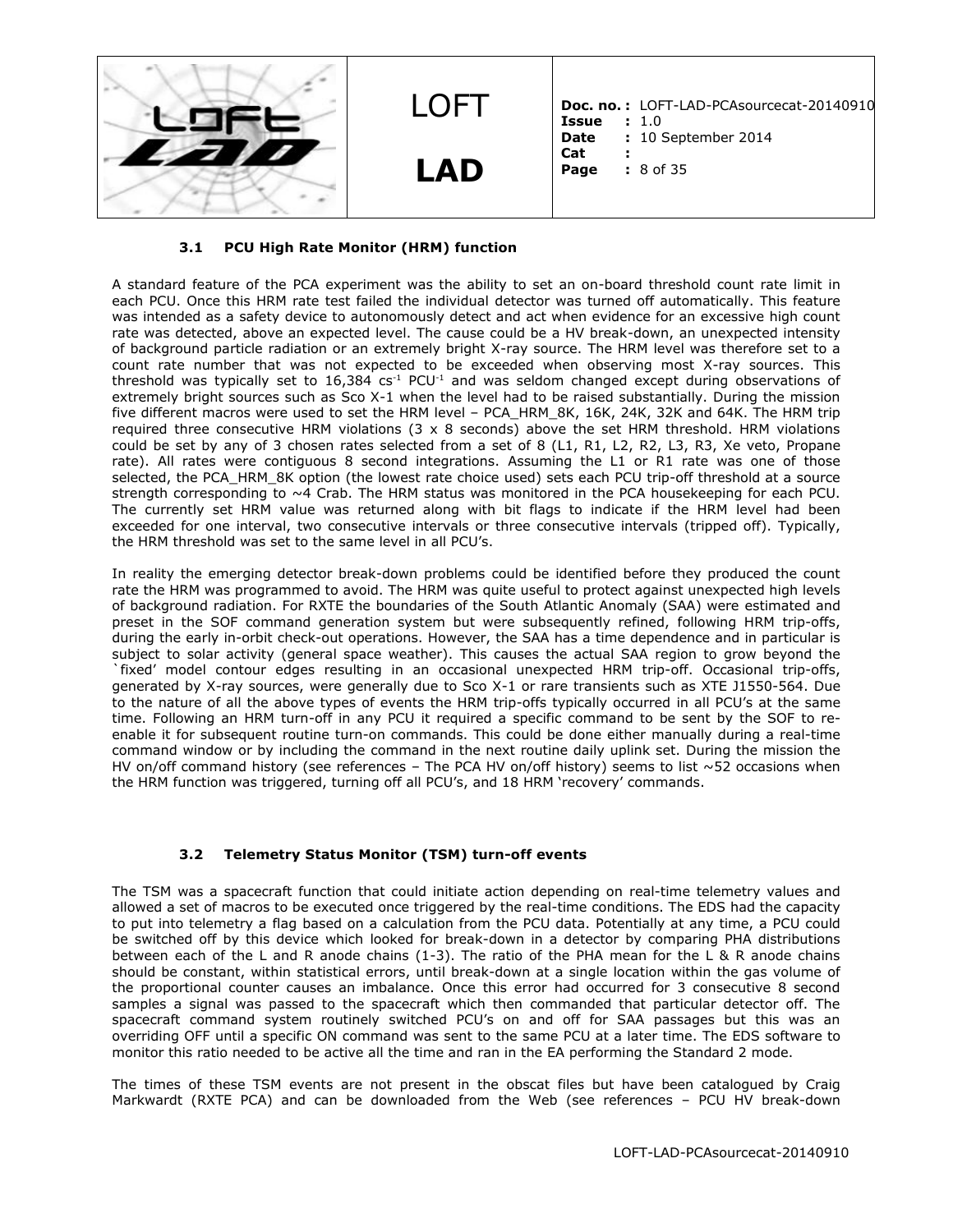### 3.1 PCU High Rate Monitor (HRM) function

A standard feature of the PCA experiment was the ability to set an on-board threshold count rate limit in each PCU. Once this HRM rate test failed the individual detector was turned off automatically. This feature was intended as a safety device to autonomously detect and act when evidence for an excessive high count rate was detected, above an expected level. The cause could be a HV break-down, an unexpected intensity of background particle radiation or an extremely bright X-ray source. The HRM level was therefore set to a count rate number that was not expected to be exceeded when observing most X-ray sources. This threshold was typically set to 16,384 $cs^{-1}$ $PCU^{-1}$ and was seldom changed except during observations of extremely bright sources such as Sco X-1 when the level had to be raised substantially. During the mission five different macros were used to set the HRM level – PCA_HRM_8K, 16K, 24K, 32K and 64K. The HRM trip required three consecutive HRM violations (3 x 8 seconds) above the set HRM threshold. HRM violations could be set by any of 3 chosen rates selected from a set of 8 (L1, R1, L2, R2, L3, R3, Xe veto, Propane rate). All rates were contiguous 8 second integrations. Assuming the L1 or R1 rate was one of those selected, the PCA_HRM_8K option (the lowest rate choice used) sets each PCU trip-off threshold at a source strength corresponding to ~4 Crab. The HRM status was monitored in the PCA housekeeping for each PCU. The currently set HRM value was returned along with bit flags to indicate if the HRM level had been exceeded for one interval, two consecutive intervals or three consecutive intervals (tripped off). Typically, the HRM threshold was set to the same level in all PCU's.

In reality the emerging detector break-down problems could be identified before they produced the count rate the HRM was programmed to avoid. The HRM was quite useful to protect against unexpected high levels of background radiation. For RXTE the boundaries of the South Atlantic Anomaly (SAA) were estimated and preset in the SOF command generation system but were subsequently refined, following HRM trip-offs, during the early in-orbit check-out operations. However, the SAA has a time dependence and in particular is subject to solar activity (general space weather). This causes the actual SAA region to grow beyond the `fixed' model contour edges resulting in an occasional unexpected HRM trip-off. Occasional trip-offs, generated by X-ray sources, were generally due to Sco X-1 or rare transients such as XTE J1550-564. Due to the nature of all the above types of events the HRM trip-offs typically occurred in all PCU's at the same time. Following an HRM turn-off in any PCU it required a specific command to be sent by the SOF to re-enable it for subsequent routine turn-on commands. This could be done either manually during a real-time command window or by including the command in the next routine daily uplink set. During the mission the HV on/off command history (see references – The PCA HV on/off history) seems to list ~52 occasions when the HRM function was triggered, turning off all PCU's, and 18 HRM 'recovery' commands.

### 3.2 Telemetry Status Monitor (TSM) turn-off events

The TSM was a spacecraft function that could initiate action depending on real-time telemetry values and allowed a set of macros to be executed once triggered by the real-time conditions. The EDS had the capacity to put into telemetry a flag based on a calculation from the PCU data. Potentially at any time, a PCU could be switched off by this device which looked for break-down in a detector by comparing PHA distributions between each of the L and R anode chains (1-3). The ratio of the PHA mean for the L & R anode chains should be constant, within statistical errors, until break-down at a single location within the gas volume of the proportional counter causes an imbalance. Once this error had occurred for 3 consecutive 8 second samples a signal was passed to the spacecraft which then commanded that particular detector off. The spacecraft command system routinely switched PCU's on and off for SAA passages but this was an overriding OFF until a specific ON command was sent to the same PCU at a later time. The EDS software to monitor this ratio needed to be active all the time and ran in the EA performing the Standard 2 mode.

The times of these TSM events are not present in the obscat files but have been catalogued by Craig Markwardt (RXTE PCA) and can be downloaded from the Web (see references – PCU HV break-down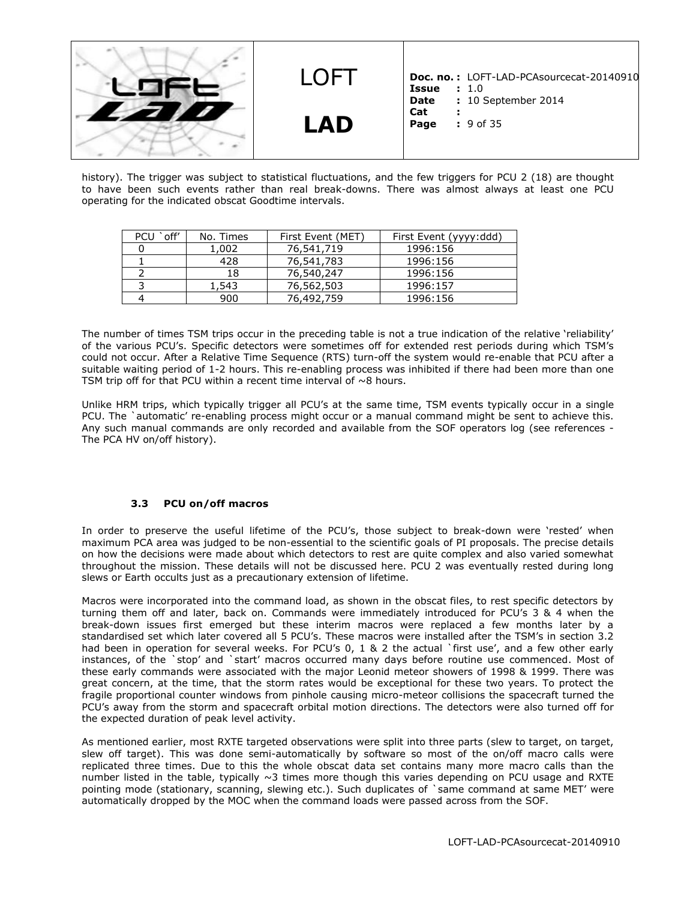history). The trigger was subject to statistical fluctuations, and the few triggers for PCU 2 (18) are thought to have been such events rather than real break-downs. There was almost always at least one PCU operating for the indicated obscat Goodtime intervals.

| PCU `off' | No. Times | First Event (MET) | First Event (yyyy:ddd) |
|---|---|---|---|
| 0 | 1,002 | 76,541,719 | 1996:156 |
| 1 | 428 | 76,541,783 | 1996:156 |
| 2 | 18 | 76,540,247 | 1996:156 |
| 3 | 1,543 | 76,562,503 | 1996:157 |
| 4 | 900 | 76,492,759 | 1996:156 |

The number of times TSM trips occur in the preceding table is not a true indication of the relative 'reliability' of the various PCU's. Specific detectors were sometimes off for extended rest periods during which TSM's could not occur. After a Relative Time Sequence (RTS) turn-off the system would re-enable that PCU after a suitable waiting period of 1-2 hours. This re-enabling process was inhibited if there had been more than one TSM trip off for that PCU within a recent time interval of ~8 hours.

Unlike HRM trips, which typically trigger all PCU's at the same time, TSM events typically occur in a single PCU. The `automatic' re-enabling process might occur or a manual command might be sent to achieve this. Any such manual commands are only recorded and available from the SOF operators log (see references - The PCA HV on/off history).

### 3.3 PCU on/off macros

In order to preserve the useful lifetime of the PCU's, those subject to break-down were 'rested' when maximum PCA area was judged to be non-essential to the scientific goals of PI proposals. The precise details on how the decisions were made about which detectors to rest are quite complex and also varied somewhat throughout the mission. These details will not be discussed here. PCU 2 was eventually rested during long slews or Earth occults just as a precautionary extension of lifetime.

Macros were incorporated into the command load, as shown in the obscat files, to rest specific detectors by turning them off and later, back on. Commands were immediately introduced for PCU's 3 & 4 when the break-down issues first emerged but these interim macros were replaced a few months later by a standardised set which later covered all 5 PCU's. These macros were installed after the TSM's in section 3.2 had been in operation for several weeks. For PCU's 0, 1 & 2 the actual `first use', and a few other early instances, of the `stop' and `start' macros occurred many days before routine use commenced. Most of these early commands were associated with the major Leonid meteor showers of 1998 & 1999. There was great concern, at the time, that the storm rates would be exceptional for these two years. To protect the fragile proportional counter windows from pinhole causing micro-meteor collisions the spacecraft turned the PCU's away from the storm and spacecraft orbital motion directions. The detectors were also turned off for the expected duration of peak level activity.

As mentioned earlier, most RXTE targeted observations were split into three parts (slew to target, on target, slew off target). This was done semi-automatically by software so most of the on/off macro calls were replicated three times. Due to this the whole obscat data set contains many more macro calls than the number listed in the table, typically ~3 times more though this varies depending on PCU usage and RXTE pointing mode (stationary, scanning, slewing etc.). Such duplicates of `same command at same MET' were automatically dropped by the MOC when the command loads were passed across from the SOF.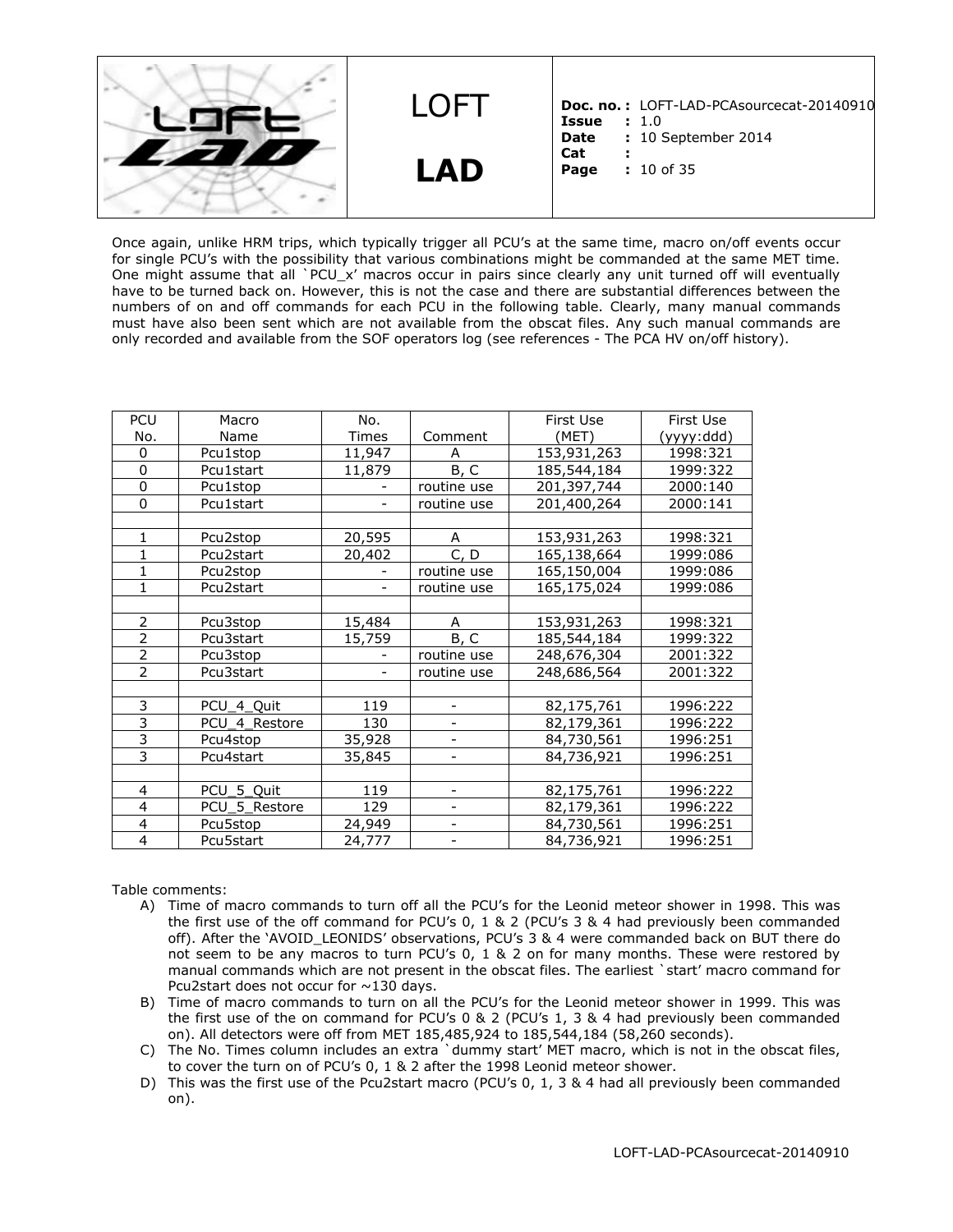Once again, unlike HRM trips, which typically trigger all PCU's at the same time, macro on/off events occur for single PCU's with the possibility that various combinations might be commanded at the same MET time. One might assume that all `PCU_x' macros occur in pairs since clearly any unit turned off will eventually have to be turned back on. However, this is not the case and there are substantial differences between the numbers of on and off commands for each PCU in the following table. Clearly, many manual commands must have also been sent which are not available from the obscat files. Any such manual commands are only recorded and available from the SOF operators log (see references - The PCA HV on/off history).

| PCU No. | Macro Name | No. Times | Comment | First Use (MET) | First Use (yyyy:ddd) |
|---|---|---|---|---|---|
| 0 | Pcu1stop | 11,947 | A | 153,931,263 | 1998:321 |
| 0 | Pcu1start | 11,879 | B, C | 185,544,184 | 1999:322 |
| 0 | Pcu1stop | - | routine use | 201,397,744 | 2000:140 |
| 0 | Pcu1start | - | routine use | 201,400,264 | 2000:141 |
| | | | | | |
| 1 | Pcu2stop | 20,595 | A | 153,931,263 | 1998:321 |
| 1 | Pcu2start | 20,402 | C, D | 165,138,664 | 1999:086 |
| 1 | Pcu2stop | - | routine use | 165,150,004 | 1999:086 |
| 1 | Pcu2start | - | routine use | 165,175,024 | 1999:086 |
| | | | | | |
| 2 | Pcu3stop | 15,484 | A | 153,931,263 | 1998:321 |
| 2 | Pcu3start | 15,759 | B, C | 185,544,184 | 1999:322 |
| 2 | Pcu3stop | - | routine use | 248,676,304 | 2001:322 |
| 2 | Pcu3start | - | routine use | 248,686,564 | 2001:322 |
| | | | | | |
| 3 | PCU_4_Quit | 119 | - | 82,175,761 | 1996:222 |
| 3 | PCU_4_Restore | 130 | - | 82,179,361 | 1996:222 |
| 3 | Pcu4stop | 35,928 | - | 84,730,561 | 1996:251 |
| 3 | Pcu4start | 35,845 | - | 84,736,921 | 1996:251 |
| | | | | | |
| 4 | PCU_5_Quit | 119 | - | 82,175,761 | 1996:222 |
| 4 | PCU_5_Restore | 129 | - | 82,179,361 | 1996:222 |
| 4 | Pcu5stop | 24,949 | - | 84,730,561 | 1996:251 |
| 4 | Pcu5start | 24,777 | - | 84,736,921 | 1996:251 |

Table comments:

A) Time of macro commands to turn off all the PCU's for the Leonid meteor shower in 1998. This was the first use of the off command for PCU's 0, 1 & 2 (PCU's 3 & 4 had previously been commanded off). After the 'AVOID_LEONIDS' observations, PCU's 3 & 4 were commanded back on BUT there do not seem to be any macros to turn PCU's 0, 1 & 2 on for many months. These were restored by manual commands which are not present in the obscat files. The earliest `start' macro command for Pcu2start does not occur for ~130 days.

B) Time of macro commands to turn on all the PCU's for the Leonid meteor shower in 1999. This was the first use of the on command for PCU's 0 & 2 (PCU's 1, 3 & 4 had previously been commanded on). All detectors were off from MET 185,485,924 to 185,544,184 (58,260 seconds).

C) The No. Times column includes an extra `dummy start' MET macro, which is not in the obscat files, to cover the turn on of PCU's 0, 1 & 2 after the 1998 Leonid meteor shower.

D) This was the first use of the Pcu2start macro (PCU's 0, 1, 3 & 4 had all previously been commanded on).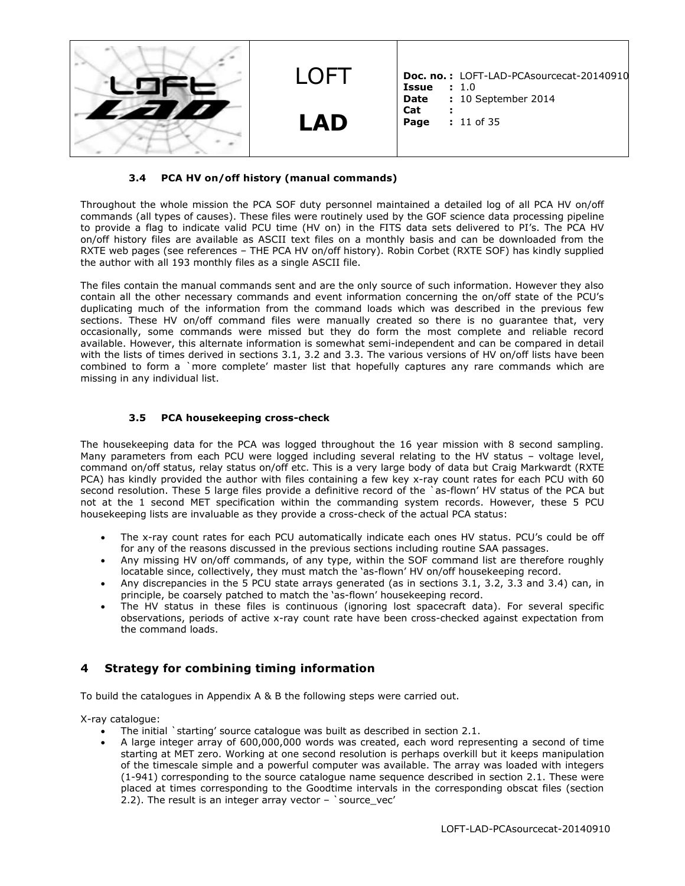### 3.4 PCA HV on/off history (manual commands)

Throughout the whole mission the PCA SOF duty personnel maintained a detailed log of all PCA HV on/off commands (all types of causes). These files were routinely used by the GOF science data processing pipeline to provide a flag to indicate valid PCU time (HV on) in the FITS data sets delivered to PI's. The PCA HV on/off history files are available as ASCII text files on a monthly basis and can be downloaded from the RXTE web pages (see references – THE PCA HV on/off history). Robin Corbet (RXTE SOF) has kindly supplied the author with all 193 monthly files as a single ASCII file.

The files contain the manual commands sent and are the only source of such information. However they also contain all the other necessary commands and event information concerning the on/off state of the PCU's duplicating much of the information from the command loads which was described in the previous few sections. These HV on/off command files were manually created so there is no guarantee that, very occasionally, some commands were missed but they do form the most complete and reliable record available. However, this alternate information is somewhat semi-independent and can be compared in detail with the lists of times derived in sections 3.1, 3.2 and 3.3. The various versions of HV on/off lists have been combined to form a `more complete' master list that hopefully captures any rare commands which are missing in any individual list.

### 3.5 PCA housekeeping cross-check

The housekeeping data for the PCA was logged throughout the 16 year mission with 8 second sampling. Many parameters from each PCU were logged including several relating to the HV status – voltage level, command on/off status, relay status on/off etc. This is a very large body of data but Craig Markwardt (RXTE PCA) has kindly provided the author with files containing a few key x-ray count rates for each PCU with 60 second resolution. These 5 large files provide a definitive record of the `as-flown' HV status of the PCA but not at the 1 second MET specification within the commanding system records. However, these 5 PCU housekeeping lists are invaluable as they provide a cross-check of the actual PCA status:

- The x-ray count rates for each PCU automatically indicate each ones HV status. PCU's could be off for any of the reasons discussed in the previous sections including routine SAA passages.
- Any missing HV on/off commands, of any type, within the SOF command list are therefore roughly locatable since, collectively, they must match the 'as-flown' HV on/off housekeeping record.
- Any discrepancies in the 5 PCU state arrays generated (as in sections 3.1, 3.2, 3.3 and 3.4) can, in principle, be coarsely patched to match the 'as-flown' housekeeping record.
- The HV status in these files is continuous (ignoring lost spacecraft data). For several specific observations, periods of active x-ray count rate have been cross-checked against expectation from the command loads.

## 4 Strategy for combining timing information

To build the catalogues in Appendix A & B the following steps were carried out.

X-ray catalogue:

- The initial `starting' source catalogue was built as described in section 2.1.
- A large integer array of 600,000,000 words was created, each word representing a second of time starting at MET zero. Working at one second resolution is perhaps overkill but it keeps manipulation of the timescale simple and a powerful computer was available. The array was loaded with integers (1-941) corresponding to the source catalogue name sequence described in section 2.1. These were placed at times corresponding to the Goodtime intervals in the corresponding obscat files (section 2.2). The result is an integer array vector – `source_vec'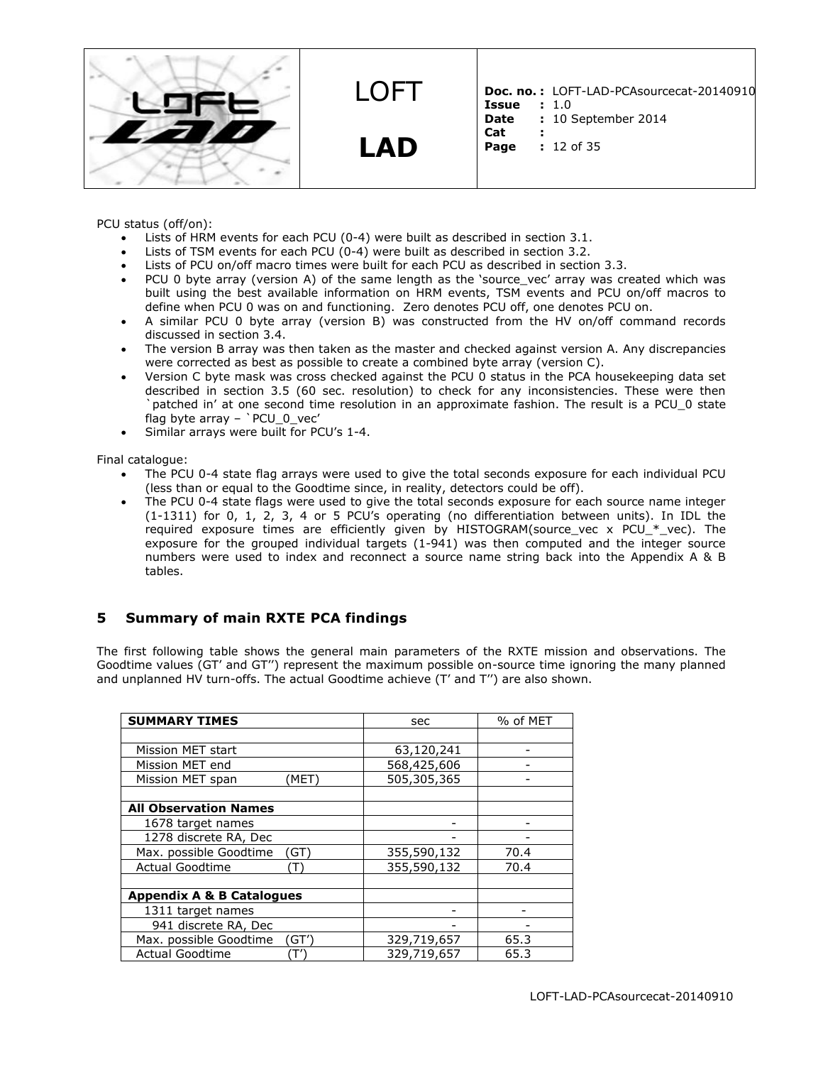PCU status (off/on):

- Lists of HRM events for each PCU (0-4) were built as described in section 3.1.
- Lists of TSM events for each PCU (0-4) were built as described in section 3.2.
- Lists of PCU on/off macro times were built for each PCU as described in section 3.3.
- PCU 0 byte array (version A) of the same length as the 'source_vec' array was created which was built using the best available information on HRM events, TSM events and PCU on/off macros to define when PCU 0 was on and functioning. Zero denotes PCU off, one denotes PCU on.
- A similar PCU 0 byte array (version B) was constructed from the HV on/off command records discussed in section 3.4.
- The version B array was then taken as the master and checked against version A. Any discrepancies were corrected as best as possible to create a combined byte array (version C).
- Version C byte mask was cross checked against the PCU 0 status in the PCA housekeeping data set described in section 3.5 (60 sec. resolution) to check for any inconsistencies. These were then `patched in' at one second time resolution in an approximate fashion. The result is a PCU_0 state flag byte array – `PCU_0_vec'
- Similar arrays were built for PCU's 1-4.

Final catalogue:

- The PCU 0-4 state flag arrays were used to give the total seconds exposure for each individual PCU (less than or equal to the Goodtime since, in reality, detectors could be off).
- The PCU 0-4 state flags were used to give the total seconds exposure for each source name integer (1-1311) for 0, 1, 2, 3, 4 or 5 PCU's operating (no differentiation between units). In IDL the required exposure times are efficiently given by HISTOGRAM(source_vec x PCU_*_vec). The exposure for the grouped individual targets (1-941) was then computed and the integer source numbers were used to index and reconnect a source name string back into the Appendix A & B tables.

## 5 Summary of main RXTE PCA findings

The first following table shows the general main parameters of the RXTE mission and observations. The Goodtime values (GT' and GT'') represent the maximum possible on-source time ignoring the many planned and unplanned HV turn-offs. The actual Goodtime achieve (T' and T'') are also shown.

| **SUMMARY TIMES** | sec | % of MET |
|---|---|---|
| | | |
| Mission MET start | 63,120,241 | - |
| Mission MET end | 568,425,606 | - |
| Mission MET span (MET) | 505,305,365 | - |
| | | |
| **All Observation Names** | | |
| 1678 target names | - | - |
| 1278 discrete RA, Dec | - | - |
| Max. possible Goodtime (GT) | 355,590,132 | 70.4 |
| Actual Goodtime (T) | 355,590,132 | 70.4 |
| | | |
| **Appendix A & B Catalogues** | | |
| 1311 target names | - | - |
| 941 discrete RA, Dec | - | - |
| Max. possible Goodtime (GT') | 329,719,657 | 65.3 |
| Actual Goodtime (T') | 329,719,657 | 65.3 |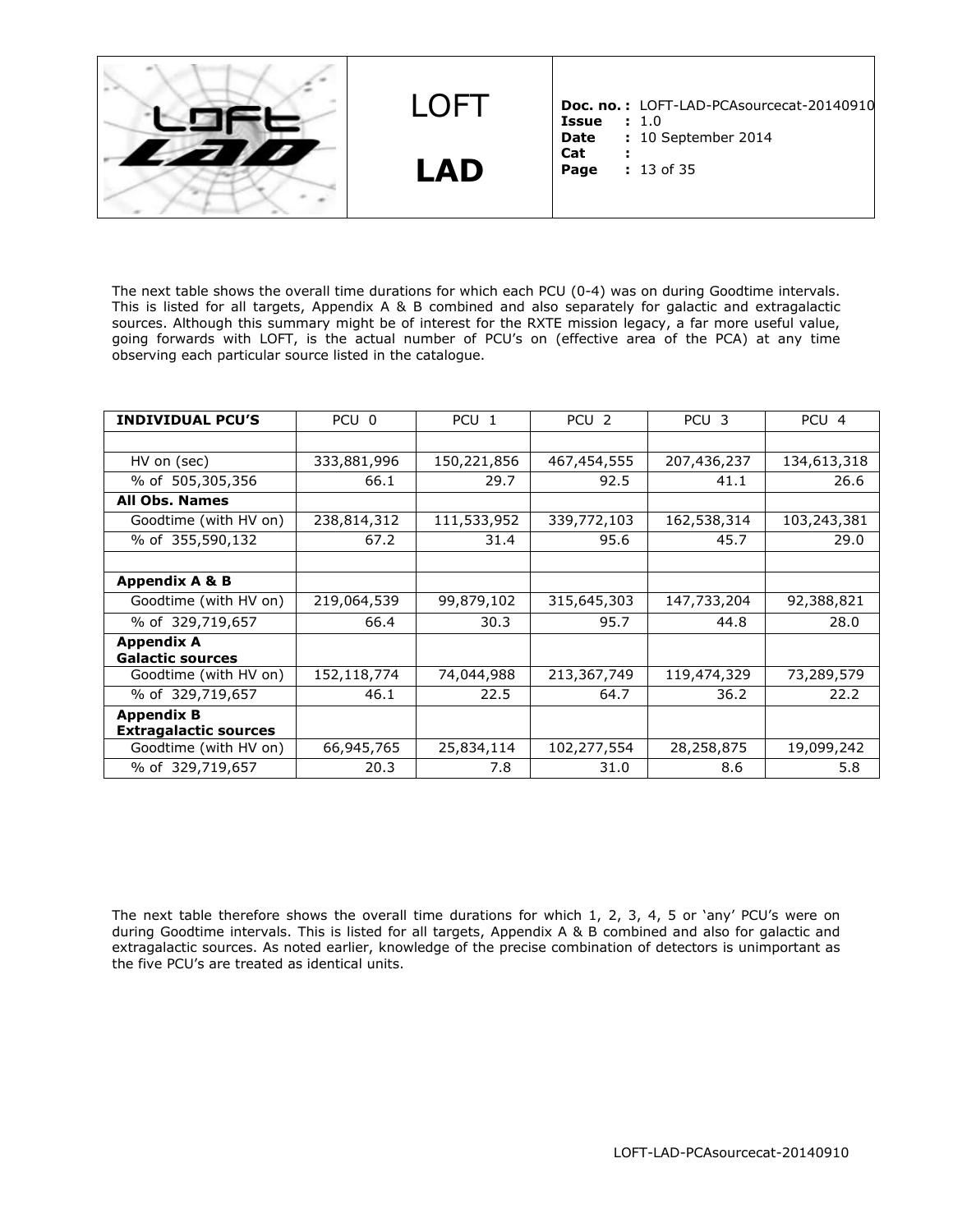The next table shows the overall time durations for which each PCU (0-4) was on during Goodtime intervals. This is listed for all targets, Appendix A & B combined and also separately for galactic and extragalactic sources. Although this summary might be of interest for the RXTE mission legacy, a far more useful value, going forwards with LOFT, is the actual number of PCU's on (effective area of the PCA) at any time observing each particular source listed in the catalogue.

| **INDIVIDUAL PCU'S** | PCU 0 | PCU 1 | PCU 2 | PCU 3 | PCU 4 |
|---|---|---|---|---|---|
| | | | | | |
| HV on (sec) | 333,881,996 | 150,221,856 | 467,454,555 | 207,436,237 | 134,613,318 |
| % of 505,305,356 | 66.1 | 29.7 | 92.5 | 41.1 | 26.6 |
| **All Obs. Names** | | | | | |
| Goodtime (with HV on) | 238,814,312 | 111,533,952 | 339,772,103 | 162,538,314 | 103,243,381 |
| % of 355,590,132 | 67.2 | 31.4 | 95.6 | 45.7 | 29.0 |
| | | | | | |
| **Appendix A & B** | | | | | |
| Goodtime (with HV on) | 219,064,539 | 99,879,102 | 315,645,303 | 147,733,204 | 92,388,821 |
| % of 329,719,657 | 66.4 | 30.3 | 95.7 | 44.8 | 28.0 |
| **Appendix A Galactic sources** | | | | | |
| Goodtime (with HV on) | 152,118,774 | 74,044,988 | 213,367,749 | 119,474,329 | 73,289,579 |
| % of 329,719,657 | 46.1 | 22.5 | 64.7 | 36.2 | 22.2 |
| **Appendix B Extragalactic sources** | | | | | |
| Goodtime (with HV on) | 66,945,765 | 25,834,114 | 102,277,554 | 28,258,875 | 19,099,242 |
| % of 329,719,657 | 20.3 | 7.8 | 31.0 | 8.6 | 5.8 |

The next table therefore shows the overall time durations for which 1, 2, 3, 4, 5 or 'any' PCU's were on during Goodtime intervals. This is listed for all targets, Appendix A & B combined and also for galactic and extragalactic sources. As noted earlier, knowledge of the precise combination of detectors is unimportant as the five PCU's are treated as identical units.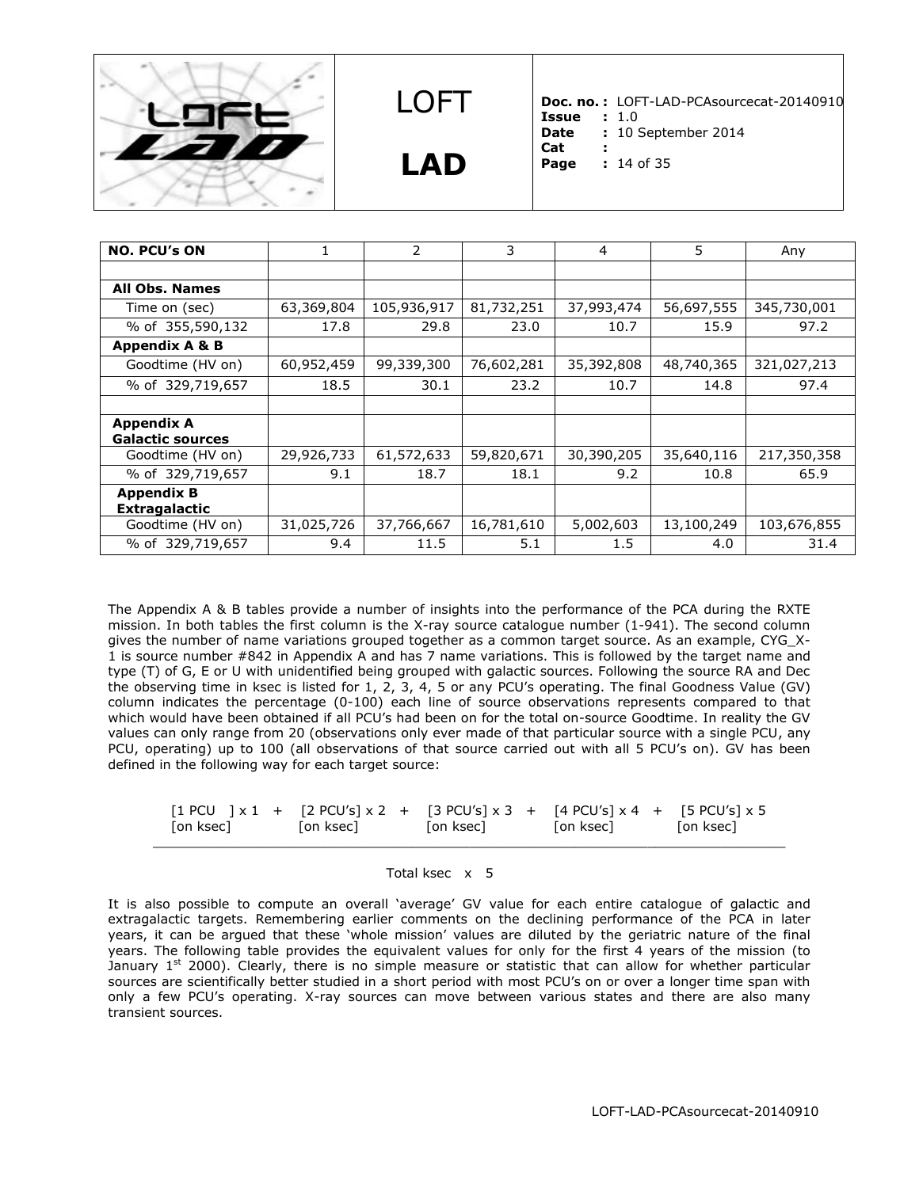| NO. PCU's ON | 1 | 2 | 3 | 4 | 5 | Any |
|---|---|---|---|---|---|---|
| | | | | | | |
| **All Obs. Names** | | | | | | |
| Time on (sec) | 63,369,804 | 105,936,917 | 81,732,251 | 37,993,474 | 56,697,555 | 345,730,001 |
| % of 355,590,132 | 17.8 | 29.8 | 23.0 | 10.7 | 15.9 | 97.2 |
| **Appendix A & B** | | | | | | |
| Goodtime (HV on) | 60,952,459 | 99,339,300 | 76,602,281 | 35,392,808 | 48,740,365 | 321,027,213 |
| % of 329,719,657 | 18.5 | 30.1 | 23.2 | 10.7 | 14.8 | 97.4 |
| | | | | | | |
| **Appendix A Galactic sources** | | | | | | |
| Goodtime (HV on) | 29,926,733 | 61,572,633 | 59,820,671 | 30,390,205 | 35,640,116 | 217,350,358 |
| % of 329,719,657 | 9.1 | 18.7 | 18.1 | 9.2 | 10.8 | 65.9 |
| **Appendix B Extragalactic** | | | | | | |
| Goodtime (HV on) | 31,025,726 | 37,766,667 | 16,781,610 | 5,002,603 | 13,100,249 | 103,676,855 |
| % of 329,719,657 | 9.4 | 11.5 | 5.1 | 1.5 | 4.0 | 31.4 |

The Appendix A & B tables provide a number of insights into the performance of the PCA during the RXTE mission. In both tables the first column is the X-ray source catalogue number (1-941). The second column gives the number of name variations grouped together as a common target source. As an example, CYG_X-1 is source number #842 in Appendix A and has 7 name variations. This is followed by the target name and type (T) of G, E or U with unidentified being grouped with galactic sources. Following the source RA and Dec the observing time in ksec is listed for 1, 2, 3, 4, 5 or any PCU's operating. The final Goodness Value (GV) column indicates the percentage (0-100) each line of source observations represents compared to that which would have been obtained if all PCU's had been on for the total on-source Goodtime. In reality the GV values can only range from 20 (observations only ever made of that particular source with a single PCU, any PCU, operating) up to 100 (all observations of that source carried out with all 5 PCU's on). GV has been defined in the following way for each target source:

$$\frac{[\text{1 PCU on ksec}] \times 1 + [\text{2 PCU's on ksec}] \times 2 + [\text{3 PCU's on ksec}] \times 3 + [\text{4 PCU's on ksec}] \times 4 + [\text{5 PCU's on ksec}] \times 5}{\text{Total ksec} \times 5}$$

It is also possible to compute an overall 'average' GV value for each entire catalogue of galactic and extragalactic targets. Remembering earlier comments on the declining performance of the PCA in later years, it can be argued that these 'whole mission' values are diluted by the geriatric nature of the final years. The following table provides the equivalent values for only for the first 4 years of the mission (to January 1st 2000). Clearly, there is no simple measure or statistic that can allow for whether particular sources are scientifically better studied in a short period with most PCU's on or over a longer time span with only a few PCU's operating. X-ray sources can move between various states and there are also many transient sources.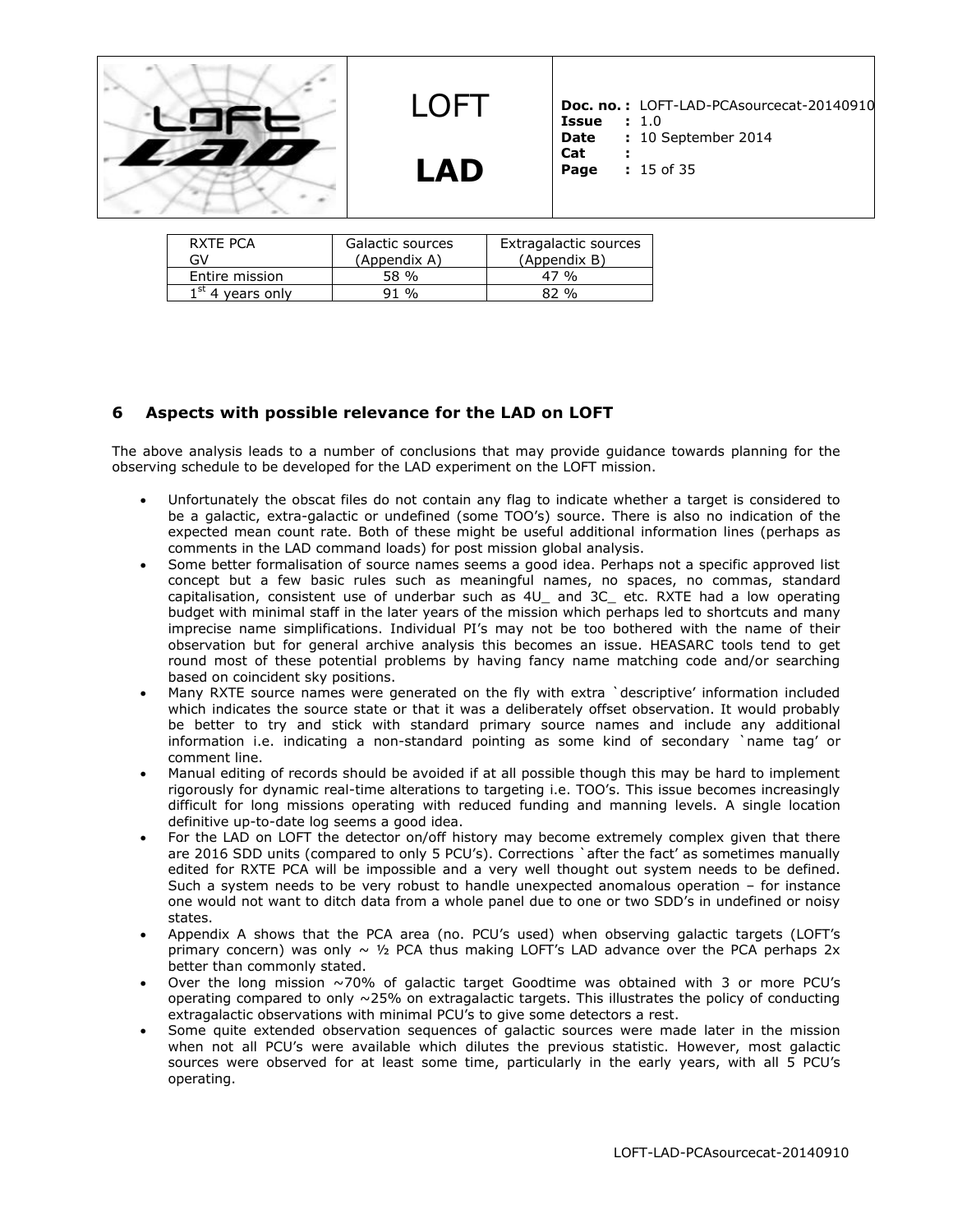| RXTE PCA GV | Galactic sources (Appendix A) | Extragalactic sources (Appendix B) |
|---|---|---|
| Entire mission | 58 % | 47 % |
| 1st 4 years only | 91 % | 82 % |

## 6 Aspects with possible relevance for the LAD on LOFT

The above analysis leads to a number of conclusions that may provide guidance towards planning for the observing schedule to be developed for the LAD experiment on the LOFT mission.

- Unfortunately the obscat files do not contain any flag to indicate whether a target is considered to be a galactic, extra-galactic or undefined (some TOO's) source. There is also no indication of the expected mean count rate. Both of these might be useful additional information lines (perhaps as comments in the LAD command loads) for post mission global analysis.
- Some better formalisation of source names seems a good idea. Perhaps not a specific approved list concept but a few basic rules such as meaningful names, no spaces, no commas, standard capitalisation, consistent use of underbar such as 4U_ and 3C_ etc. RXTE had a low operating budget with minimal staff in the later years of the mission which perhaps led to shortcuts and many imprecise name simplifications. Individual PI's may not be too bothered with the name of their observation but for general archive analysis this becomes an issue. HEASARC tools tend to get round most of these potential problems by having fancy name matching code and/or searching based on coincident sky positions.
- Many RXTE source names were generated on the fly with extra `descriptive' information included which indicates the source state or that it was a deliberately offset observation. It would probably be better to try and stick with standard primary source names and include any additional information i.e. indicating a non-standard pointing as some kind of secondary `name tag' or comment line.
- Manual editing of records should be avoided if at all possible though this may be hard to implement rigorously for dynamic real-time alterations to targeting i.e. TOO's. This issue becomes increasingly difficult for long missions operating with reduced funding and manning levels. A single location definitive up-to-date log seems a good idea.
- For the LAD on LOFT the detector on/off history may become extremely complex given that there are 2016 SDD units (compared to only 5 PCU's). Corrections `after the fact' as sometimes manually edited for RXTE PCA will be impossible and a very well thought out system needs to be defined. Such a system needs to be very robust to handle unexpected anomalous operation – for instance one would not want to ditch data from a whole panel due to one or two SDD's in undefined or noisy states.
- Appendix A shows that the PCA area (no. PCU's used) when observing galactic targets (LOFT's primary concern) was only ~ ½ PCA thus making LOFT's LAD advance over the PCA perhaps 2x better than commonly stated.
- Over the long mission ~70% of galactic target Goodtime was obtained with 3 or more PCU's operating compared to only ~25% on extragalactic targets. This illustrates the policy of conducting extragalactic observations with minimal PCU's to give some detectors a rest.
- Some quite extended observation sequences of galactic sources were made later in the mission when not all PCU's were available which dilutes the previous statistic. However, most galactic sources were observed for at least some time, particularly in the early years, with all 5 PCU's operating.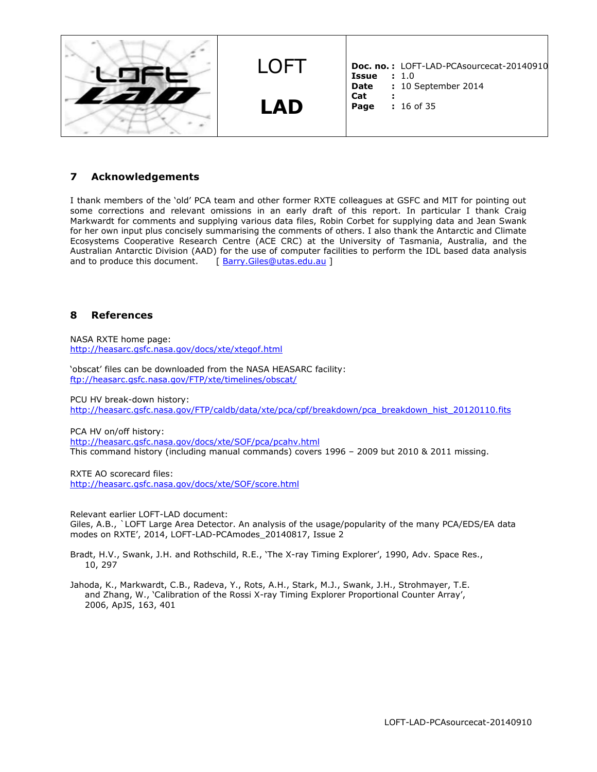## 7 Acknowledgements

I thank members of the 'old' PCA team and other former RXTE colleagues at GSFC and MIT for pointing out some corrections and relevant omissions in an early draft of this report. In particular I thank Craig Markwardt for comments and supplying various data files, Robin Corbet for supplying data and Jean Swank for her own input plus concisely summarising the comments of others. I also thank the Antarctic and Climate Ecosystems Cooperative Research Centre (ACE CRC) at the University of Tasmania, Australia, and the Australian Antarctic Division (AAD) for the use of computer facilities to perform the IDL based data analysis and to produce this document. [ Barry.Giles@utas.edu.au ]

## 8 References

NASA RXTE home page:
http://heasarc.gsfc.nasa.gov/docs/xte/xtegof.html

'obscat' files can be downloaded from the NASA HEASARC facility:
ftp://heasarc.gsfc.nasa.gov/FTP/xte/timelines/obscat/

PCU HV break-down history:
http://heasarc.gsfc.nasa.gov/FTP/caldb/data/xte/pca/cpf/breakdown/pca_breakdown_hist_20120110.fits

PCA HV on/off history:
http://heasarc.gsfc.nasa.gov/docs/xte/SOF/pca/pcahv.html
This command history (including manual commands) covers 1996 – 2009 but 2010 & 2011 missing.

RXTE AO scorecard files:
http://heasarc.gsfc.nasa.gov/docs/xte/SOF/score.html

Relevant earlier LOFT-LAD document:
Giles, A.B., `LOFT Large Area Detector. An analysis of the usage/popularity of the many PCA/EDS/EA data modes on RXTE', 2014, LOFT-LAD-PCAmodes_20140817, Issue 2

Bradt, H.V., Swank, J.H. and Rothschild, R.E., 'The X-ray Timing Explorer', 1990, Adv. Space Res., 10, 297

Jahoda, K., Markwardt, C.B., Radeva, Y., Rots, A.H., Stark, M.J., Swank, J.H., Strohmayer, T.E. and Zhang, W., 'Calibration of the Rossi X-ray Timing Explorer Proportional Counter Array', 2006, ApJS, 163, 401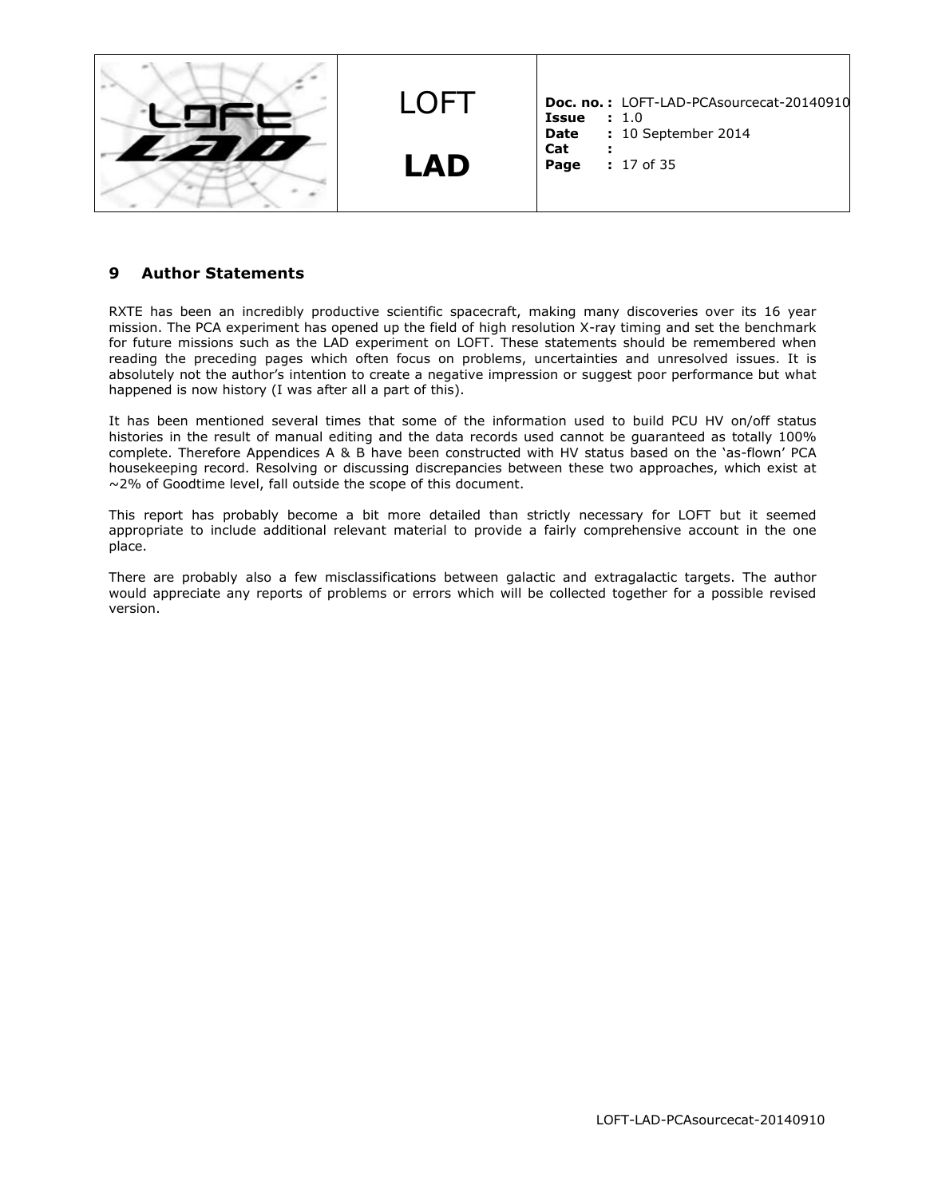## 9 Author Statements

RXTE has been an incredibly productive scientific spacecraft, making many discoveries over its 16 year mission. The PCA experiment has opened up the field of high resolution X-ray timing and set the benchmark for future missions such as the LAD experiment on LOFT. These statements should be remembered when reading the preceding pages which often focus on problems, uncertainties and unresolved issues. It is absolutely not the author's intention to create a negative impression or suggest poor performance but what happened is now history (I was after all a part of this).

It has been mentioned several times that some of the information used to build PCU HV on/off status histories in the result of manual editing and the data records used cannot be guaranteed as totally 100% complete. Therefore Appendices A & B have been constructed with HV status based on the 'as-flown' PCA housekeeping record. Resolving or discussing discrepancies between these two approaches, which exist at ~2% of Goodtime level, fall outside the scope of this document.

This report has probably become a bit more detailed than strictly necessary for LOFT but it seemed appropriate to include additional relevant material to provide a fairly comprehensive account in the one place.

There are probably also a few misclassifications between galactic and extragalactic targets. The author would appreciate any reports of problems or errors which will be collected together for a possible revised version.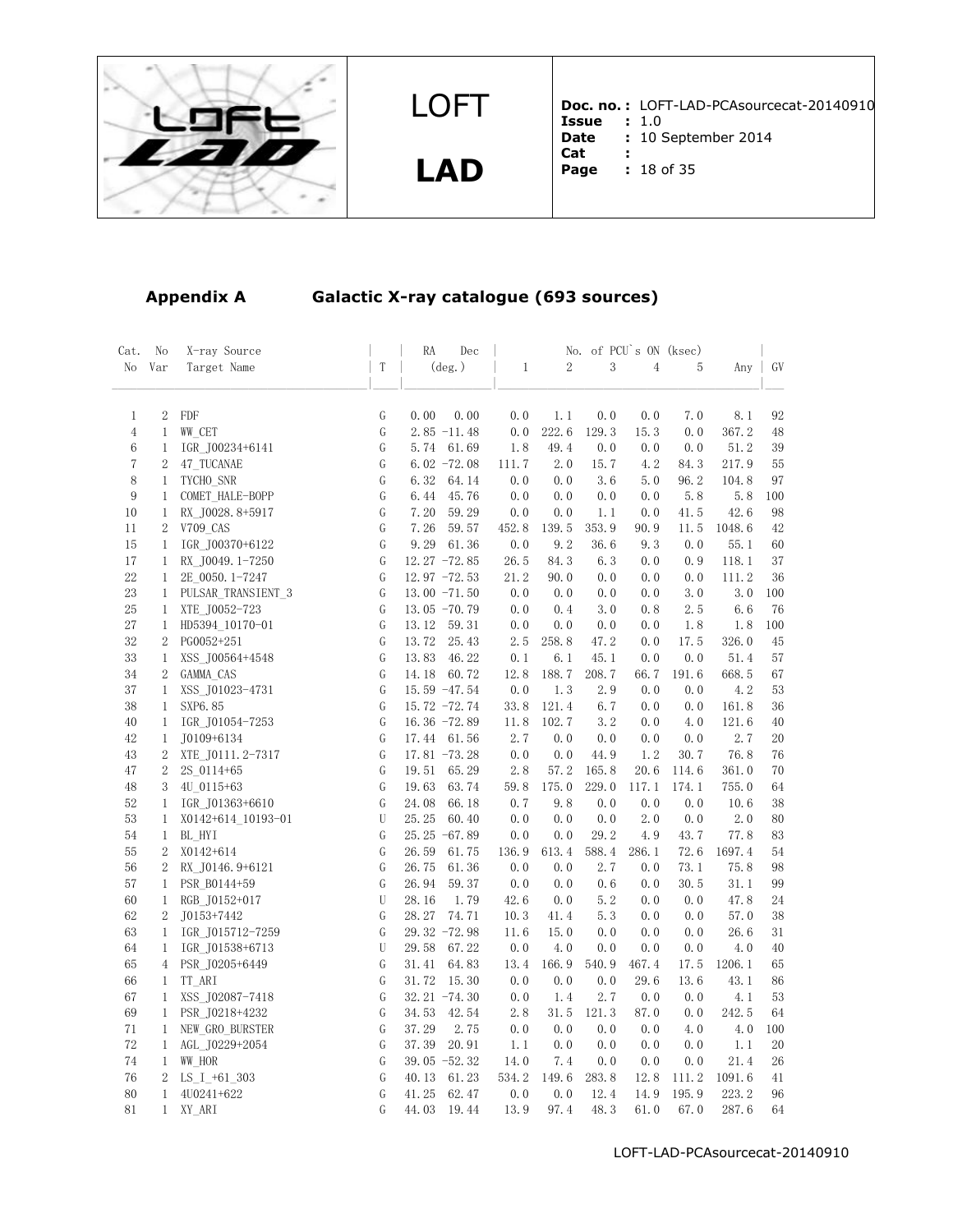## Appendix A Galactic X-ray catalogue (693 sources)

| Cat. No | No Var | X-ray Source Target Name | T | RA (deg.) | Dec (deg.) | No. of PCU`s ON (ksec) 1 | 2 | 3 | 4 | 5 | Any | GV |
|---|---|---|---|---|---|---|---|---|---|---|---|---|
| 1 | 2 | FDF | G | 0.00 | 0.00 | 0.0 | 1.1 | 0.0 | 0.0 | 7.0 | 8.1 | 92 |
| 4 | 1 | WW_CET | G | 2.85 | -11.48 | 0.0 | 222.6 | 129.3 | 15.3 | 0.0 | 367.2 | 48 |
| 6 | 1 | IGR_J00234+6141 | G | 5.74 | 61.69 | 1.8 | 49.4 | 0.0 | 0.0 | 0.0 | 51.2 | 39 |
| 7 | 2 | 47_TUCANAE | G | 6.02 | -72.08 | 111.7 | 2.0 | 15.7 | 4.2 | 84.3 | 217.9 | 55 |
| 8 | 1 | TYCHO_SNR | G | 6.32 | 64.14 | 0.0 | 0.0 | 3.6 | 5.0 | 96.2 | 104.8 | 97 |
| 9 | 1 | COMET_HALE-BOPP | G | 6.44 | 45.76 | 0.0 | 0.0 | 0.0 | 0.0 | 5.8 | 5.8 | 100 |
| 10 | 1 | RX_J0028.8+5917 | G | 7.20 | 59.29 | 0.0 | 0.0 | 1.1 | 0.0 | 41.5 | 42.6 | 98 |
| 11 | 2 | V709_CAS | G | 7.26 | 59.57 | 452.8 | 139.5 | 353.9 | 90.9 | 11.5 | 1048.6 | 42 |
| 15 | 1 | IGR_J00370+6122 | G | 9.29 | 61.36 | 0.0 | 9.2 | 36.6 | 9.3 | 0.0 | 55.1 | 60 |
| 17 | 1 | RX_J0049.1-7250 | G | 12.27 | -72.85 | 26.5 | 84.3 | 6.3 | 0.0 | 0.9 | 118.1 | 37 |
| 22 | 1 | 2E_0050.1-7247 | G | 12.97 | -72.53 | 21.2 | 90.0 | 0.0 | 0.0 | 0.0 | 111.2 | 36 |
| 23 | 1 | PULSAR_TRANSIENT_3 | G | 13.00 | -71.50 | 0.0 | 0.0 | 0.0 | 0.0 | 3.0 | 3.0 | 100 |
| 25 | 1 | XTE_J0052-723 | G | 13.05 | -70.79 | 0.0 | 0.4 | 3.0 | 0.8 | 2.5 | 6.6 | 76 |
| 27 | 1 | HD5394_10170-01 | G | 13.12 | 59.31 | 0.0 | 0.0 | 0.0 | 0.0 | 1.8 | 1.8 | 100 |
| 32 | 2 | PG0052+251 | G | 13.72 | 25.43 | 2.5 | 258.8 | 47.2 | 0.0 | 17.5 | 326.0 | 45 |
| 33 | 1 | XSS_J00564+4548 | G | 13.83 | 46.22 | 0.1 | 6.1 | 45.1 | 0.0 | 0.0 | 51.4 | 57 |
| 34 | 2 | GAMMA_CAS | G | 14.18 | 60.72 | 12.8 | 188.7 | 208.7 | 66.7 | 191.6 | 668.5 | 67 |
| 37 | 1 | XSS_J01023-4731 | G | 15.59 | -47.54 | 0.0 | 1.3 | 2.9 | 0.0 | 0.0 | 4.2 | 53 |
| 38 | 1 | SXP6.85 | G | 15.72 | -72.74 | 33.8 | 121.4 | 6.7 | 0.0 | 0.0 | 161.8 | 36 |
| 40 | 1 | IGR_J01054-7253 | G | 16.36 | -72.89 | 11.8 | 102.7 | 3.2 | 0.0 | 4.0 | 121.6 | 40 |
| 42 | 1 | J0109+6134 | G | 17.44 | 61.56 | 2.7 | 0.0 | 0.0 | 0.0 | 0.0 | 2.7 | 20 |
| 43 | 2 | XTE_J0111.2-7317 | G | 17.81 | -73.28 | 0.0 | 0.0 | 44.9 | 1.2 | 30.7 | 76.8 | 76 |
| 47 | 2 | 2S_0114+65 | G | 19.51 | 65.29 | 2.8 | 57.2 | 165.8 | 20.6 | 114.6 | 361.0 | 70 |
| 48 | 3 | 4U_0115+63 | G | 19.63 | 63.74 | 59.8 | 175.0 | 229.0 | 117.1 | 174.1 | 755.0 | 64 |
| 52 | 1 | IGR_J01363+6610 | G | 24.08 | 66.18 | 0.7 | 9.8 | 0.0 | 0.0 | 0.0 | 10.6 | 38 |
| 53 | 1 | X0142+614_10193-01 | U | 25.25 | 60.40 | 0.0 | 0.0 | 0.0 | 2.0 | 0.0 | 2.0 | 80 |
| 54 | 1 | BL_HYI | G | 25.25 | -67.89 | 0.0 | 0.0 | 29.2 | 4.9 | 43.7 | 77.8 | 83 |
| 55 | 2 | X0142+614 | G | 26.59 | 61.75 | 136.9 | 613.4 | 588.4 | 286.1 | 72.6 | 1697.4 | 54 |
| 56 | 2 | RX_J0146.9+6121 | G | 26.75 | 61.36 | 0.0 | 0.0 | 2.7 | 0.0 | 73.1 | 75.8 | 98 |
| 57 | 1 | PSR_B0144+59 | G | 26.94 | 59.37 | 0.0 | 0.0 | 0.6 | 0.0 | 30.5 | 31.1 | 99 |
| 60 | 1 | RGB_J0152+017 | U | 28.16 | 1.79 | 42.6 | 0.0 | 5.2 | 0.0 | 0.0 | 47.8 | 24 |
| 62 | 2 | J0153+7442 | G | 28.27 | 74.71 | 10.3 | 41.4 | 5.3 | 0.0 | 0.0 | 57.0 | 38 |
| 63 | 1 | IGR_J015712-7259 | G | 29.32 | -72.98 | 11.6 | 15.0 | 0.0 | 0.0 | 0.0 | 26.6 | 31 |
| 64 | 1 | IGR_J01538+6713 | U | 29.58 | 67.22 | 0.0 | 4.0 | 0.0 | 0.0 | 0.0 | 4.0 | 40 |
| 65 | 4 | PSR_J0205+6449 | G | 31.41 | 64.83 | 13.4 | 166.9 | 540.9 | 467.4 | 17.5 | 1206.1 | 65 |
| 66 | 1 | TT_ARI | G | 31.72 | 15.30 | 0.0 | 0.0 | 0.0 | 29.6 | 13.6 | 43.1 | 86 |
| 67 | 1 | XSS_J02087-7418 | G | 32.21 | -74.30 | 0.0 | 1.4 | 2.7 | 0.0 | 0.0 | 4.1 | 53 |
| 69 | 1 | PSR_J0218+4232 | G | 34.53 | 42.54 | 2.8 | 31.5 | 121.3 | 87.0 | 0.0 | 242.5 | 64 |
| 71 | 1 | NEW_GRO_BURSTER | G | 37.29 | 2.75 | 0.0 | 0.0 | 0.0 | 0.0 | 4.0 | 4.0 | 100 |
| 72 | 1 | AGL_J0229+2054 | G | 37.39 | 20.91 | 1.1 | 0.0 | 0.0 | 0.0 | 0.0 | 1.1 | 20 |
| 74 | 1 | WW_HOR | G | 39.05 | -52.32 | 14.0 | 7.4 | 0.0 | 0.0 | 0.0 | 21.4 | 26 |
| 76 | 2 | LS_I_+61_303 | G | 40.13 | 61.23 | 534.2 | 149.6 | 283.8 | 12.8 | 111.2 | 1091.6 | 41 |
| 80 | 1 | 4U0241+622 | G | 41.25 | 62.47 | 0.0 | 0.0 | 12.4 | 14.9 | 195.9 | 223.2 | 96 |
| 81 | 1 | XY_ARI | G | 44.03 | 19.44 | 13.9 | 97.4 | 48.3 | 61.0 | 67.0 | 287.6 | 64 |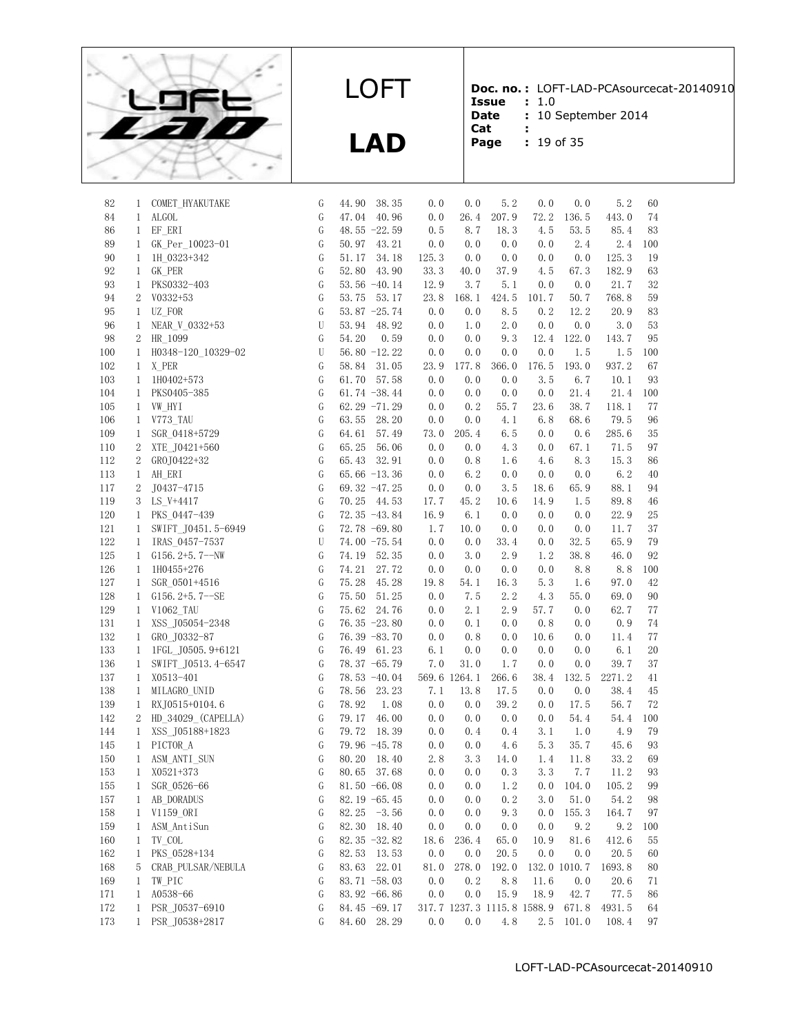| | | | | | | | | | | | | |
|---|---|---|---|---|---|---|---|---|---|---|---|---|
| 82 | 1 | COMET_HYAKUTAKE | G | 44.90 | 38.35 | 0.0 | 0.0 | 5.2 | 0.0 | 0.0 | 5.2 | 60 |
| 84 | 1 | ALGOL | G | 47.04 | 40.96 | 0.0 | 26.4 | 207.9 | 72.2 | 136.5 | 443.0 | 74 |
| 86 | 1 | EF_ERI | G | 48.55 | -22.59 | 0.5 | 8.7 | 18.3 | 4.5 | 53.5 | 85.4 | 83 |
| 89 | 1 | GK_Per_10023-01 | G | 50.97 | 43.21 | 0.0 | 0.0 | 0.0 | 0.0 | 2.4 | 2.4 | 100 |
| 90 | 1 | 1H_0323+342 | G | 51.17 | 34.18 | 125.3 | 0.0 | 0.0 | 0.0 | 0.0 | 125.3 | 19 |
| 92 | 1 | GK_PER | G | 52.80 | 43.90 | 33.3 | 40.0 | 37.9 | 4.5 | 67.3 | 182.9 | 63 |
| 93 | 1 | PKS0332-403 | G | 53.56 | -40.14 | 12.9 | 3.7 | 5.1 | 0.0 | 0.0 | 21.7 | 32 |
| 94 | 2 | V0332+53 | G | 53.75 | 53.17 | 23.8 | 168.1 | 424.5 | 101.7 | 50.7 | 768.8 | 59 |
| 95 | 1 | UZ_FOR | G | 53.87 | -25.74 | 0.0 | 0.0 | 8.5 | 0.2 | 12.2 | 20.9 | 83 |
| 96 | 1 | NEAR_V_0332+53 | U | 53.94 | 48.92 | 0.0 | 1.0 | 2.0 | 0.0 | 0.0 | 3.0 | 53 |
| 98 | 2 | HR_1099 | G | 54.20 | 0.59 | 0.0 | 0.0 | 9.3 | 12.4 | 122.0 | 143.7 | 95 |
| 100 | 1 | H0348-120_10329-02 | U | 56.80 | -12.22 | 0.0 | 0.0 | 0.0 | 0.0 | 1.5 | 1.5 | 100 |
| 102 | 1 | X_PER | G | 58.84 | 31.05 | 23.9 | 177.8 | 366.0 | 176.5 | 193.0 | 937.2 | 67 |
| 103 | 1 | 1H0402+573 | G | 61.70 | 57.58 | 0.0 | 0.0 | 0.0 | 3.5 | 6.7 | 10.1 | 93 |
| 104 | 1 | PKS0405-385 | G | 61.74 | -38.44 | 0.0 | 0.0 | 0.0 | 0.0 | 21.4 | 21.4 | 100 |
| 105 | 1 | VW_HYI | G | 62.29 | -71.29 | 0.0 | 0.2 | 55.7 | 23.6 | 38.7 | 118.1 | 77 |
| 106 | 1 | V773_TAU | G | 63.55 | 28.20 | 0.0 | 0.0 | 4.1 | 6.8 | 68.6 | 79.5 | 96 |
| 109 | 1 | SGR_0418+5729 | G | 64.61 | 57.49 | 73.0 | 205.4 | 6.5 | 0.0 | 0.6 | 285.6 | 35 |
| 110 | 2 | XTE_J0421+560 | G | 65.25 | 56.06 | 0.0 | 0.0 | 4.3 | 0.0 | 67.1 | 71.5 | 97 |
| 112 | 2 | GROJ0422+32 | G | 65.43 | 32.91 | 0.0 | 0.8 | 1.6 | 4.6 | 8.3 | 15.3 | 86 |
| 113 | 1 | AH_ERI | G | 65.66 | -13.36 | 0.0 | 6.2 | 0.0 | 0.0 | 0.0 | 6.2 | 40 |
| 117 | 2 | J0437-4715 | G | 69.32 | -47.25 | 0.0 | 0.0 | 3.5 | 18.6 | 65.9 | 88.1 | 94 |
| 119 | 3 | LS_V+4417 | G | 70.25 | 44.53 | 17.7 | 45.2 | 10.6 | 14.9 | 1.5 | 89.8 | 46 |
| 120 | 1 | PKS_0447-439 | G | 72.35 | -43.84 | 16.9 | 6.1 | 0.0 | 0.0 | 0.0 | 22.9 | 25 |
| 121 | 1 | SWIFT_J0451.5-6949 | G | 72.78 | -69.80 | 1.7 | 10.0 | 0.0 | 0.0 | 0.0 | 11.7 | 37 |
| 122 | 1 | IRAS_0457-7537 | U | 74.00 | -75.54 | 0.0 | 0.0 | 33.4 | 0.0 | 32.5 | 65.9 | 79 |
| 125 | 1 | G156.2+5.7--NW | G | 74.19 | 52.35 | 0.0 | 3.0 | 2.9 | 1.2 | 38.8 | 46.0 | 92 |
| 126 | 1 | 1H0455+276 | G | 74.21 | 27.72 | 0.0 | 0.0 | 0.0 | 0.0 | 8.8 | 8.8 | 100 |
| 127 | 1 | SGR_0501+4516 | G | 75.28 | 45.28 | 19.8 | 54.1 | 16.3 | 5.3 | 1.6 | 97.0 | 42 |
| 128 | 1 | G156.2+5.7--SE | G | 75.50 | 51.25 | 0.0 | 7.5 | 2.2 | 4.3 | 55.0 | 69.0 | 90 |
| 129 | 1 | V1062_TAU | G | 75.62 | 24.76 | 0.0 | 2.1 | 2.9 | 57.7 | 0.0 | 62.7 | 77 |
| 131 | 1 | XSS_J05054-2348 | G | 76.35 | -23.80 | 0.0 | 0.1 | 0.0 | 0.8 | 0.0 | 0.9 | 74 |
| 132 | 1 | GRO_J0332-87 | G | 76.39 | -83.70 | 0.0 | 0.8 | 0.0 | 10.6 | 0.0 | 11.4 | 77 |
| 133 | 1 | 1FGL_J0505.9+6121 | G | 76.49 | 61.23 | 6.1 | 0.0 | 0.0 | 0.0 | 0.0 | 6.1 | 20 |
| 136 | 1 | SWIFT_J0513.4-6547 | G | 78.37 | -65.79 | 7.0 | 31.0 | 1.7 | 0.0 | 0.0 | 39.7 | 37 |
| 137 | 1 | X0513-401 | G | 78.53 | -40.04 | 569.6 | 1264.1 | 266.6 | 38.4 | 132.5 | 2271.2 | 41 |
| 138 | 1 | MILAGRO_UNID | G | 78.56 | 23.23 | 7.1 | 13.8 | 17.5 | 0.0 | 0.0 | 38.4 | 45 |
| 139 | 1 | RXJ0515+0104.6 | G | 78.92 | 1.08 | 0.0 | 0.0 | 39.2 | 0.0 | 17.5 | 56.7 | 72 |
| 142 | 2 | HD_34029_(CAPELLA) | G | 79.17 | 46.00 | 0.0 | 0.0 | 0.0 | 0.0 | 54.4 | 54.4 | 100 |
| 144 | 1 | XSS_J05188+1823 | G | 79.72 | 18.39 | 0.0 | 0.4 | 0.4 | 3.1 | 1.0 | 4.9 | 79 |
| 145 | 1 | PICTOR_A | G | 79.96 | -45.78 | 0.0 | 0.0 | 4.6 | 5.3 | 35.7 | 45.6 | 93 |
| 150 | 1 | ASM_ANTI_SUN | G | 80.20 | 18.40 | 2.8 | 3.3 | 14.0 | 1.4 | 11.8 | 33.2 | 69 |
| 153 | 1 | X0521+373 | G | 80.65 | 37.68 | 0.0 | 0.0 | 0.3 | 3.3 | 7.7 | 11.2 | 93 |
| 155 | 1 | SGR_0526-66 | G | 81.50 | -66.08 | 0.0 | 0.0 | 1.2 | 0.0 | 104.0 | 105.2 | 99 |
| 157 | 1 | AB_DORADUS | G | 82.19 | -65.45 | 0.0 | 0.0 | 0.2 | 3.0 | 51.0 | 54.2 | 98 |
| 158 | 1 | V1159_ORI | G | 82.25 | -3.56 | 0.0 | 0.0 | 9.3 | 0.0 | 155.3 | 164.7 | 97 |
| 159 | 1 | ASM_AntiSun | G | 82.30 | 18.40 | 0.0 | 0.0 | 0.0 | 0.0 | 9.2 | 9.2 | 100 |
| 160 | 1 | TV_COL | G | 82.35 | -32.82 | 18.6 | 236.4 | 65.0 | 10.9 | 81.6 | 412.6 | 55 |
| 162 | 1 | PKS_0528+134 | G | 82.53 | 13.53 | 0.0 | 0.0 | 20.5 | 0.0 | 0.0 | 20.5 | 60 |
| 168 | 5 | CRAB_PULSAR/NEBULA | G | 83.63 | 22.01 | 81.0 | 278.0 | 192.0 | 132.0 | 1010.7 | 1693.8 | 80 |
| 169 | 1 | TW_PIC | G | 83.71 | -58.03 | 0.0 | 0.2 | 8.8 | 11.6 | 0.0 | 20.6 | 71 |
| 171 | 1 | A0538-66 | G | 83.92 | -66.86 | 0.0 | 0.0 | 15.9 | 18.9 | 42.7 | 77.5 | 86 |
| 172 | 1 | PSR_J0537-6910 | G | 84.45 | -69.17 | 317.7 | 1237.3 | 1115.8 | 1588.9 | 671.8 | 4931.5 | 64 |
| 173 | 1 | PSR_J0538+2817 | G | 84.60 | 28.29 | 0.0 | 0.0 | 4.8 | 2.5 | 101.0 | 108.4 | 97 |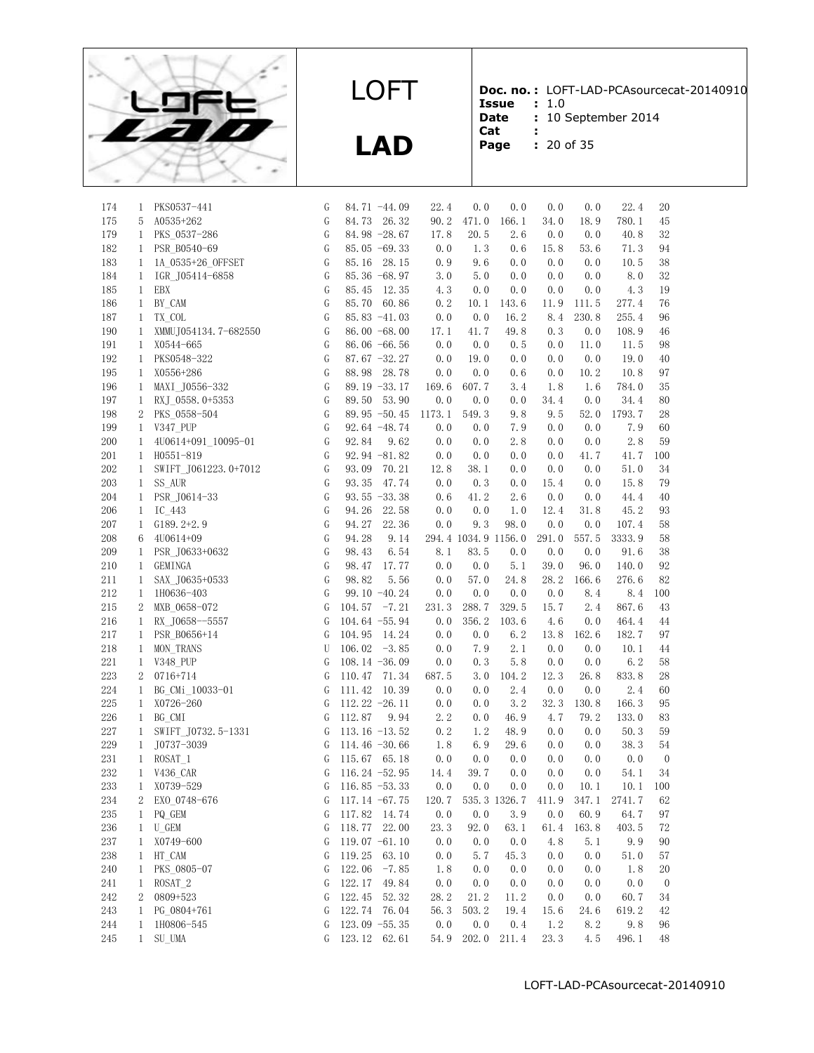| | | | | | | | | | | | | |
|---|---|---|---|---|---|---|---|---|---|---|---|---|
| 174 | 1 | PKS0537-441 | G | 84.71 | -44.09 | 22.4 | 0.0 | 0.0 | 0.0 | 0.0 | 22.4 | 20 |
| 175 | 5 | A0535+262 | G | 84.73 | 26.32 | 90.2 | 471.0 | 166.1 | 34.0 | 18.9 | 780.1 | 45 |
| 179 | 1 | PKS_0537-286 | G | 84.98 | -28.67 | 17.8 | 20.5 | 2.6 | 0.0 | 0.0 | 40.8 | 32 |
| 182 | 1 | PSR_B0540-69 | G | 85.05 | -69.33 | 0.0 | 1.3 | 0.6 | 15.8 | 53.6 | 71.3 | 94 |
| 183 | 1 | 1A_0535+26_OFFSET | G | 85.16 | 28.15 | 0.9 | 9.6 | 0.0 | 0.0 | 0.0 | 10.5 | 38 |
| 184 | 1 | IGR_J05414-6858 | G | 85.36 | -68.97 | 3.0 | 5.0 | 0.0 | 0.0 | 0.0 | 8.0 | 32 |
| 185 | 1 | EBX | G | 85.45 | 12.35 | 4.3 | 0.0 | 0.0 | 0.0 | 0.0 | 4.3 | 19 |
| 186 | 1 | BY_CAM | G | 85.70 | 60.86 | 0.2 | 10.1 | 143.6 | 11.9 | 111.5 | 277.4 | 76 |
| 187 | 1 | TX_COL | G | 85.83 | -41.03 | 0.0 | 0.0 | 16.2 | 8.4 | 230.8 | 255.4 | 96 |
| 190 | 1 | XMMUJ054134.7-682550 | G | 86.00 | -68.00 | 17.1 | 41.7 | 49.8 | 0.3 | 0.0 | 108.9 | 46 |
| 191 | 1 | X0544-665 | G | 86.06 | -66.56 | 0.0 | 0.0 | 0.5 | 0.0 | 11.0 | 11.5 | 98 |
| 192 | 1 | PKS0548-322 | G | 87.67 | -32.27 | 0.0 | 19.0 | 0.0 | 0.0 | 0.0 | 19.0 | 40 |
| 195 | 1 | X0556+286 | G | 88.98 | 28.78 | 0.0 | 0.0 | 0.6 | 0.0 | 10.2 | 10.8 | 97 |
| 196 | 1 | MAXI_J0556-332 | G | 89.19 | -33.17 | 169.6 | 607.7 | 3.4 | 1.8 | 1.6 | 784.0 | 35 |
| 197 | 1 | RXJ_0558.0+5353 | G | 89.50 | 53.90 | 0.0 | 0.0 | 0.0 | 34.4 | 0.0 | 34.4 | 80 |
| 198 | 2 | PKS_0558-504 | G | 89.95 | -50.45 | 1173.1 | 549.3 | 9.8 | 9.5 | 52.0 | 1793.7 | 28 |
| 199 | 1 | V347_PUP | G | 92.64 | -48.74 | 0.0 | 0.0 | 7.9 | 0.0 | 0.0 | 7.9 | 60 |
| 200 | 1 | 4U0614+091_10095-01 | G | 92.84 | 9.62 | 0.0 | 0.0 | 2.8 | 0.0 | 0.0 | 2.8 | 59 |
| 201 | 1 | H0551-819 | G | 92.94 | -81.82 | 0.0 | 0.0 | 0.0 | 0.0 | 41.7 | 41.7 | 100 |
| 202 | 1 | SWIFT_J061223.0+7012 | G | 93.09 | 70.21 | 12.8 | 38.1 | 0.0 | 0.0 | 0.0 | 51.0 | 34 |
| 203 | 1 | SS_AUR | G | 93.35 | 47.74 | 0.0 | 0.3 | 0.0 | 15.4 | 0.0 | 15.8 | 79 |
| 204 | 1 | PSR_J0614-33 | G | 93.55 | -33.38 | 0.6 | 41.2 | 2.6 | 0.0 | 0.0 | 44.4 | 40 |
| 206 | 1 | IC_443 | G | 94.26 | 22.58 | 0.0 | 0.0 | 1.0 | 12.4 | 31.8 | 45.2 | 93 |
| 207 | 1 | G189.2+2.9 | G | 94.27 | 22.36 | 0.0 | 9.3 | 98.0 | 0.0 | 0.0 | 107.4 | 58 |
| 208 | 6 | 4U0614+09 | G | 94.28 | 9.14 | 294.4 | 1034.9 | 1156.0 | 291.0 | 557.5 | 3333.9 | 58 |
| 209 | 1 | PSR_J0633+0632 | G | 98.43 | 6.54 | 8.1 | 83.5 | 0.0 | 0.0 | 0.0 | 91.6 | 38 |
| 210 | 1 | GEMINGA | G | 98.47 | 17.77 | 0.0 | 0.0 | 5.1 | 39.0 | 96.0 | 140.0 | 92 |
| 211 | 1 | SAX_J0635+0533 | G | 98.82 | 5.56 | 0.0 | 57.0 | 24.8 | 28.2 | 166.6 | 276.6 | 82 |
| 212 | 1 | 1H0636-403 | G | 99.10 | -40.24 | 0.0 | 0.0 | 0.0 | 0.0 | 8.4 | 8.4 | 100 |
| 215 | 2 | MXB_0658-072 | G | 104.57 | -7.21 | 231.3 | 288.7 | 329.5 | 15.7 | 2.4 | 867.6 | 43 |
| 216 | 1 | RX_J0658--5557 | G | 104.64 | -55.94 | 0.0 | 356.2 | 103.6 | 4.6 | 0.0 | 464.4 | 44 |
| 217 | 1 | PSR_B0656+14 | G | 104.95 | 14.24 | 0.0 | 0.0 | 6.2 | 13.8 | 162.6 | 182.7 | 97 |
| 218 | 1 | MON_TRANS | U | 106.02 | -3.85 | 0.0 | 7.9 | 2.1 | 0.0 | 0.0 | 10.1 | 44 |
| 221 | 1 | V348_PUP | G | 108.14 | -36.09 | 0.0 | 0.3 | 5.8 | 0.0 | 0.0 | 6.2 | 58 |
| 223 | 2 | 0716+714 | G | 110.47 | 71.34 | 687.5 | 3.0 | 104.2 | 12.3 | 26.8 | 833.8 | 28 |
| 224 | 1 | BG_CMi_10033-01 | G | 111.42 | 10.39 | 0.0 | 0.0 | 2.4 | 0.0 | 0.0 | 2.4 | 60 |
| 225 | 1 | X0726-260 | G | 112.22 | -26.11 | 0.0 | 0.0 | 3.2 | 32.3 | 130.8 | 166.3 | 95 |
| 226 | 1 | BG_CMI | G | 112.87 | 9.94 | 2.2 | 0.0 | 46.9 | 4.7 | 79.2 | 133.0 | 83 |
| 227 | 1 | SWIFT_J0732.5-1331 | G | 113.16 | -13.52 | 0.2 | 1.2 | 48.9 | 0.0 | 0.0 | 50.3 | 59 |
| 229 | 1 | J0737-3039 | G | 114.46 | -30.66 | 1.8 | 6.9 | 29.6 | 0.0 | 0.0 | 38.3 | 54 |
| 231 | 1 | ROSAT_1 | G | 115.67 | 65.18 | 0.0 | 0.0 | 0.0 | 0.0 | 0.0 | 0.0 | 0 |
| 232 | 1 | V436_CAR | G | 116.24 | -52.95 | 14.4 | 39.7 | 0.0 | 0.0 | 0.0 | 54.1 | 34 |
| 233 | 1 | X0739-529 | G | 116.85 | -53.33 | 0.0 | 0.0 | 0.0 | 0.0 | 10.1 | 10.1 | 100 |
| 234 | 2 | EXO_0748-676 | G | 117.14 | -67.75 | 120.7 | 535.3 | 1326.7 | 411.9 | 347.1 | 2741.7 | 62 |
| 235 | 1 | PQ_GEM | G | 117.82 | 14.74 | 0.0 | 0.0 | 3.9 | 0.0 | 60.9 | 64.7 | 97 |
| 236 | 1 | U_GEM | G | 118.77 | 22.00 | 23.3 | 92.0 | 63.1 | 61.4 | 163.8 | 403.5 | 72 |
| 237 | 1 | X0749-600 | G | 119.07 | -61.10 | 0.0 | 0.0 | 0.0 | 4.8 | 5.1 | 9.9 | 90 |
| 238 | 1 | HT_CAM | G | 119.25 | 63.10 | 0.0 | 5.7 | 45.3 | 0.0 | 0.0 | 51.0 | 57 |
| 240 | 1 | PKS_0805-07 | G | 122.06 | -7.85 | 1.8 | 0.0 | 0.0 | 0.0 | 0.0 | 1.8 | 20 |
| 241 | 1 | ROSAT_2 | G | 122.17 | 49.84 | 0.0 | 0.0 | 0.0 | 0.0 | 0.0 | 0.0 | 0 |
| 242 | 2 | 0809+523 | G | 122.45 | 52.32 | 28.2 | 21.2 | 11.2 | 0.0 | 0.0 | 60.7 | 34 |
| 243 | 1 | PG_0804+761 | G | 122.74 | 76.04 | 56.3 | 503.2 | 19.4 | 15.6 | 24.6 | 619.2 | 42 |
| 244 | 1 | 1H0806-545 | G | 123.09 | -55.35 | 0.0 | 0.0 | 0.4 | 1.2 | 8.2 | 9.8 | 96 |
| 245 | 1 | SU_UMA | G | 123.12 | 62.61 | 54.9 | 202.0 | 211.4 | 23.3 | 4.5 | 496.1 | 48 |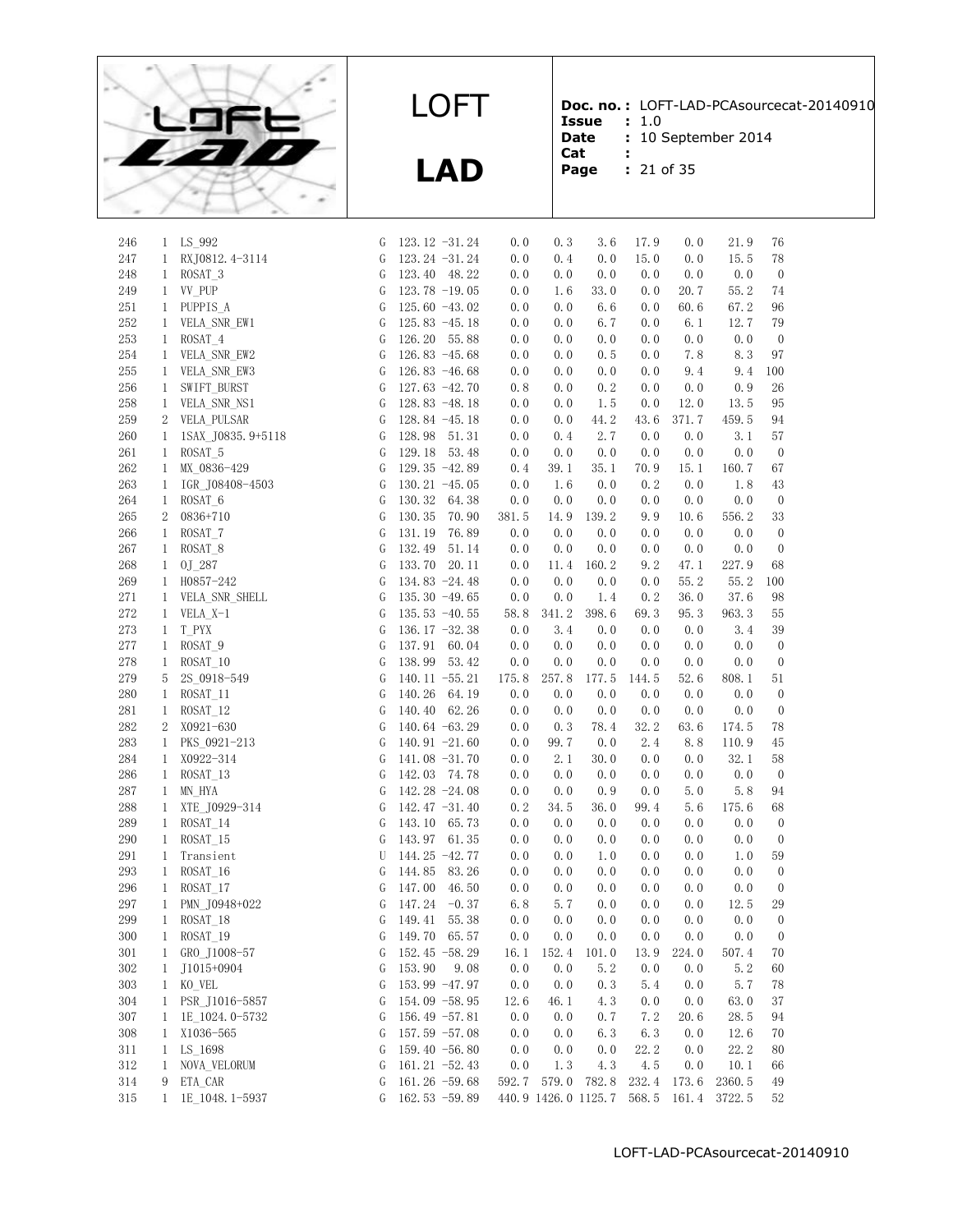| | | | | | | | | | | | | |
|---|---|---|---|---|---|---|---|---|---|---|---|---|
| 246 | 1 | LS_992 | G | 123.12 | -31.24 | 0.0 | 0.3 | 3.6 | 17.9 | 0.0 | 21.9 | 76 |
| 247 | 1 | RXJ0812.4-3114 | G | 123.24 | -31.24 | 0.0 | 0.4 | 0.0 | 15.0 | 0.0 | 15.5 | 78 |
| 248 | 1 | ROSAT_3 | G | 123.40 | 48.22 | 0.0 | 0.0 | 0.0 | 0.0 | 0.0 | 0.0 | 0 |
| 249 | 1 | VV_PUP | G | 123.78 | -19.05 | 0.0 | 1.6 | 33.0 | 0.0 | 20.7 | 55.2 | 74 |
| 251 | 1 | PUPPIS_A | G | 125.60 | -43.02 | 0.0 | 0.0 | 6.6 | 0.0 | 60.6 | 67.2 | 96 |
| 252 | 1 | VELA_SNR_EW1 | G | 125.83 | -45.18 | 0.0 | 0.0 | 6.7 | 0.0 | 6.1 | 12.7 | 79 |
| 253 | 1 | ROSAT_4 | G | 126.20 | 55.88 | 0.0 | 0.0 | 0.0 | 0.0 | 0.0 | 0.0 | 0 |
| 254 | 1 | VELA_SNR_EW2 | G | 126.83 | -45.68 | 0.0 | 0.0 | 0.5 | 0.0 | 7.8 | 8.3 | 97 |
| 255 | 1 | VELA_SNR_EW3 | G | 126.83 | -46.68 | 0.0 | 0.0 | 0.0 | 0.0 | 9.4 | 9.4 | 100 |
| 256 | 1 | SWIFT_BURST | G | 127.63 | -42.70 | 0.8 | 0.0 | 0.2 | 0.0 | 0.0 | 0.9 | 26 |
| 258 | 1 | VELA_SNR_NS1 | G | 128.83 | -48.18 | 0.0 | 0.0 | 1.5 | 0.0 | 12.0 | 13.5 | 95 |
| 259 | 2 | VELA_PULSAR | G | 128.84 | -45.18 | 0.0 | 0.0 | 44.2 | 43.6 | 371.7 | 459.5 | 94 |
| 260 | 1 | 1SAX_J0835.9+5118 | G | 128.98 | 51.31 | 0.0 | 0.4 | 2.7 | 0.0 | 0.0 | 3.1 | 57 |
| 261 | 1 | ROSAT_5 | G | 129.18 | 53.48 | 0.0 | 0.0 | 0.0 | 0.0 | 0.0 | 0.0 | 0 |
| 262 | 1 | MX_0836-429 | G | 129.35 | -42.89 | 0.4 | 39.1 | 35.1 | 70.9 | 15.1 | 160.7 | 67 |
| 263 | 1 | IGR_J08408-4503 | G | 130.21 | -45.05 | 0.0 | 1.6 | 0.0 | 0.2 | 0.0 | 1.8 | 43 |
| 264 | 1 | ROSAT_6 | G | 130.32 | 64.38 | 0.0 | 0.0 | 0.0 | 0.0 | 0.0 | 0.0 | 0 |
| 265 | 2 | 0836+710 | G | 130.35 | 70.90 | 381.5 | 14.9 | 139.2 | 9.9 | 10.6 | 556.2 | 33 |
| 266 | 1 | ROSAT_7 | G | 131.19 | 76.89 | 0.0 | 0.0 | 0.0 | 0.0 | 0.0 | 0.0 | 0 |
| 267 | 1 | ROSAT_8 | G | 132.49 | 51.14 | 0.0 | 0.0 | 0.0 | 0.0 | 0.0 | 0.0 | 0 |
| 268 | 1 | OJ_287 | G | 133.70 | 20.11 | 0.0 | 11.4 | 160.2 | 9.2 | 47.1 | 227.9 | 68 |
| 269 | 1 | H0857-242 | G | 134.83 | -24.48 | 0.0 | 0.0 | 0.0 | 0.0 | 55.2 | 55.2 | 100 |
| 271 | 1 | VELA_SNR_SHELL | G | 135.30 | -49.65 | 0.0 | 0.0 | 1.4 | 0.2 | 36.0 | 37.6 | 98 |
| 272 | 1 | VELA_X-1 | G | 135.53 | -40.55 | 58.8 | 341.2 | 398.6 | 69.3 | 95.3 | 963.3 | 55 |
| 273 | 1 | T_PYX | G | 136.17 | -32.38 | 0.0 | 3.4 | 0.0 | 0.0 | 0.0 | 3.4 | 39 |
| 277 | 1 | ROSAT_9 | G | 137.91 | 60.04 | 0.0 | 0.0 | 0.0 | 0.0 | 0.0 | 0.0 | 0 |
| 278 | 1 | ROSAT_10 | G | 138.99 | 53.42 | 0.0 | 0.0 | 0.0 | 0.0 | 0.0 | 0.0 | 0 |
| 279 | 5 | 2S_0918-549 | G | 140.11 | -55.21 | 175.8 | 257.8 | 177.5 | 144.5 | 52.6 | 808.1 | 51 |
| 280 | 1 | ROSAT_11 | G | 140.26 | 64.19 | 0.0 | 0.0 | 0.0 | 0.0 | 0.0 | 0.0 | 0 |
| 281 | 1 | ROSAT_12 | G | 140.40 | 62.26 | 0.0 | 0.0 | 0.0 | 0.0 | 0.0 | 0.0 | 0 |
| 282 | 2 | X0921-630 | G | 140.64 | -63.29 | 0.0 | 0.3 | 78.4 | 32.2 | 63.6 | 174.5 | 78 |
| 283 | 1 | PKS_0921-213 | G | 140.91 | -21.60 | 0.0 | 99.7 | 0.0 | 2.4 | 8.8 | 110.9 | 45 |
| 284 | 1 | X0922-314 | G | 141.08 | -31.70 | 0.0 | 2.1 | 30.0 | 0.0 | 0.0 | 32.1 | 58 |
| 286 | 1 | ROSAT_13 | G | 142.03 | 74.78 | 0.0 | 0.0 | 0.0 | 0.0 | 0.0 | 0.0 | 0 |
| 287 | 1 | MN_HYA | G | 142.28 | -24.08 | 0.0 | 0.0 | 0.9 | 0.0 | 5.0 | 5.8 | 94 |
| 288 | 1 | XTE_J0929-314 | G | 142.47 | -31.40 | 0.2 | 34.5 | 36.0 | 99.4 | 5.6 | 175.6 | 68 |
| 289 | 1 | ROSAT_14 | G | 143.10 | 65.73 | 0.0 | 0.0 | 0.0 | 0.0 | 0.0 | 0.0 | 0 |
| 290 | 1 | ROSAT_15 | G | 143.97 | 61.35 | 0.0 | 0.0 | 0.0 | 0.0 | 0.0 | 0.0 | 0 |
| 291 | 1 | Transient | U | 144.25 | -42.77 | 0.0 | 0.0 | 1.0 | 0.0 | 0.0 | 1.0 | 59 |
| 293 | 1 | ROSAT_16 | G | 144.85 | 83.26 | 0.0 | 0.0 | 0.0 | 0.0 | 0.0 | 0.0 | 0 |
| 296 | 1 | ROSAT_17 | G | 147.00 | 46.50 | 0.0 | 0.0 | 0.0 | 0.0 | 0.0 | 0.0 | 0 |
| 297 | 1 | PMN_J0948+022 | G | 147.24 | -0.37 | 6.8 | 5.7 | 0.0 | 0.0 | 0.0 | 12.5 | 29 |
| 299 | 1 | ROSAT_18 | G | 149.41 | 55.38 | 0.0 | 0.0 | 0.0 | 0.0 | 0.0 | 0.0 | 0 |
| 300 | 1 | ROSAT_19 | G | 149.70 | 65.57 | 0.0 | 0.0 | 0.0 | 0.0 | 0.0 | 0.0 | 0 |
| 301 | 1 | GRO_J1008-57 | G | 152.45 | -58.29 | 16.1 | 152.4 | 101.0 | 13.9 | 224.0 | 507.4 | 70 |
| 302 | 1 | J1015+0904 | G | 153.90 | 9.08 | 0.0 | 0.0 | 5.2 | 0.0 | 0.0 | 5.2 | 60 |
| 303 | 1 | KO_VEL | G | 153.99 | -47.97 | 0.0 | 0.0 | 0.3 | 5.4 | 0.0 | 5.7 | 78 |
| 304 | 1 | PSR_J1016-5857 | G | 154.09 | -58.95 | 12.6 | 46.1 | 4.3 | 0.0 | 0.0 | 63.0 | 37 |
| 307 | 1 | 1E_1024.0-5732 | G | 156.49 | -57.81 | 0.0 | 0.0 | 0.7 | 7.2 | 20.6 | 28.5 | 94 |
| 308 | 1 | X1036-565 | G | 157.59 | -57.08 | 0.0 | 0.0 | 6.3 | 6.3 | 0.0 | 12.6 | 70 |
| 311 | 1 | LS_1698 | G | 159.40 | -56.80 | 0.0 | 0.0 | 0.0 | 22.2 | 0.0 | 22.2 | 80 |
| 312 | 1 | NOVA_VELORUM | G | 161.21 | -52.43 | 0.0 | 1.3 | 4.3 | 4.5 | 0.0 | 10.1 | 66 |
| 314 | 9 | ETA_CAR | G | 161.26 | -59.68 | 592.7 | 579.0 | 782.8 | 232.4 | 173.6 | 2360.5 | 49 |
| 315 | 1 | 1E_1048.1-5937 | G | 162.53 | -59.89 | 440.9 | 1426.0 | 1125.7 | 568.5 | 161.4 | 3722.5 | 52 |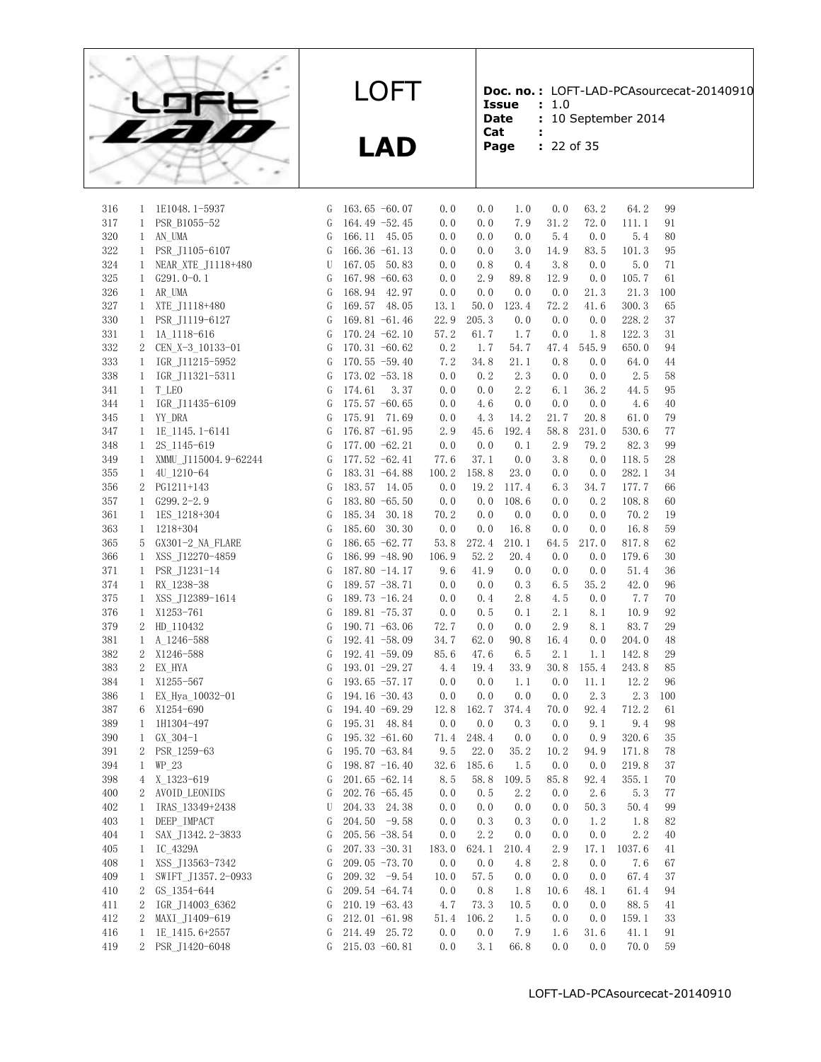| | | | | | | | | | | | | |
|---|---|---|---|---|---|---|---|---|---|---|---|---|
| 316 | 1 | 1E1048.1-5937 | G | 163.65 | -60.07 | 0.0 | 0.0 | 1.0 | 0.0 | 63.2 | 64.2 | 99 |
| 317 | 1 | PSR_B1055-52 | G | 164.49 | -52.45 | 0.0 | 0.0 | 7.9 | 31.2 | 72.0 | 111.1 | 91 |
| 320 | 1 | AN_UMA | G | 166.11 | 45.05 | 0.0 | 0.0 | 0.0 | 5.4 | 0.0 | 5.4 | 80 |
| 322 | 1 | PSR_J1105-6107 | G | 166.36 | -61.13 | 0.0 | 0.0 | 3.0 | 14.9 | 83.5 | 101.3 | 95 |
| 324 | 1 | NEAR_XTE_J1118+480 | U | 167.05 | 50.83 | 0.0 | 0.8 | 0.4 | 3.8 | 0.0 | 5.0 | 71 |
| 325 | 1 | G291.0-0.1 | G | 167.98 | -60.63 | 0.0 | 2.9 | 89.8 | 12.9 | 0.0 | 105.7 | 61 |
| 326 | 1 | AR_UMA | G | 168.94 | 42.97 | 0.0 | 0.0 | 0.0 | 0.0 | 21.3 | 21.3 | 100 |
| 327 | 1 | XTE_J1118+480 | G | 169.57 | 48.05 | 13.1 | 50.0 | 123.4 | 72.2 | 41.6 | 300.3 | 65 |
| 330 | 1 | PSR_J1119-6127 | G | 169.81 | -61.46 | 22.9 | 205.3 | 0.0 | 0.0 | 0.0 | 228.2 | 37 |
| 331 | 1 | 1A_1118-616 | G | 170.24 | -62.10 | 57.2 | 61.7 | 1.7 | 0.0 | 1.8 | 122.3 | 31 |
| 332 | 2 | CEN_X-3_10133-01 | G | 170.31 | -60.62 | 0.2 | 1.7 | 54.7 | 47.4 | 545.9 | 650.0 | 94 |
| 333 | 1 | IGR_J11215-5952 | G | 170.55 | -59.40 | 7.2 | 34.8 | 21.1 | 0.8 | 0.0 | 64.0 | 44 |
| 338 | 1 | IGR_J11321-5311 | G | 173.02 | -53.18 | 0.0 | 0.2 | 2.3 | 0.0 | 0.0 | 2.5 | 58 |
| 341 | 1 | T_LEO | G | 174.61 | 3.37 | 0.0 | 0.0 | 2.2 | 6.1 | 36.2 | 44.5 | 95 |
| 344 | 1 | IGR_J11435-6109 | G | 175.57 | -60.65 | 0.0 | 4.6 | 0.0 | 0.0 | 0.0 | 4.6 | 40 |
| 345 | 1 | YY_DRA | G | 175.91 | 71.69 | 0.0 | 4.3 | 14.2 | 21.7 | 20.8 | 61.0 | 79 |
| 347 | 1 | 1E_1145.1-6141 | G | 176.87 | -61.95 | 2.9 | 45.6 | 192.4 | 58.8 | 231.0 | 530.6 | 77 |
| 348 | 1 | 2S_1145-619 | G | 177.00 | -62.21 | 0.0 | 0.0 | 0.1 | 2.9 | 79.2 | 82.3 | 99 |
| 349 | 1 | XMMU_J115004.9-62244 | G | 177.52 | -62.41 | 77.6 | 37.1 | 0.0 | 3.8 | 0.0 | 118.5 | 28 |
| 355 | 1 | 4U_1210-64 | G | 183.31 | -64.88 | 100.2 | 158.8 | 23.0 | 0.0 | 0.0 | 282.1 | 34 |
| 356 | 2 | PG1211+143 | G | 183.57 | 14.05 | 0.0 | 19.2 | 117.4 | 6.3 | 34.7 | 177.7 | 66 |
| 357 | 1 | G299.2-2.9 | G | 183.80 | -65.50 | 0.0 | 0.0 | 108.6 | 0.0 | 0.2 | 108.8 | 60 |
| 361 | 1 | 1ES_1218+304 | G | 185.34 | 30.18 | 70.2 | 0.0 | 0.0 | 0.0 | 0.0 | 70.2 | 19 |
| 363 | 1 | 1218+304 | G | 185.60 | 30.30 | 0.0 | 0.0 | 16.8 | 0.0 | 0.0 | 16.8 | 59 |
| 365 | 5 | GX301-2_NA_FLARE | G | 186.65 | -62.77 | 53.8 | 272.4 | 210.1 | 64.5 | 217.0 | 817.8 | 62 |
| 366 | 1 | XSS_J12270-4859 | G | 186.99 | -48.90 | 106.9 | 52.2 | 20.4 | 0.0 | 0.0 | 179.6 | 30 |
| 371 | 1 | PSR_J1231-14 | G | 187.80 | -14.17 | 9.6 | 41.9 | 0.0 | 0.0 | 0.0 | 51.4 | 36 |
| 374 | 1 | RX_1238-38 | G | 189.57 | -38.71 | 0.0 | 0.0 | 0.3 | 6.5 | 35.2 | 42.0 | 96 |
| 375 | 1 | XSS_J12389-1614 | G | 189.73 | -16.24 | 0.0 | 0.4 | 2.8 | 4.5 | 0.0 | 7.7 | 70 |
| 376 | 1 | X1253-761 | G | 189.81 | -75.37 | 0.0 | 0.5 | 0.1 | 2.1 | 8.1 | 10.9 | 92 |
| 379 | 2 | HD_110432 | G | 190.71 | -63.06 | 72.7 | 0.0 | 0.0 | 2.9 | 8.1 | 83.7 | 29 |
| 381 | 1 | A_1246-588 | G | 192.41 | -58.09 | 34.7 | 62.0 | 90.8 | 16.4 | 0.0 | 204.0 | 48 |
| 382 | 2 | X1246-588 | G | 192.41 | -59.09 | 85.6 | 47.6 | 6.5 | 2.1 | 1.1 | 142.8 | 29 |
| 383 | 2 | EX_HYA | G | 193.01 | -29.27 | 4.4 | 19.4 | 33.9 | 30.8 | 155.4 | 243.8 | 85 |
| 384 | 1 | X1255-567 | G | 193.65 | -57.17 | 0.0 | 0.0 | 1.1 | 0.0 | 11.1 | 12.2 | 96 |
| 386 | 1 | EX_Hya_10032-01 | G | 194.16 | -30.43 | 0.0 | 0.0 | 0.0 | 0.0 | 2.3 | 2.3 | 100 |
| 387 | 6 | X1254-690 | G | 194.40 | -69.29 | 12.8 | 162.7 | 374.4 | 70.0 | 92.4 | 712.2 | 61 |
| 389 | 1 | 1H1304-497 | G | 195.31 | 48.84 | 0.0 | 0.0 | 0.3 | 0.0 | 9.1 | 9.4 | 98 |
| 390 | 1 | GX_304-1 | G | 195.32 | -61.60 | 71.4 | 248.4 | 0.0 | 0.0 | 0.9 | 320.6 | 35 |
| 391 | 2 | PSR_1259-63 | G | 195.70 | -63.84 | 9.5 | 22.0 | 35.2 | 10.2 | 94.9 | 171.8 | 78 |
| 394 | 1 | WP_23 | G | 198.87 | -16.40 | 32.6 | 185.6 | 1.5 | 0.0 | 0.0 | 219.8 | 37 |
| 398 | 4 | X_1323-619 | G | 201.65 | -62.14 | 8.5 | 58.8 | 109.5 | 85.8 | 92.4 | 355.1 | 70 |
| 400 | 2 | AVOID_LEONIDS | G | 202.76 | -65.45 | 0.0 | 0.5 | 2.2 | 0.0 | 2.6 | 5.3 | 77 |
| 402 | 1 | IRAS_13349+2438 | U | 204.33 | 24.38 | 0.0 | 0.0 | 0.0 | 0.0 | 50.3 | 50.4 | 99 |
| 403 | 1 | DEEP_IMPACT | G | 204.50 | -9.58 | 0.0 | 0.3 | 0.3 | 0.0 | 1.2 | 1.8 | 82 |
| 404 | 1 | SAX_J1342.2-3833 | G | 205.56 | -38.54 | 0.0 | 2.2 | 0.0 | 0.0 | 0.0 | 2.2 | 40 |
| 405 | 1 | IC_4329A | G | 207.33 | -30.31 | 183.0 | 624.1 | 210.4 | 2.9 | 17.1 | 1037.6 | 41 |
| 408 | 1 | XSS_J13563-7342 | G | 209.05 | -73.70 | 0.0 | 0.0 | 4.8 | 2.8 | 0.0 | 7.6 | 67 |
| 409 | 1 | SWIFT_J1357.2-0933 | G | 209.32 | -9.54 | 10.0 | 57.5 | 0.0 | 0.0 | 0.0 | 67.4 | 37 |
| 410 | 2 | GS_1354-644 | G | 209.54 | -64.74 | 0.0 | 0.8 | 1.8 | 10.6 | 48.1 | 61.4 | 94 |
| 411 | 2 | IGR_J14003_6362 | G | 210.19 | -63.43 | 4.7 | 73.3 | 10.5 | 0.0 | 0.0 | 88.5 | 41 |
| 412 | 2 | MAXI_J1409-619 | G | 212.01 | -61.98 | 51.4 | 106.2 | 1.5 | 0.0 | 0.0 | 159.1 | 33 |
| 416 | 1 | 1E_1415.6+2557 | G | 214.49 | 25.72 | 0.0 | 0.0 | 7.9 | 1.6 | 31.6 | 41.1 | 91 |
| 419 | 2 | PSR_J1420-6048 | G | 215.03 | -60.81 | 0.0 | 3.1 | 66.8 | 0.0 | 0.0 | 70.0 | 59 |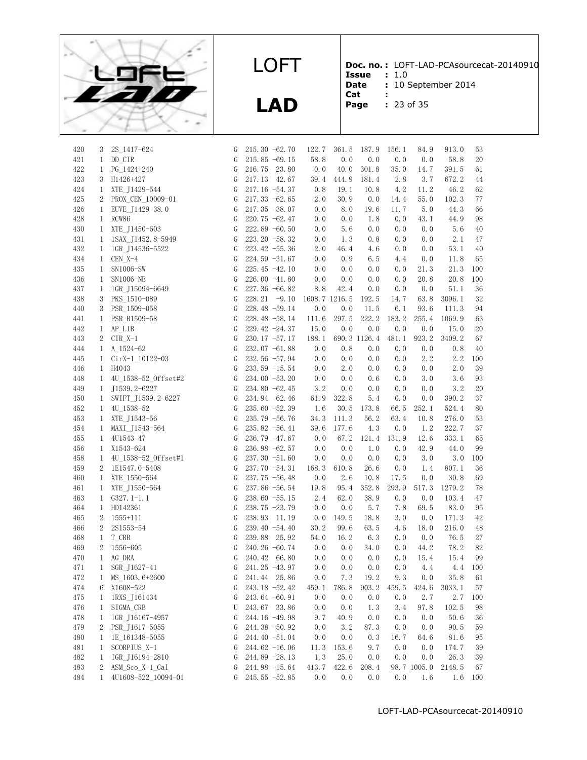| | | | | | | | | | | | | |
|---|---|---|---|---|---|---|---|---|---|---|---|---|
| 420 | 3 | 2S_1417-624 | G | 215.30 | -62.70 | 122.7 | 361.5 | 187.9 | 156.1 | 84.9 | 913.0 | 53 |
| 421 | 1 | DD_CIR | G | 215.85 | -69.15 | 58.8 | 0.0 | 0.0 | 0.0 | 0.0 | 58.8 | 20 |
| 422 | 1 | PG_1424+240 | G | 216.75 | 23.80 | 0.0 | 40.0 | 301.8 | 35.0 | 14.7 | 391.5 | 61 |
| 423 | 3 | H1426+427 | G | 217.13 | 42.67 | 39.4 | 444.9 | 181.4 | 2.8 | 3.7 | 672.2 | 44 |
| 424 | 1 | XTE_J1429-544 | G | 217.16 | -54.37 | 0.8 | 19.1 | 10.8 | 4.2 | 11.2 | 46.2 | 62 |
| 425 | 2 | PROX_CEN_10009-01 | G | 217.33 | -62.65 | 2.0 | 30.9 | 0.0 | 14.4 | 55.0 | 102.3 | 77 |
| 426 | 1 | EUVE_J1429-38.0 | G | 217.35 | -38.07 | 0.0 | 8.0 | 19.6 | 11.7 | 5.0 | 44.3 | 66 |
| 428 | 1 | RCW86 | G | 220.75 | -62.47 | 0.0 | 0.0 | 1.8 | 0.0 | 43.1 | 44.9 | 98 |
| 430 | 1 | XTE_J1450-603 | G | 222.89 | -60.50 | 0.0 | 5.6 | 0.0 | 0.0 | 0.0 | 5.6 | 40 |
| 431 | 1 | 1SAX_J1452.8-5949 | G | 223.20 | -58.32 | 0.0 | 1.3 | 0.8 | 0.0 | 0.0 | 2.1 | 47 |
| 432 | 1 | IGR_J14536-5522 | G | 223.42 | -55.36 | 2.0 | 46.4 | 4.6 | 0.0 | 0.0 | 53.1 | 40 |
| 434 | 1 | CEN_X-4 | G | 224.59 | -31.67 | 0.0 | 0.9 | 6.5 | 4.4 | 0.0 | 11.8 | 65 |
| 435 | 1 | SN1006-SW | G | 225.45 | -42.10 | 0.0 | 0.0 | 0.0 | 0.0 | 21.3 | 21.3 | 100 |
| 436 | 1 | SN1006-NE | G | 226.00 | -41.80 | 0.0 | 0.0 | 0.0 | 0.0 | 20.8 | 20.8 | 100 |
| 437 | 1 | IGR_J15094-6649 | G | 227.36 | -66.82 | 8.8 | 42.4 | 0.0 | 0.0 | 0.0 | 51.1 | 36 |
| 438 | 3 | PKS_1510-089 | G | 228.21 | -9.10 | 1608.7 | 1216.5 | 192.5 | 14.7 | 63.8 | 3096.1 | 32 |
| 440 | 3 | PSR_1509-058 | G | 228.48 | -59.14 | 0.0 | 0.0 | 11.5 | 6.1 | 93.6 | 111.3 | 94 |
| 441 | 1 | PSR_B1509-58 | G | 228.48 | -58.14 | 111.6 | 297.5 | 222.2 | 183.2 | 255.4 | 1069.9 | 63 |
| 442 | 1 | AP_LIB | G | 229.42 | -24.37 | 15.0 | 0.0 | 0.0 | 0.0 | 0.0 | 15.0 | 20 |
| 443 | 2 | CIR_X-1 | G | 230.17 | -57.17 | 188.1 | 690.3 | 1126.4 | 481.1 | 923.2 | 3409.2 | 67 |
| 444 | 1 | A_1524-62 | G | 232.07 | -61.88 | 0.0 | 0.8 | 0.0 | 0.0 | 0.0 | 0.8 | 40 |
| 445 | 1 | CirX-1_10122-03 | G | 232.56 | -57.94 | 0.0 | 0.0 | 0.0 | 0.0 | 2.2 | 2.2 | 100 |
| 446 | 1 | H4043 | G | 233.59 | -15.54 | 0.0 | 2.0 | 0.0 | 0.0 | 0.0 | 2.0 | 39 |
| 448 | 1 | 4U_1538-52_Offset#2 | G | 234.00 | -53.20 | 0.0 | 0.0 | 0.6 | 0.0 | 3.0 | 3.6 | 93 |
| 449 | 1 | J1539.2-6227 | G | 234.80 | -62.45 | 3.2 | 0.0 | 0.0 | 0.0 | 0.0 | 3.2 | 20 |
| 450 | 1 | SWIFT_J1539.2-6227 | G | 234.94 | -62.46 | 61.9 | 322.8 | 5.4 | 0.0 | 0.0 | 390.2 | 37 |
| 452 | 1 | 4U_1538-52 | G | 235.60 | -52.39 | 1.6 | 30.5 | 173.8 | 66.5 | 252.1 | 524.4 | 80 |
| 453 | 1 | XTE_J1543-56 | G | 235.79 | -56.76 | 34.3 | 111.3 | 56.2 | 63.4 | 10.8 | 276.0 | 53 |
| 454 | 1 | MAXI_J1543-564 | G | 235.82 | -56.41 | 39.6 | 177.6 | 4.3 | 0.0 | 1.2 | 222.7 | 37 |
| 455 | 1 | 4U1543-47 | G | 236.79 | -47.67 | 0.0 | 67.2 | 121.4 | 131.9 | 12.6 | 333.1 | 65 |
| 456 | 1 | X1543-624 | G | 236.98 | -62.57 | 0.0 | 0.0 | 1.0 | 0.0 | 42.9 | 44.0 | 99 |
| 458 | 1 | 4U_1538-52_Offset#1 | G | 237.30 | -51.60 | 0.0 | 0.0 | 0.0 | 0.0 | 3.0 | 3.0 | 100 |
| 459 | 2 | 1E1547.0-5408 | G | 237.70 | -54.31 | 168.3 | 610.8 | 26.6 | 0.0 | 1.4 | 807.1 | 36 |
| 460 | 1 | XTE_1550-564 | G | 237.75 | -56.48 | 0.0 | 2.6 | 10.8 | 17.5 | 0.0 | 30.8 | 69 |
| 461 | 1 | XTE_J1550-564 | G | 237.86 | -56.54 | 19.8 | 95.4 | 352.8 | 293.9 | 517.3 | 1279.2 | 78 |
| 463 | 1 | G327.1-1.1 | G | 238.60 | -55.15 | 2.4 | 62.0 | 38.9 | 0.0 | 0.0 | 103.4 | 47 |
| 464 | 1 | HD142361 | G | 238.75 | -23.79 | 0.0 | 0.0 | 5.7 | 7.8 | 69.5 | 83.0 | 95 |
| 465 | 2 | 1555+111 | G | 238.93 | 11.19 | 0.0 | 149.5 | 18.8 | 3.0 | 0.0 | 171.3 | 42 |
| 466 | 2 | 2S1553-54 | G | 239.40 | -54.40 | 30.2 | 99.6 | 63.5 | 4.6 | 18.0 | 216.0 | 48 |
| 468 | 1 | T_CRB | G | 239.88 | 25.92 | 54.0 | 16.2 | 6.3 | 0.0 | 0.0 | 76.5 | 27 |
| 469 | 2 | 1556-605 | G | 240.26 | -60.74 | 0.0 | 0.0 | 34.0 | 0.0 | 44.2 | 78.2 | 82 |
| 470 | 1 | AG_DRA | G | 240.42 | 66.80 | 0.0 | 0.0 | 0.0 | 0.0 | 15.4 | 15.4 | 99 |
| 471 | 1 | SGR_J1627-41 | G | 241.25 | -43.97 | 0.0 | 0.0 | 0.0 | 0.0 | 4.4 | 4.4 | 100 |
| 472 | 1 | MS_1603.6+2600 | G | 241.44 | 25.86 | 0.0 | 7.3 | 19.2 | 9.3 | 0.0 | 35.8 | 61 |
| 474 | 6 | X1608-522 | G | 243.18 | -52.42 | 459.1 | 786.8 | 903.2 | 459.5 | 424.6 | 3033.1 | 57 |
| 475 | 1 | 1RXS_J161434 | G | 243.64 | -60.91 | 0.0 | 0.0 | 0.0 | 0.0 | 2.7 | 2.7 | 100 |
| 476 | 1 | SIGMA_CRB | U | 243.67 | 33.86 | 0.0 | 0.0 | 1.3 | 3.4 | 97.8 | 102.5 | 98 |
| 478 | 1 | IGR_J16167-4957 | G | 244.16 | -49.98 | 9.7 | 40.9 | 0.0 | 0.0 | 0.0 | 50.6 | 36 |
| 479 | 2 | PSR_J1617-5055 | G | 244.38 | -50.92 | 0.0 | 3.2 | 87.3 | 0.0 | 0.0 | 90.5 | 59 |
| 480 | 1 | 1E_161348-5055 | G | 244.40 | -51.04 | 0.0 | 0.0 | 0.3 | 16.7 | 64.6 | 81.6 | 95 |
| 481 | 1 | SCORPIUS_X-1 | G | 244.62 | -16.06 | 11.3 | 153.6 | 9.7 | 0.0 | 0.0 | 174.7 | 39 |
| 482 | 1 | IGR_J16194-2810 | G | 244.89 | -28.13 | 1.3 | 25.0 | 0.0 | 0.0 | 0.0 | 26.3 | 39 |
| 483 | 2 | ASM_Sco_X-1_Cal | G | 244.98 | -15.64 | 413.7 | 422.6 | 208.4 | 98.7 | 1005.0 | 2148.5 | 67 |
| 484 | 1 | 4U1608-522_10094-01 | G | 245.55 | -52.85 | 0.0 | 0.0 | 0.0 | 0.0 | 1.6 | 1.6 | 100 |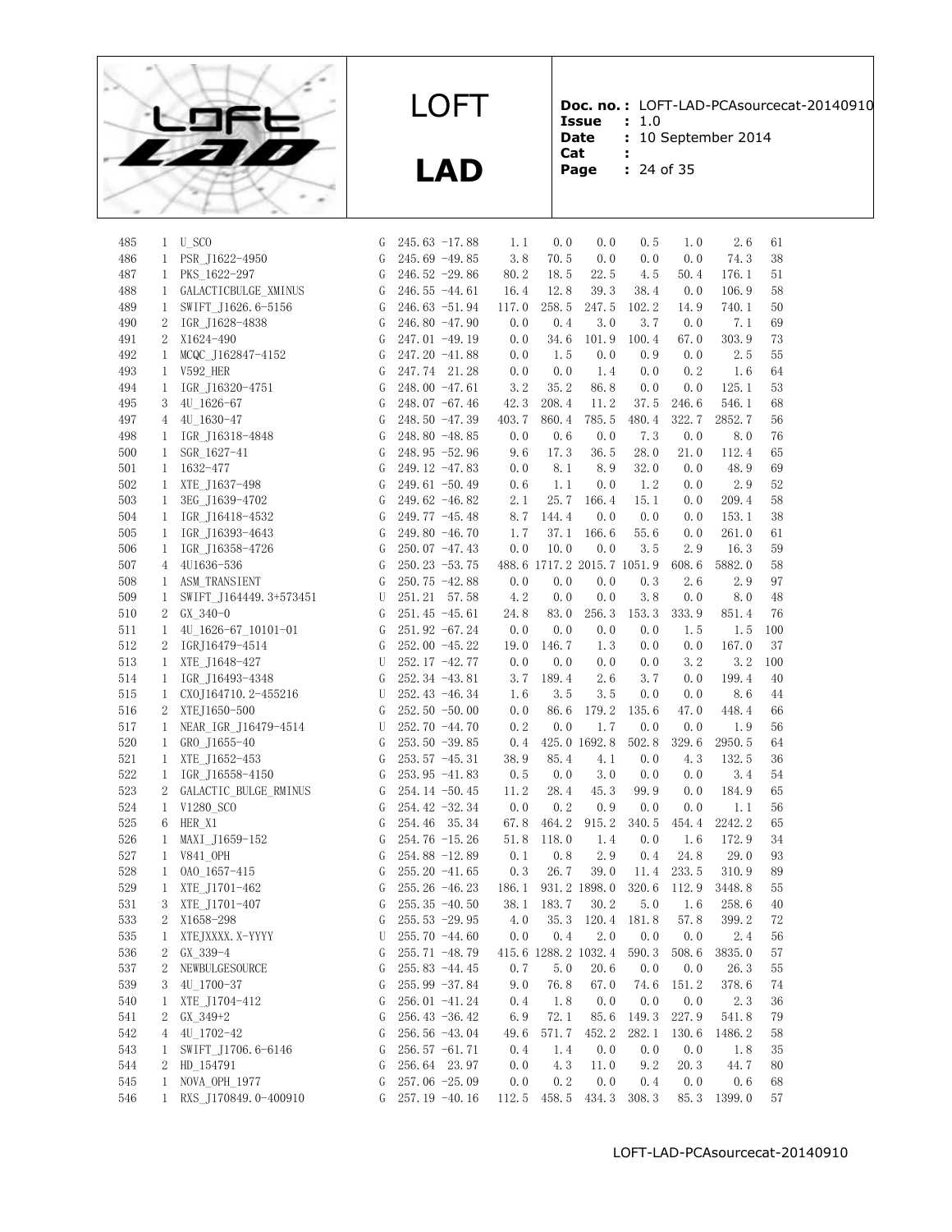| | | | | | | | | | | | | |
|---|---|---|---|---|---|---|---|---|---|---|---|---|
| 485 | 1 | U_SCO | G | 245.63 | -17.88 | 1.1 | 0.0 | 0.0 | 0.5 | 1.0 | 2.6 | 61 |
| 486 | 1 | PSR_J1622-4950 | G | 245.69 | -49.85 | 3.8 | 70.5 | 0.0 | 0.0 | 0.0 | 74.3 | 38 |
| 487 | 1 | PKS_1622-297 | G | 246.52 | -29.86 | 80.2 | 18.5 | 22.5 | 4.5 | 50.4 | 176.1 | 51 |
| 488 | 1 | GALACTICBULGE_XMINUS | G | 246.55 | -44.61 | 16.4 | 12.8 | 39.3 | 38.4 | 0.0 | 106.9 | 58 |
| 489 | 1 | SWIFT_J1626.6-5156 | G | 246.63 | -51.94 | 117.0 | 258.5 | 247.5 | 102.2 | 14.9 | 740.1 | 50 |
| 490 | 2 | IGR_J1628-4838 | G | 246.80 | -47.90 | 0.0 | 0.4 | 3.0 | 3.7 | 0.0 | 7.1 | 69 |
| 491 | 2 | X1624-490 | G | 247.01 | -49.19 | 0.0 | 34.6 | 101.9 | 100.4 | 67.0 | 303.9 | 73 |
| 492 | 1 | MCQC_J162847-4152 | G | 247.20 | -41.88 | 0.0 | 1.5 | 0.0 | 0.9 | 0.0 | 2.5 | 55 |
| 493 | 1 | V592_HER | G | 247.74 | 21.28 | 0.0 | 0.0 | 1.4 | 0.0 | 0.2 | 1.6 | 64 |
| 494 | 1 | IGR_J16320-4751 | G | 248.00 | -47.61 | 3.2 | 35.2 | 86.8 | 0.0 | 0.0 | 125.1 | 53 |
| 495 | 3 | 4U_1626-67 | G | 248.07 | -67.46 | 42.3 | 208.4 | 11.2 | 37.5 | 246.6 | 546.1 | 68 |
| 497 | 4 | 4U_1630-47 | G | 248.50 | -47.39 | 403.7 | 860.4 | 785.5 | 480.4 | 322.7 | 2852.7 | 56 |
| 498 | 1 | IGR_J16318-4848 | G | 248.80 | -48.85 | 0.0 | 0.6 | 0.0 | 7.3 | 0.0 | 8.0 | 76 |
| 500 | 1 | SGR_1627-41 | G | 248.95 | -52.96 | 9.6 | 17.3 | 36.5 | 28.0 | 21.0 | 112.4 | 65 |
| 501 | 1 | 1632-477 | G | 249.12 | -47.83 | 0.0 | 8.1 | 8.9 | 32.0 | 0.0 | 48.9 | 69 |
| 502 | 1 | XTE_J1637-498 | G | 249.61 | -50.49 | 0.6 | 1.1 | 0.0 | 1.2 | 0.0 | 2.9 | 52 |
| 503 | 1 | 3EG_J1639-4702 | G | 249.62 | -46.82 | 2.1 | 25.7 | 166.4 | 15.1 | 0.0 | 209.4 | 58 |
| 504 | 1 | IGR_J16418-4532 | G | 249.77 | -45.48 | 8.7 | 144.4 | 0.0 | 0.0 | 0.0 | 153.1 | 38 |
| 505 | 1 | IGR_J16393-4643 | G | 249.80 | -46.70 | 1.7 | 37.1 | 166.6 | 55.6 | 0.0 | 261.0 | 61 |
| 506 | 1 | IGR_J16358-4726 | G | 250.07 | -47.43 | 0.0 | 10.0 | 0.0 | 3.5 | 2.9 | 16.3 | 59 |
| 507 | 4 | 4U1636-536 | G | 250.23 | -53.75 | 488.6 | 1717.2 | 2015.7 | 1051.9 | 608.6 | 5882.0 | 58 |
| 508 | 1 | ASM_TRANSIENT | G | 250.75 | -42.88 | 0.0 | 0.0 | 0.0 | 0.3 | 2.6 | 2.9 | 97 |
| 509 | 1 | SWIFT_J164449.3+573451 | U | 251.21 | 57.58 | 4.2 | 0.0 | 0.0 | 3.8 | 0.0 | 8.0 | 48 |
| 510 | 2 | GX_340-0 | G | 251.45 | -45.61 | 24.8 | 83.0 | 256.3 | 153.3 | 333.9 | 851.4 | 76 |
| 511 | 1 | 4U_1626-67_10101-01 | G | 251.92 | -67.24 | 0.0 | 0.0 | 0.0 | 0.0 | 1.5 | 1.5 | 100 |
| 512 | 2 | IGRJ16479-4514 | G | 252.00 | -45.22 | 19.0 | 146.7 | 1.3 | 0.0 | 0.0 | 167.0 | 37 |
| 513 | 1 | XTE_J1648-427 | U | 252.17 | -42.77 | 0.0 | 0.0 | 0.0 | 0.0 | 3.2 | 3.2 | 100 |
| 514 | 1 | IGR_J16493-4348 | G | 252.34 | -43.81 | 3.7 | 189.4 | 2.6 | 3.7 | 0.0 | 199.4 | 40 |
| 515 | 1 | CXOJ164710.2-455216 | U | 252.43 | -46.34 | 1.6 | 3.5 | 3.5 | 0.0 | 0.0 | 8.6 | 44 |
| 516 | 2 | XTEJ1650-500 | G | 252.50 | -50.00 | 0.0 | 86.6 | 179.2 | 135.6 | 47.0 | 448.4 | 66 |
| 517 | 1 | NEAR_IGR_J16479-4514 | U | 252.70 | -44.70 | 0.2 | 0.0 | 1.7 | 0.0 | 0.0 | 1.9 | 56 |
| 520 | 1 | GRO_J1655-40 | G | 253.50 | -39.85 | 0.4 | 425.0 | 1692.8 | 502.8 | 329.6 | 2950.5 | 64 |
| 521 | 1 | XTE_J1652-453 | G | 253.57 | -45.31 | 38.9 | 85.4 | 4.1 | 0.0 | 4.3 | 132.5 | 36 |
| 522 | 1 | IGR_J16558-4150 | G | 253.95 | -41.83 | 0.5 | 0.0 | 3.0 | 0.0 | 0.0 | 3.4 | 54 |
| 523 | 2 | GALACTIC_BULGE_RMINUS | G | 254.14 | -50.45 | 11.2 | 28.4 | 45.3 | 99.9 | 0.0 | 184.9 | 65 |
| 524 | 1 | V1280_SCO | G | 254.42 | -32.34 | 0.0 | 0.2 | 0.9 | 0.0 | 0.0 | 1.1 | 56 |
| 525 | 6 | HER_X1 | G | 254.46 | 35.34 | 67.8 | 464.2 | 915.2 | 340.5 | 454.4 | 2242.2 | 65 |
| 526 | 1 | MAXI_J1659-152 | G | 254.76 | -15.26 | 51.8 | 118.0 | 1.4 | 0.0 | 1.6 | 172.9 | 34 |
| 527 | 1 | V841_OPH | G | 254.88 | -12.89 | 0.1 | 0.8 | 2.9 | 0.4 | 24.8 | 29.0 | 93 |
| 528 | 1 | OAO_1657-415 | G | 255.20 | -41.65 | 0.3 | 26.7 | 39.0 | 11.4 | 233.5 | 310.9 | 89 |
| 529 | 1 | XTE_J1701-462 | G | 255.26 | -46.23 | 186.1 | 931.2 | 1898.0 | 320.6 | 112.9 | 3448.8 | 55 |
| 531 | 3 | XTE_J1701-407 | G | 255.35 | -40.50 | 38.1 | 183.7 | 30.2 | 5.0 | 1.6 | 258.6 | 40 |
| 533 | 2 | X1658-298 | G | 255.53 | -29.95 | 4.0 | 35.3 | 120.4 | 181.8 | 57.8 | 399.2 | 72 |
| 535 | 1 | XTEJXXXX.X-YYYY | U | 255.70 | -44.60 | 0.0 | 0.4 | 2.0 | 0.0 | 0.0 | 2.4 | 56 |
| 536 | 2 | GX_339-4 | G | 255.71 | -48.79 | 415.6 | 1288.2 | 1032.4 | 590.3 | 508.6 | 3835.0 | 57 |
| 537 | 2 | NEWBULGESOURCE | G | 255.83 | -44.45 | 0.7 | 5.0 | 20.6 | 0.0 | 0.0 | 26.3 | 55 |
| 539 | 3 | 4U_1700-37 | G | 255.99 | -37.84 | 9.0 | 76.8 | 67.0 | 74.6 | 151.2 | 378.6 | 74 |
| 540 | 1 | XTE_J1704-412 | G | 256.01 | -41.24 | 0.4 | 1.8 | 0.0 | 0.0 | 0.0 | 2.3 | 36 |
| 541 | 2 | GX_349+2 | G | 256.43 | -36.42 | 6.9 | 72.1 | 85.6 | 149.3 | 227.9 | 541.8 | 79 |
| 542 | 4 | 4U_1702-42 | G | 256.56 | -43.04 | 49.6 | 571.7 | 452.2 | 282.1 | 130.6 | 1486.2 | 58 |
| 543 | 1 | SWIFT_J1706.6-6146 | G | 256.57 | -61.71 | 0.4 | 1.4 | 0.0 | 0.0 | 0.0 | 1.8 | 35 |
| 544 | 2 | HD_154791 | G | 256.64 | 23.97 | 0.0 | 4.3 | 11.0 | 9.2 | 20.3 | 44.7 | 80 |
| 545 | 1 | NOVA_OPH_1977 | G | 257.06 | -25.09 | 0.0 | 0.2 | 0.0 | 0.4 | 0.0 | 0.6 | 68 |
| 546 | 1 | RXS_J170849.0-400910 | G | 257.19 | -40.16 | 112.5 | 458.5 | 434.3 | 308.3 | 85.3 | 1399.0 | 57 |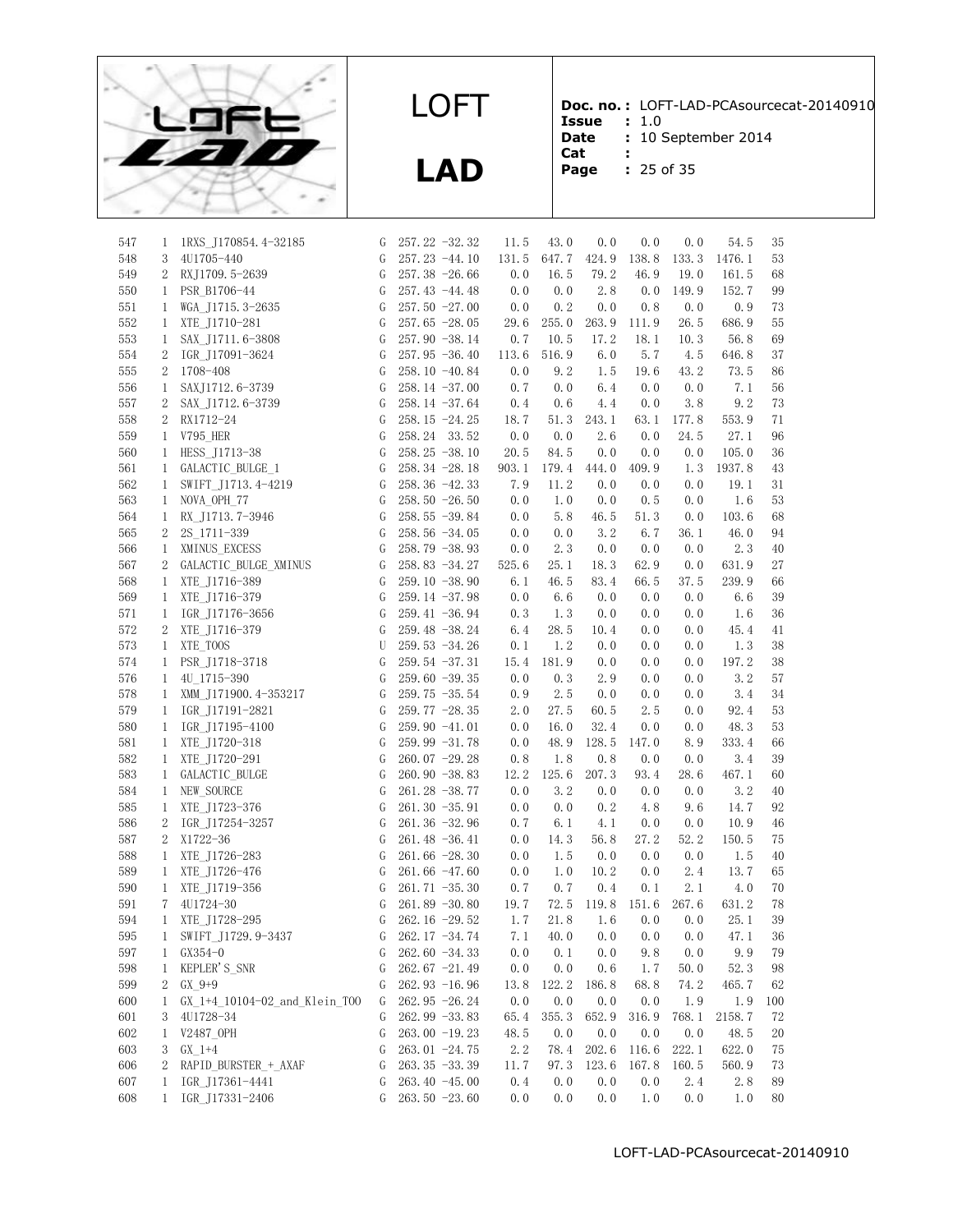| | | | | | | | | | | | | |
|---|---|---|---|---|---|---|---|---|---|---|---|---|
| 547 | 1 | 1RXS_J170854.4-32185 | G | 257.22 | -32.32 | 11.5 | 43.0 | 0.0 | 0.0 | 0.0 | 54.5 | 35 |
| 548 | 3 | 4U1705-440 | G | 257.23 | -44.10 | 131.5 | 647.7 | 424.9 | 138.8 | 133.3 | 1476.1 | 53 |
| 549 | 2 | RXJ1709.5-2639 | G | 257.38 | -26.66 | 0.0 | 16.5 | 79.2 | 46.9 | 19.0 | 161.5 | 68 |
| 550 | 1 | PSR_B1706-44 | G | 257.43 | -44.48 | 0.0 | 0.0 | 2.8 | 0.0 | 149.9 | 152.7 | 99 |
| 551 | 1 | WGA_J1715.3-2635 | G | 257.50 | -27.00 | 0.0 | 0.2 | 0.0 | 0.8 | 0.0 | 0.9 | 73 |
| 552 | 1 | XTE_J1710-281 | G | 257.65 | -28.05 | 29.6 | 255.0 | 263.9 | 111.9 | 26.5 | 686.9 | 55 |
| 553 | 1 | SAX_J1711.6-3808 | G | 257.90 | -38.14 | 0.7 | 10.5 | 17.2 | 18.1 | 10.3 | 56.8 | 69 |
| 554 | 2 | IGR_J17091-3624 | G | 257.95 | -36.40 | 113.6 | 516.9 | 6.0 | 5.7 | 4.5 | 646.8 | 37 |
| 555 | 2 | 1708-408 | G | 258.10 | -40.84 | 0.0 | 9.2 | 1.5 | 19.6 | 43.2 | 73.5 | 86 |
| 556 | 1 | SAXJ1712.6-3739 | G | 258.14 | -37.00 | 0.7 | 0.0 | 6.4 | 0.0 | 0.0 | 7.1 | 56 |
| 557 | 2 | SAX_J1712.6-3739 | G | 258.14 | -37.64 | 0.4 | 0.6 | 4.4 | 0.0 | 3.8 | 9.2 | 73 |
| 558 | 2 | RX1712-24 | G | 258.15 | -24.25 | 18.7 | 51.3 | 243.1 | 63.1 | 177.8 | 553.9 | 71 |
| 559 | 1 | V795_HER | G | 258.24 | 33.52 | 0.0 | 0.0 | 2.6 | 0.0 | 24.5 | 27.1 | 96 |
| 560 | 1 | HESS_J1713-38 | G | 258.25 | -38.10 | 20.5 | 84.5 | 0.0 | 0.0 | 0.0 | 105.0 | 36 |
| 561 | 1 | GALACTIC_BULGE_1 | G | 258.34 | -28.18 | 903.1 | 179.4 | 444.0 | 409.9 | 1.3 | 1937.8 | 43 |
| 562 | 1 | SWIFT_J1713.4-4219 | G | 258.36 | -42.33 | 7.9 | 11.2 | 0.0 | 0.0 | 0.0 | 19.1 | 31 |
| 563 | 1 | NOVA_OPH_77 | G | 258.50 | -26.50 | 0.0 | 1.0 | 0.0 | 0.5 | 0.0 | 1.6 | 53 |
| 564 | 1 | RX_J1713.7-3946 | G | 258.55 | -39.84 | 0.0 | 5.8 | 46.5 | 51.3 | 0.0 | 103.6 | 68 |
| 565 | 2 | 2S_1711-339 | G | 258.56 | -34.05 | 0.0 | 0.0 | 3.2 | 6.7 | 36.1 | 46.0 | 94 |
| 566 | 1 | XMINUS_EXCESS | G | 258.79 | -38.93 | 0.0 | 2.3 | 0.0 | 0.0 | 0.0 | 2.3 | 40 |
| 567 | 2 | GALACTIC_BULGE_XMINUS | G | 258.83 | -34.27 | 525.6 | 25.1 | 18.3 | 62.9 | 0.0 | 631.9 | 27 |
| 568 | 1 | XTE_J1716-389 | G | 259.10 | -38.90 | 6.1 | 46.5 | 83.4 | 66.5 | 37.5 | 239.9 | 66 |
| 569 | 1 | XTE_J1716-379 | G | 259.14 | -37.98 | 0.0 | 6.6 | 0.0 | 0.0 | 0.0 | 6.6 | 39 |
| 571 | 1 | IGR_J17176-3656 | G | 259.41 | -36.94 | 0.3 | 1.3 | 0.0 | 0.0 | 0.0 | 1.6 | 36 |
| 572 | 2 | XTE_J1716-379 | G | 259.48 | -38.24 | 6.4 | 28.5 | 10.4 | 0.0 | 0.0 | 45.4 | 41 |
| 573 | 1 | XTE_TOOS | U | 259.53 | -34.26 | 0.1 | 1.2 | 0.0 | 0.0 | 0.0 | 1.3 | 38 |
| 574 | 1 | PSR_J1718-3718 | G | 259.54 | -37.31 | 15.4 | 181.9 | 0.0 | 0.0 | 0.0 | 197.2 | 38 |
| 576 | 1 | 4U_1715-390 | G | 259.60 | -39.35 | 0.0 | 0.3 | 2.9 | 0.0 | 0.0 | 3.2 | 57 |
| 578 | 1 | XMM_J171900.4-353217 | G | 259.75 | -35.54 | 0.9 | 2.5 | 0.0 | 0.0 | 0.0 | 3.4 | 34 |
| 579 | 1 | IGR_J17191-2821 | G | 259.77 | -28.35 | 2.0 | 27.5 | 60.5 | 2.5 | 0.0 | 92.4 | 53 |
| 580 | 1 | IGR_J17195-4100 | G | 259.90 | -41.01 | 0.0 | 16.0 | 32.4 | 0.0 | 0.0 | 48.3 | 53 |
| 581 | 1 | XTE_J1720-318 | G | 259.99 | -31.78 | 0.0 | 48.9 | 128.5 | 147.0 | 8.9 | 333.4 | 66 |
| 582 | 1 | XTE_J1720-291 | G | 260.07 | -29.28 | 0.8 | 1.8 | 0.8 | 0.0 | 0.0 | 3.4 | 39 |
| 583 | 1 | GALACTIC_BULGE | G | 260.90 | -38.83 | 12.2 | 125.6 | 207.3 | 93.4 | 28.6 | 467.1 | 60 |
| 584 | 1 | NEW_SOURCE | G | 261.28 | -38.77 | 0.0 | 3.2 | 0.0 | 0.0 | 0.0 | 3.2 | 40 |
| 585 | 1 | XTE_J1723-376 | G | 261.30 | -35.91 | 0.0 | 0.0 | 0.2 | 4.8 | 9.6 | 14.7 | 92 |
| 586 | 2 | IGR_J17254-3257 | G | 261.36 | -32.96 | 0.7 | 6.1 | 4.1 | 0.0 | 0.0 | 10.9 | 46 |
| 587 | 2 | X1722-36 | G | 261.48 | -36.41 | 0.0 | 14.3 | 56.8 | 27.2 | 52.2 | 150.5 | 75 |
| 588 | 1 | XTE_J1726-283 | G | 261.66 | -28.30 | 0.0 | 1.5 | 0.0 | 0.0 | 0.0 | 1.5 | 40 |
| 589 | 1 | XTE_J1726-476 | G | 261.66 | -47.60 | 0.0 | 1.0 | 10.2 | 0.0 | 2.4 | 13.7 | 65 |
| 590 | 1 | XTE_J1719-356 | G | 261.71 | -35.30 | 0.7 | 0.7 | 0.4 | 0.1 | 2.1 | 4.0 | 70 |
| 591 | 7 | 4U1724-30 | G | 261.89 | -30.80 | 19.7 | 72.5 | 119.8 | 151.6 | 267.6 | 631.2 | 78 |
| 594 | 1 | XTE_J1728-295 | G | 262.16 | -29.52 | 1.7 | 21.8 | 1.6 | 0.0 | 0.0 | 25.1 | 39 |
| 595 | 1 | SWIFT_J1729.9-3437 | G | 262.17 | -34.74 | 7.1 | 40.0 | 0.0 | 0.0 | 0.0 | 47.1 | 36 |
| 597 | 1 | GX354-0 | G | 262.60 | -34.33 | 0.0 | 0.1 | 0.0 | 9.8 | 0.0 | 9.9 | 79 |
| 598 | 1 | KEPLER'S_SNR | G | 262.67 | -21.49 | 0.0 | 0.0 | 0.6 | 1.7 | 50.0 | 52.3 | 98 |
| 599 | 2 | GX_9+9 | G | 262.93 | -16.96 | 13.8 | 122.2 | 186.8 | 68.8 | 74.2 | 465.7 | 62 |
| 600 | 1 | GX_1+4_10104-02_and_Klein_TOO | G | 262.95 | -26.24 | 0.0 | 0.0 | 0.0 | 0.0 | 1.9 | 1.9 | 100 |
| 601 | 3 | 4U1728-34 | G | 262.99 | -33.83 | 65.4 | 355.3 | 652.9 | 316.9 | 768.1 | 2158.7 | 72 |
| 602 | 1 | V2487_OPH | G | 263.00 | -19.23 | 48.5 | 0.0 | 0.0 | 0.0 | 0.0 | 48.5 | 20 |
| 603 | 3 | GX_1+4 | G | 263.01 | -24.75 | 2.2 | 78.4 | 202.6 | 116.6 | 222.1 | 622.0 | 75 |
| 606 | 2 | RAPID_BURSTER_+_AXAF | G | 263.35 | -33.39 | 11.7 | 97.3 | 123.6 | 167.8 | 160.5 | 560.9 | 73 |
| 607 | 1 | IGR_J17361-4441 | G | 263.40 | -45.00 | 0.4 | 0.0 | 0.0 | 0.0 | 2.4 | 2.8 | 89 |
| 608 | 1 | IGR_J17331-2406 | G | 263.50 | -23.60 | 0.0 | 0.0 | 0.0 | 1.0 | 0.0 | 1.0 | 80 |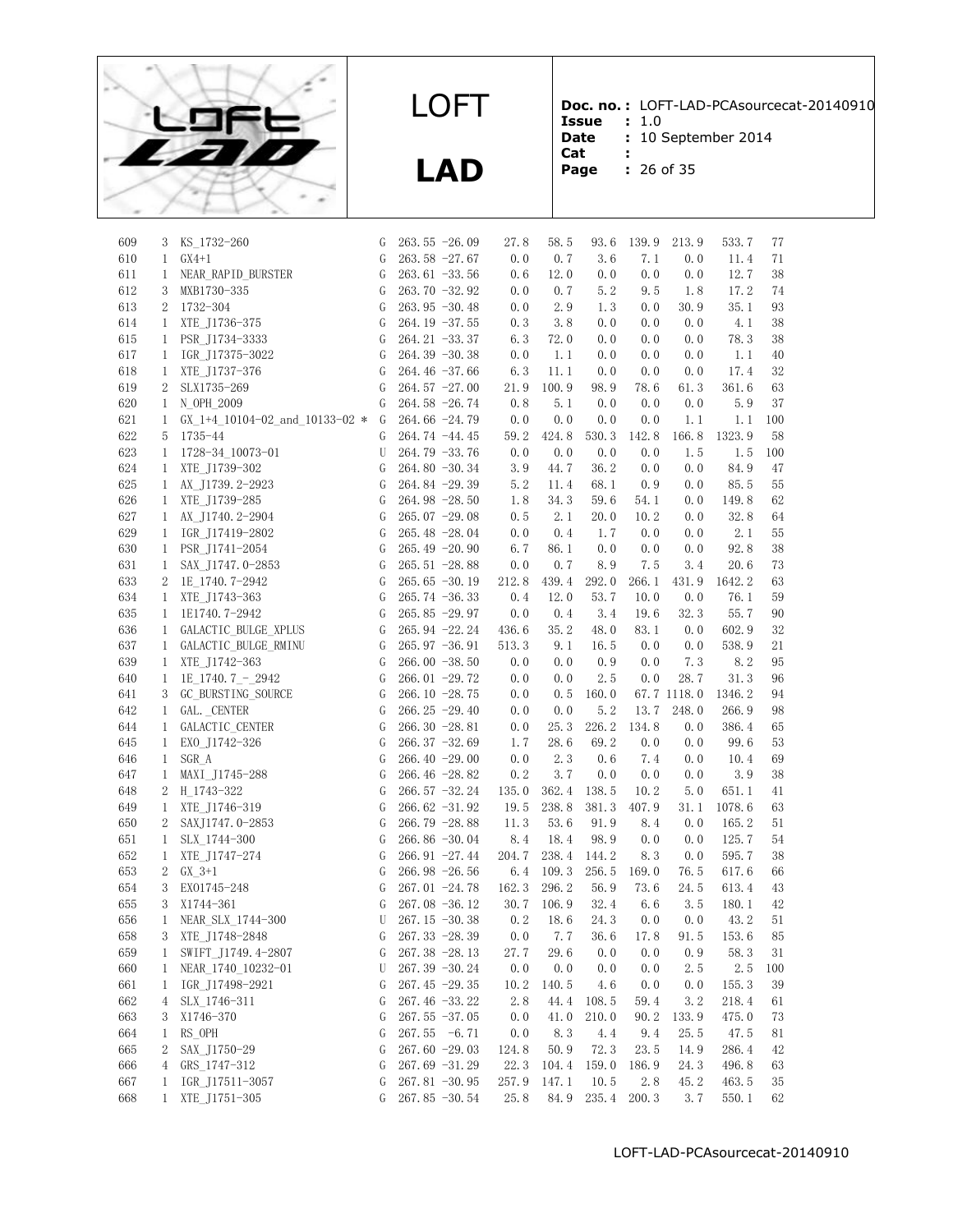| | | | | | | | | | | | | |
|---|---|---|---|---|---|---|---|---|---|---|---|---|
| 609 | 3 | KS_1732-260 | G | 263.55 | -26.09 | 27.8 | 58.5 | 93.6 | 139.9 | 213.9 | 533.7 | 77 |
| 610 | 1 | GX4+1 | G | 263.58 | -27.67 | 0.0 | 0.7 | 3.6 | 7.1 | 0.0 | 11.4 | 71 |
| 611 | 1 | NEAR_RAPID_BURSTER | G | 263.61 | -33.56 | 0.6 | 12.0 | 0.0 | 0.0 | 0.0 | 12.7 | 38 |
| 612 | 3 | MXB1730-335 | G | 263.70 | -32.92 | 0.0 | 0.7 | 5.2 | 9.5 | 1.8 | 17.2 | 74 |
| 613 | 2 | 1732-304 | G | 263.95 | -30.48 | 0.0 | 2.9 | 1.3 | 0.0 | 30.9 | 35.1 | 93 |
| 614 | 1 | XTE_J1736-375 | G | 264.19 | -37.55 | 0.3 | 3.8 | 0.0 | 0.0 | 0.0 | 4.1 | 38 |
| 615 | 1 | PSR_J1734-3333 | G | 264.21 | -33.37 | 6.3 | 72.0 | 0.0 | 0.0 | 0.0 | 78.3 | 38 |
| 617 | 1 | IGR_J17375-3022 | G | 264.39 | -30.38 | 0.0 | 1.1 | 0.0 | 0.0 | 0.0 | 1.1 | 40 |
| 618 | 1 | XTE_J1737-376 | G | 264.46 | -37.66 | 6.3 | 11.1 | 0.0 | 0.0 | 0.0 | 17.4 | 32 |
| 619 | 2 | SLX1735-269 | G | 264.57 | -27.00 | 21.9 | 100.9 | 98.9 | 78.6 | 61.3 | 361.6 | 63 |
| 620 | 1 | N_OPH_2009 | G | 264.58 | -26.74 | 0.8 | 5.1 | 0.0 | 0.0 | 0.0 | 5.9 | 37 |
| 621 | 1 | GX_1+4_10104-02_and_10133-02 * | G | 264.66 | -24.79 | 0.0 | 0.0 | 0.0 | 0.0 | 1.1 | 1.1 | 100 |
| 622 | 5 | 1735-44 | G | 264.74 | -44.45 | 59.2 | 424.8 | 530.3 | 142.8 | 166.8 | 1323.9 | 58 |
| 623 | 1 | 1728-34_10073-01 | U | 264.79 | -33.76 | 0.0 | 0.0 | 0.0 | 0.0 | 1.5 | 1.5 | 100 |
| 624 | 1 | XTE_J1739-302 | G | 264.80 | -30.34 | 3.9 | 44.7 | 36.2 | 0.0 | 0.0 | 84.9 | 47 |
| 625 | 1 | AX_J1739.2-2923 | G | 264.84 | -29.39 | 5.2 | 11.4 | 68.1 | 0.9 | 0.0 | 85.5 | 55 |
| 626 | 1 | XTE_J1739-285 | G | 264.98 | -28.50 | 1.8 | 34.3 | 59.6 | 54.1 | 0.0 | 149.8 | 62 |
| 627 | 1 | AX_J1740.2-2904 | G | 265.07 | -29.08 | 0.5 | 2.1 | 20.0 | 10.2 | 0.0 | 32.8 | 64 |
| 629 | 1 | IGR_J17419-2802 | G | 265.48 | -28.04 | 0.0 | 0.4 | 1.7 | 0.0 | 0.0 | 2.1 | 55 |
| 630 | 1 | PSR_J1741-2054 | G | 265.49 | -20.90 | 6.7 | 86.1 | 0.0 | 0.0 | 0.0 | 92.8 | 38 |
| 631 | 1 | SAX_J1747.0-2853 | G | 265.51 | -28.88 | 0.0 | 0.7 | 8.9 | 7.5 | 3.4 | 20.6 | 73 |
| 633 | 2 | 1E_1740.7-2942 | G | 265.65 | -30.19 | 212.8 | 439.4 | 292.0 | 266.1 | 431.9 | 1642.2 | 63 |
| 634 | 1 | XTE_J1743-363 | G | 265.74 | -36.33 | 0.4 | 12.0 | 53.7 | 10.0 | 0.0 | 76.1 | 59 |
| 635 | 1 | 1E1740.7-2942 | G | 265.85 | -29.97 | 0.0 | 0.4 | 3.4 | 19.6 | 32.3 | 55.7 | 90 |
| 636 | 1 | GALACTIC_BULGE_XPLUS | G | 265.94 | -22.24 | 436.6 | 35.2 | 48.0 | 83.1 | 0.0 | 602.9 | 32 |
| 637 | 1 | GALACTIC_BULGE_RMINU | G | 265.97 | -36.91 | 513.3 | 9.1 | 16.5 | 0.0 | 0.0 | 538.9 | 21 |
| 639 | 1 | XTE_J1742-363 | G | 266.00 | -38.50 | 0.0 | 0.0 | 0.9 | 0.0 | 7.3 | 8.2 | 95 |
| 640 | 1 | 1E_1740.7_-_2942 | G | 266.01 | -29.72 | 0.0 | 0.0 | 2.5 | 0.0 | 28.7 | 31.3 | 96 |
| 641 | 3 | GC_BURSTING_SOURCE | G | 266.10 | -28.75 | 0.0 | 0.5 | 160.0 | 67.7 | 1118.0 | 1346.2 | 94 |
| 642 | 1 | GAL._CENTER | G | 266.25 | -29.40 | 0.0 | 0.0 | 5.2 | 13.7 | 248.0 | 266.9 | 98 |
| 644 | 1 | GALACTIC_CENTER | G | 266.30 | -28.81 | 0.0 | 25.3 | 226.2 | 134.8 | 0.0 | 386.4 | 65 |
| 645 | 1 | EXO_J1742-326 | G | 266.37 | -32.69 | 1.7 | 28.6 | 69.2 | 0.0 | 0.0 | 99.6 | 53 |
| 646 | 1 | SGR_A | G | 266.40 | -29.00 | 0.0 | 2.3 | 0.6 | 7.4 | 0.0 | 10.4 | 69 |
| 647 | 1 | MAXI_J1745-288 | G | 266.46 | -28.82 | 0.2 | 3.7 | 0.0 | 0.0 | 0.0 | 3.9 | 38 |
| 648 | 2 | H_1743-322 | G | 266.57 | -32.24 | 135.0 | 362.4 | 138.5 | 10.2 | 5.0 | 651.1 | 41 |
| 649 | 1 | XTE_J1746-319 | G | 266.62 | -31.92 | 19.5 | 238.8 | 381.3 | 407.9 | 31.1 | 1078.6 | 63 |
| 650 | 2 | SAXJ1747.0-2853 | G | 266.79 | -28.88 | 11.3 | 53.6 | 91.9 | 8.4 | 0.0 | 165.2 | 51 |
| 651 | 1 | SLX_1744-300 | G | 266.86 | -30.04 | 8.4 | 18.4 | 98.9 | 0.0 | 0.0 | 125.7 | 54 |
| 652 | 1 | XTE_J1747-274 | G | 266.91 | -27.44 | 204.7 | 238.4 | 144.2 | 8.3 | 0.0 | 595.7 | 38 |
| 653 | 2 | GX_3+1 | G | 266.98 | -26.56 | 6.4 | 109.3 | 256.5 | 169.0 | 76.5 | 617.6 | 66 |
| 654 | 3 | EXO1745-248 | G | 267.01 | -24.78 | 162.3 | 296.2 | 56.9 | 73.6 | 24.5 | 613.4 | 43 |
| 655 | 3 | X1744-361 | G | 267.08 | -36.12 | 30.7 | 106.9 | 32.4 | 6.6 | 3.5 | 180.1 | 42 |
| 656 | 1 | NEAR_SLX_1744-300 | U | 267.15 | -30.38 | 0.2 | 18.6 | 24.3 | 0.0 | 0.0 | 43.2 | 51 |
| 658 | 3 | XTE_J1748-2848 | G | 267.33 | -28.39 | 0.0 | 7.7 | 36.6 | 17.8 | 91.5 | 153.6 | 85 |
| 659 | 1 | SWIFT_J1749.4-2807 | G | 267.38 | -28.13 | 27.7 | 29.6 | 0.0 | 0.0 | 0.9 | 58.3 | 31 |
| 660 | 1 | NEAR_1740_10232-01 | U | 267.39 | -30.24 | 0.0 | 0.0 | 0.0 | 0.0 | 2.5 | 2.5 | 100 |
| 661 | 1 | IGR_J17498-2921 | G | 267.45 | -29.35 | 10.2 | 140.5 | 4.6 | 0.0 | 0.0 | 155.3 | 39 |
| 662 | 4 | SLX_1746-311 | G | 267.46 | -33.22 | 2.8 | 44.4 | 108.5 | 59.4 | 3.2 | 218.4 | 61 |
| 663 | 3 | X1746-370 | G | 267.55 | -37.05 | 0.0 | 41.0 | 210.0 | 90.2 | 133.9 | 475.0 | 73 |
| 664 | 1 | RS_OPH | G | 267.55 | -6.71 | 0.0 | 8.3 | 4.4 | 9.4 | 25.5 | 47.5 | 81 |
| 665 | 2 | SAX_J1750-29 | G | 267.60 | -29.03 | 124.8 | 50.9 | 72.3 | 23.5 | 14.9 | 286.4 | 42 |
| 666 | 4 | GRS_1747-312 | G | 267.69 | -31.29 | 22.3 | 104.4 | 159.0 | 186.9 | 24.3 | 496.8 | 63 |
| 667 | 1 | IGR_J17511-3057 | G | 267.81 | -30.95 | 257.9 | 147.1 | 10.5 | 2.8 | 45.2 | 463.5 | 35 |
| 668 | 1 | XTE_J1751-305 | G | 267.85 | -30.54 | 25.8 | 84.9 | 235.4 | 200.3 | 3.7 | 550.1 | 62 |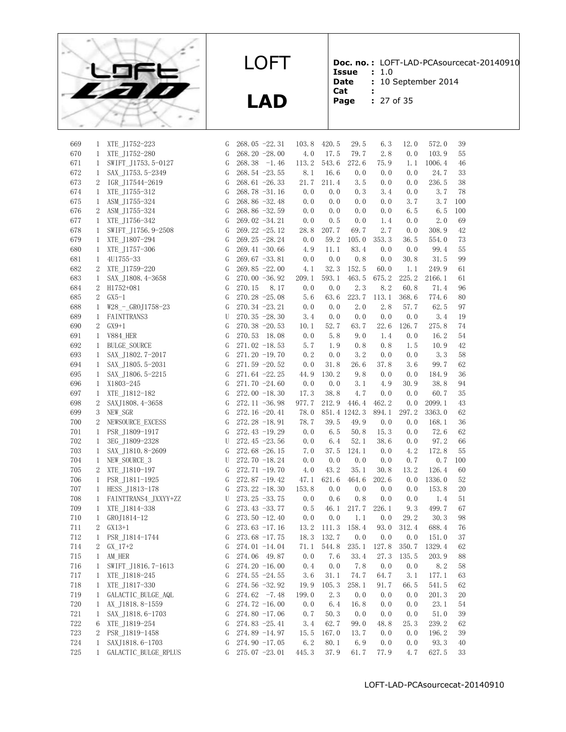| | | | | | | | | | | | | |
|---|---|---|---|---|---|---|---|---|---|---|---|---|
| 669 | 1 | XTE_J1752-223 | G | 268.05 | -22.31 | 103.8 | 420.5 | 29.5 | 6.3 | 12.0 | 572.0 | 39 |
| 670 | 1 | XTE_J1752-280 | G | 268.20 | -28.00 | 4.0 | 17.5 | 79.7 | 2.8 | 0.0 | 103.9 | 55 |
| 671 | 1 | SWIFT_J1753.5-0127 | G | 268.38 | -1.46 | 113.2 | 543.6 | 272.6 | 75.9 | 1.1 | 1006.4 | 46 |
| 672 | 1 | SAX_J1753.5-2349 | G | 268.54 | -23.55 | 8.1 | 16.6 | 0.0 | 0.0 | 0.0 | 24.7 | 33 |
| 673 | 2 | IGR_J17544-2619 | G | 268.61 | -26.33 | 21.7 | 211.4 | 3.5 | 0.0 | 0.0 | 236.5 | 38 |
| 674 | 1 | XTE_J1755-312 | G | 268.78 | -31.16 | 0.0 | 0.0 | 0.3 | 3.4 | 0.0 | 3.7 | 78 |
| 675 | 1 | ASM_J1755-324 | G | 268.86 | -32.48 | 0.0 | 0.0 | 0.0 | 0.0 | 3.7 | 3.7 | 100 |
| 676 | 2 | ASM_J1755-324 | G | 268.86 | -32.59 | 0.0 | 0.0 | 0.0 | 0.0 | 6.5 | 6.5 | 100 |
| 677 | 1 | XTE_J1756-342 | G | 269.02 | -34.21 | 0.0 | 0.5 | 0.0 | 1.4 | 0.0 | 2.0 | 69 |
| 678 | 1 | SWIFT_J1756.9-2508 | G | 269.22 | -25.12 | 28.8 | 207.7 | 69.7 | 2.7 | 0.0 | 308.9 | 42 |
| 679 | 1 | XTE_J1807-294 | G | 269.25 | -28.24 | 0.0 | 59.2 | 105.0 | 353.3 | 36.5 | 554.0 | 73 |
| 680 | 1 | XTE_J1757-306 | G | 269.41 | -30.66 | 4.9 | 11.1 | 83.4 | 0.0 | 0.0 | 99.4 | 55 |
| 681 | 1 | 4U1755-33 | G | 269.67 | -33.81 | 0.0 | 0.0 | 0.8 | 0.0 | 30.8 | 31.5 | 99 |
| 682 | 2 | XTE_J1759-220 | G | 269.85 | -22.00 | 4.1 | 32.3 | 152.5 | 60.0 | 1.1 | 249.9 | 61 |
| 683 | 1 | SAX_J1808.4-3658 | G | 270.00 | -36.92 | 209.1 | 593.1 | 463.5 | 675.2 | 225.2 | 2166.1 | 61 |
| 684 | 2 | H1752+081 | G | 270.15 | 8.17 | 0.0 | 0.0 | 2.3 | 8.2 | 60.8 | 71.4 | 96 |
| 685 | 2 | GX5-1 | G | 270.28 | -25.08 | 5.6 | 63.6 | 223.7 | 113.1 | 368.6 | 774.6 | 80 |
| 688 | 1 | W28_-_GROJ1758-23 | G | 270.34 | -23.21 | 0.0 | 0.0 | 2.0 | 2.8 | 57.7 | 62.5 | 97 |
| 689 | 1 | FAINTTRANS3 | U | 270.35 | -28.30 | 3.4 | 0.0 | 0.0 | 0.0 | 0.0 | 3.4 | 19 |
| 690 | 2 | GX9+1 | G | 270.38 | -20.53 | 10.1 | 52.7 | 63.7 | 22.6 | 126.7 | 275.8 | 74 |
| 691 | 1 | V884_HER | G | 270.53 | 18.08 | 0.0 | 5.8 | 9.0 | 1.4 | 0.0 | 16.2 | 54 |
| 692 | 1 | BULGE_SOURCE | G | 271.02 | -18.53 | 5.7 | 1.9 | 0.8 | 0.8 | 1.5 | 10.9 | 42 |
| 693 | 1 | SAX_J1802.7-2017 | G | 271.20 | -19.70 | 0.2 | 0.0 | 3.2 | 0.0 | 0.0 | 3.3 | 58 |
| 694 | 1 | SAX_J1805.5-2031 | G | 271.59 | -20.52 | 0.0 | 31.8 | 26.6 | 37.8 | 3.6 | 99.7 | 62 |
| 695 | 1 | SAX_J1806.5-2215 | G | 271.64 | -22.25 | 44.9 | 130.2 | 9.8 | 0.0 | 0.0 | 184.9 | 36 |
| 696 | 1 | X1803-245 | G | 271.70 | -24.60 | 0.0 | 0.0 | 3.1 | 4.9 | 30.9 | 38.8 | 94 |
| 697 | 1 | XTE_J1812-182 | G | 272.00 | -18.30 | 17.3 | 38.8 | 4.7 | 0.0 | 0.0 | 60.7 | 35 |
| 698 | 2 | SAXJ1808.4-3658 | G | 272.11 | -36.98 | 977.7 | 212.9 | 446.4 | 462.2 | 0.0 | 2099.1 | 43 |
| 699 | 3 | NEW_SGR | G | 272.16 | -20.41 | 78.0 | 851.4 | 1242.3 | 894.1 | 297.2 | 3363.0 | 62 |
| 700 | 2 | NEWSOURCE_EXCESS | G | 272.28 | -18.91 | 78.7 | 39.5 | 49.9 | 0.0 | 0.0 | 168.1 | 36 |
| 701 | 1 | PSR_J1809-1917 | G | 272.43 | -19.29 | 0.0 | 6.5 | 50.8 | 15.3 | 0.0 | 72.6 | 62 |
| 702 | 1 | 3EG_J1809-2328 | U | 272.45 | -23.56 | 0.0 | 6.4 | 52.1 | 38.6 | 0.0 | 97.2 | 66 |
| 703 | 1 | SAX_J1810.8-2609 | G | 272.68 | -26.15 | 7.0 | 37.5 | 124.1 | 0.0 | 4.2 | 172.8 | 55 |
| 704 | 1 | NEW_SOURCE_3 | U | 272.70 | -18.24 | 0.0 | 0.0 | 0.0 | 0.0 | 0.7 | 0.7 | 100 |
| 705 | 2 | XTE_J1810-197 | G | 272.71 | -19.70 | 4.0 | 43.2 | 35.1 | 30.8 | 13.2 | 126.4 | 60 |
| 706 | 1 | PSR_J1811-1925 | G | 272.87 | -19.42 | 47.1 | 621.6 | 464.6 | 202.6 | 0.0 | 1336.0 | 52 |
| 707 | 1 | HESS_J1813-178 | G | 273.22 | -18.30 | 153.8 | 0.0 | 0.0 | 0.0 | 0.0 | 153.8 | 20 |
| 708 | 1 | FAINTTRANS4_JXXYY+ZZ | U | 273.25 | -33.75 | 0.0 | 0.6 | 0.8 | 0.0 | 0.0 | 1.4 | 51 |
| 709 | 1 | XTE_J1814-338 | G | 273.43 | -33.77 | 0.5 | 46.1 | 217.7 | 226.1 | 9.3 | 499.7 | 67 |
| 710 | 1 | GROJ1814-12 | G | 273.50 | -12.40 | 0.0 | 0.0 | 1.1 | 0.0 | 29.2 | 30.3 | 98 |
| 711 | 2 | GX13+1 | G | 273.63 | -17.16 | 13.2 | 111.3 | 158.4 | 93.0 | 312.4 | 688.4 | 76 |
| 712 | 1 | PSR_J1814-1744 | G | 273.68 | -17.75 | 18.3 | 132.7 | 0.0 | 0.0 | 0.0 | 151.0 | 37 |
| 714 | 2 | GX_17+2 | G | 274.01 | -14.04 | 71.1 | 544.8 | 235.1 | 127.8 | 350.7 | 1329.4 | 62 |
| 715 | 1 | AM_HER | G | 274.06 | 49.87 | 0.0 | 7.6 | 33.4 | 27.3 | 135.5 | 203.9 | 88 |
| 716 | 1 | SWIFT_J1816.7-1613 | G | 274.20 | -16.00 | 0.4 | 0.0 | 7.8 | 0.0 | 0.0 | 8.2 | 58 |
| 717 | 1 | XTE_J1818-245 | G | 274.55 | -24.55 | 3.6 | 31.1 | 74.7 | 64.7 | 3.1 | 177.1 | 63 |
| 718 | 1 | XTE_J1817-330 | G | 274.56 | -32.92 | 19.9 | 105.3 | 258.1 | 91.7 | 66.5 | 541.5 | 62 |
| 719 | 1 | GALACTIC_BULGE_AQL | G | 274.62 | -7.48 | 199.0 | 2.3 | 0.0 | 0.0 | 0.0 | 201.3 | 20 |
| 720 | 1 | AX_J1818.8-1559 | G | 274.72 | -16.00 | 0.0 | 6.4 | 16.8 | 0.0 | 0.0 | 23.1 | 54 |
| 721 | 1 | SAX_J1818.6-1703 | G | 274.80 | -17.06 | 0.7 | 50.3 | 0.0 | 0.0 | 0.0 | 51.0 | 39 |
| 722 | 6 | XTE_J1819-254 | G | 274.83 | -25.41 | 3.4 | 62.7 | 99.0 | 48.8 | 25.3 | 239.2 | 62 |
| 723 | 2 | PSR_J1819-1458 | G | 274.89 | -14.97 | 15.5 | 167.0 | 13.7 | 0.0 | 0.0 | 196.2 | 39 |
| 724 | 1 | SAXJ1818.6-1703 | G | 274.90 | -17.05 | 6.2 | 80.1 | 6.9 | 0.0 | 0.0 | 93.3 | 40 |
| 725 | 1 | GALACTIC_BULGE_RPLUS | G | 275.07 | -23.01 | 445.3 | 37.9 | 61.7 | 77.9 | 4.7 | 627.5 | 33 |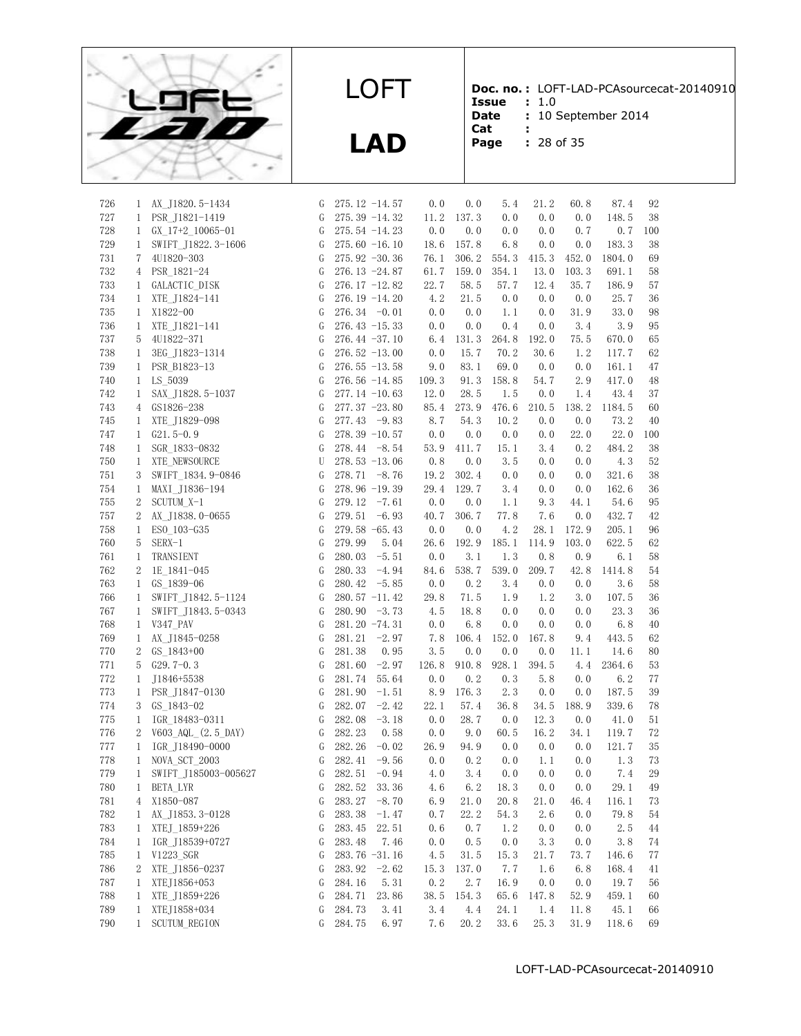| | | | | | | | | | | | | |
|---|---|---|---|---|---|---|---|---|---|---|---|---|
| 726 | 1 | AX_J1820.5-1434 | G | 275.12 | -14.57 | 0.0 | 0.0 | 5.4 | 21.2 | 60.8 | 87.4 | 92 |
| 727 | 1 | PSR_J1821-1419 | G | 275.39 | -14.32 | 11.2 | 137.3 | 0.0 | 0.0 | 0.0 | 148.5 | 38 |
| 728 | 1 | GX_17+2_10065-01 | G | 275.54 | -14.23 | 0.0 | 0.0 | 0.0 | 0.0 | 0.7 | 0.7 | 100 |
| 729 | 1 | SWIFT_J1822.3-1606 | G | 275.60 | -16.10 | 18.6 | 157.8 | 6.8 | 0.0 | 0.0 | 183.3 | 38 |
| 731 | 7 | 4U1820-303 | G | 275.92 | -30.36 | 76.1 | 306.2 | 554.3 | 415.3 | 452.0 | 1804.0 | 69 |
| 732 | 4 | PSR_1821-24 | G | 276.13 | -24.87 | 61.7 | 159.0 | 354.1 | 13.0 | 103.3 | 691.1 | 58 |
| 733 | 1 | GALACTIC_DISK | G | 276.17 | -12.82 | 22.7 | 58.5 | 57.7 | 12.4 | 35.7 | 186.9 | 57 |
| 734 | 1 | XTE_J1824-141 | G | 276.19 | -14.20 | 4.2 | 21.5 | 0.0 | 0.0 | 0.0 | 25.7 | 36 |
| 735 | 1 | X1822-00 | G | 276.34 | -0.01 | 0.0 | 0.0 | 1.1 | 0.0 | 31.9 | 33.0 | 98 |
| 736 | 1 | XTE_J1821-141 | G | 276.43 | -15.33 | 0.0 | 0.0 | 0.4 | 0.0 | 3.4 | 3.9 | 95 |
| 737 | 5 | 4U1822-371 | G | 276.44 | -37.10 | 6.4 | 131.3 | 264.8 | 192.0 | 75.5 | 670.0 | 65 |
| 738 | 1 | 3EG_J1823-1314 | G | 276.52 | -13.00 | 0.0 | 15.7 | 70.2 | 30.6 | 1.2 | 117.7 | 62 |
| 739 | 1 | PSR_B1823-13 | G | 276.55 | -13.58 | 9.0 | 83.1 | 69.0 | 0.0 | 0.0 | 161.1 | 47 |
| 740 | 1 | LS_5039 | G | 276.56 | -14.85 | 109.3 | 91.3 | 158.8 | 54.7 | 2.9 | 417.0 | 48 |
| 742 | 1 | SAX_J1828.5-1037 | G | 277.14 | -10.63 | 12.0 | 28.5 | 1.5 | 0.0 | 1.4 | 43.4 | 37 |
| 743 | 4 | GS1826-238 | G | 277.37 | -23.80 | 85.4 | 273.9 | 476.6 | 210.5 | 138.2 | 1184.5 | 60 |
| 745 | 1 | XTE_J1829-098 | G | 277.43 | -9.83 | 8.7 | 54.3 | 10.2 | 0.0 | 0.0 | 73.2 | 40 |
| 747 | 1 | G21.5-0.9 | G | 278.39 | -10.57 | 0.0 | 0.0 | 0.0 | 0.0 | 22.0 | 22.0 | 100 |
| 748 | 1 | SGR_1833-0832 | G | 278.44 | -8.54 | 53.9 | 411.7 | 15.1 | 3.4 | 0.2 | 484.2 | 38 |
| 750 | 1 | XTE_NEWSOURCE | U | 278.53 | -13.06 | 0.8 | 0.0 | 3.5 | 0.0 | 0.0 | 4.3 | 52 |
| 751 | 3 | SWIFT_1834.9-0846 | G | 278.71 | -8.76 | 19.2 | 302.4 | 0.0 | 0.0 | 0.0 | 321.6 | 38 |
| 754 | 1 | MAXI_J1836-194 | G | 278.96 | -19.39 | 29.4 | 129.7 | 3.4 | 0.0 | 0.0 | 162.6 | 36 |
| 755 | 2 | SCUTUM_X-1 | G | 279.12 | -7.61 | 0.0 | 0.0 | 1.1 | 9.3 | 44.1 | 54.6 | 95 |
| 757 | 2 | AX_J1838.0-0655 | G | 279.51 | -6.93 | 40.7 | 306.7 | 77.8 | 7.6 | 0.0 | 432.7 | 42 |
| 758 | 1 | ESO_103-G35 | G | 279.58 | -65.43 | 0.0 | 0.0 | 4.2 | 28.1 | 172.9 | 205.1 | 96 |
| 760 | 5 | SERX-1 | G | 279.99 | 5.04 | 26.6 | 192.9 | 185.1 | 114.9 | 103.0 | 622.5 | 62 |
| 761 | 1 | TRANSIENT | G | 280.03 | -5.51 | 0.0 | 3.1 | 1.3 | 0.8 | 0.9 | 6.1 | 58 |
| 762 | 2 | 1E_1841-045 | G | 280.33 | -4.94 | 84.6 | 538.7 | 539.0 | 209.7 | 42.8 | 1414.8 | 54 |
| 763 | 1 | GS_1839-06 | G | 280.42 | -5.85 | 0.0 | 0.2 | 3.4 | 0.0 | 0.0 | 3.6 | 58 |
| 766 | 1 | SWIFT_J1842.5-1124 | G | 280.57 | -11.42 | 29.8 | 71.5 | 1.9 | 1.2 | 3.0 | 107.5 | 36 |
| 767 | 1 | SWIFT_J1843.5-0343 | G | 280.90 | -3.73 | 4.5 | 18.8 | 0.0 | 0.0 | 0.0 | 23.3 | 36 |
| 768 | 1 | V347_PAV | G | 281.20 | -74.31 | 0.0 | 6.8 | 0.0 | 0.0 | 0.0 | 6.8 | 40 |
| 769 | 1 | AX_J1845-0258 | G | 281.21 | -2.97 | 7.8 | 106.4 | 152.0 | 167.8 | 9.4 | 443.5 | 62 |
| 770 | 2 | GS_1843+00 | G | 281.38 | 0.95 | 3.5 | 0.0 | 0.0 | 0.0 | 11.1 | 14.6 | 80 |
| 771 | 5 | G29.7-0.3 | G | 281.60 | -2.97 | 126.8 | 910.8 | 928.1 | 394.5 | 4.4 | 2364.6 | 53 |
| 772 | 1 | J1846+5538 | G | 281.74 | 55.64 | 0.0 | 0.2 | 0.3 | 5.8 | 0.0 | 6.2 | 77 |
| 773 | 1 | PSR_J1847-0130 | G | 281.90 | -1.51 | 8.9 | 176.3 | 2.3 | 0.0 | 0.0 | 187.5 | 39 |
| 774 | 3 | GS_1843-02 | G | 282.07 | -2.42 | 22.1 | 57.4 | 36.8 | 34.5 | 188.9 | 339.6 | 78 |
| 775 | 1 | IGR_18483-0311 | G | 282.08 | -3.18 | 0.0 | 28.7 | 0.0 | 12.3 | 0.0 | 41.0 | 51 |
| 776 | 2 | V603_AQL_(2.5_DAY) | G | 282.23 | 0.58 | 0.0 | 9.0 | 60.5 | 16.2 | 34.1 | 119.7 | 72 |
| 777 | 1 | IGR_J18490-0000 | G | 282.26 | -0.02 | 26.9 | 94.9 | 0.0 | 0.0 | 0.0 | 121.7 | 35 |
| 778 | 1 | NOVA_SCT_2003 | G | 282.41 | -9.56 | 0.0 | 0.2 | 0.0 | 1.1 | 0.0 | 1.3 | 73 |
| 779 | 1 | SWIFT_J185003-005627 | G | 282.51 | -0.94 | 4.0 | 3.4 | 0.0 | 0.0 | 0.0 | 7.4 | 29 |
| 780 | 1 | BETA_LYR | G | 282.52 | 33.36 | 4.6 | 6.2 | 18.3 | 0.0 | 0.0 | 29.1 | 49 |
| 781 | 4 | X1850-087 | G | 283.27 | -8.70 | 6.9 | 21.0 | 20.8 | 21.0 | 46.4 | 116.1 | 73 |
| 782 | 1 | AX_J1853.3-0128 | G | 283.38 | -1.47 | 0.7 | 22.2 | 54.3 | 2.6 | 0.0 | 79.8 | 54 |
| 783 | 1 | XTEJ_1859+226 | G | 283.45 | 22.51 | 0.6 | 0.7 | 1.2 | 0.0 | 0.0 | 2.5 | 44 |
| 784 | 1 | IGR_J18539+0727 | G | 283.48 | 7.46 | 0.0 | 0.5 | 0.0 | 3.3 | 0.0 | 3.8 | 74 |
| 785 | 1 | V1223_SGR | G | 283.76 | -31.16 | 4.5 | 31.5 | 15.3 | 21.7 | 73.7 | 146.6 | 77 |
| 786 | 2 | XTE_J1856-0237 | G | 283.92 | -2.62 | 15.3 | 137.0 | 7.7 | 1.6 | 6.8 | 168.4 | 41 |
| 787 | 1 | XTEJ1856+053 | G | 284.16 | 5.31 | 0.2 | 2.7 | 16.9 | 0.0 | 0.0 | 19.7 | 56 |
| 788 | 1 | XTE_J1859+226 | G | 284.71 | 23.86 | 38.5 | 154.3 | 65.6 | 147.8 | 52.9 | 459.1 | 60 |
| 789 | 1 | XTEJ1858+034 | G | 284.73 | 3.41 | 3.4 | 4.4 | 24.1 | 1.4 | 11.8 | 45.1 | 66 |
| 790 | 1 | SCUTUM_REGION | G | 284.75 | 6.97 | 7.6 | 20.2 | 33.6 | 25.3 | 31.9 | 118.6 | 69 |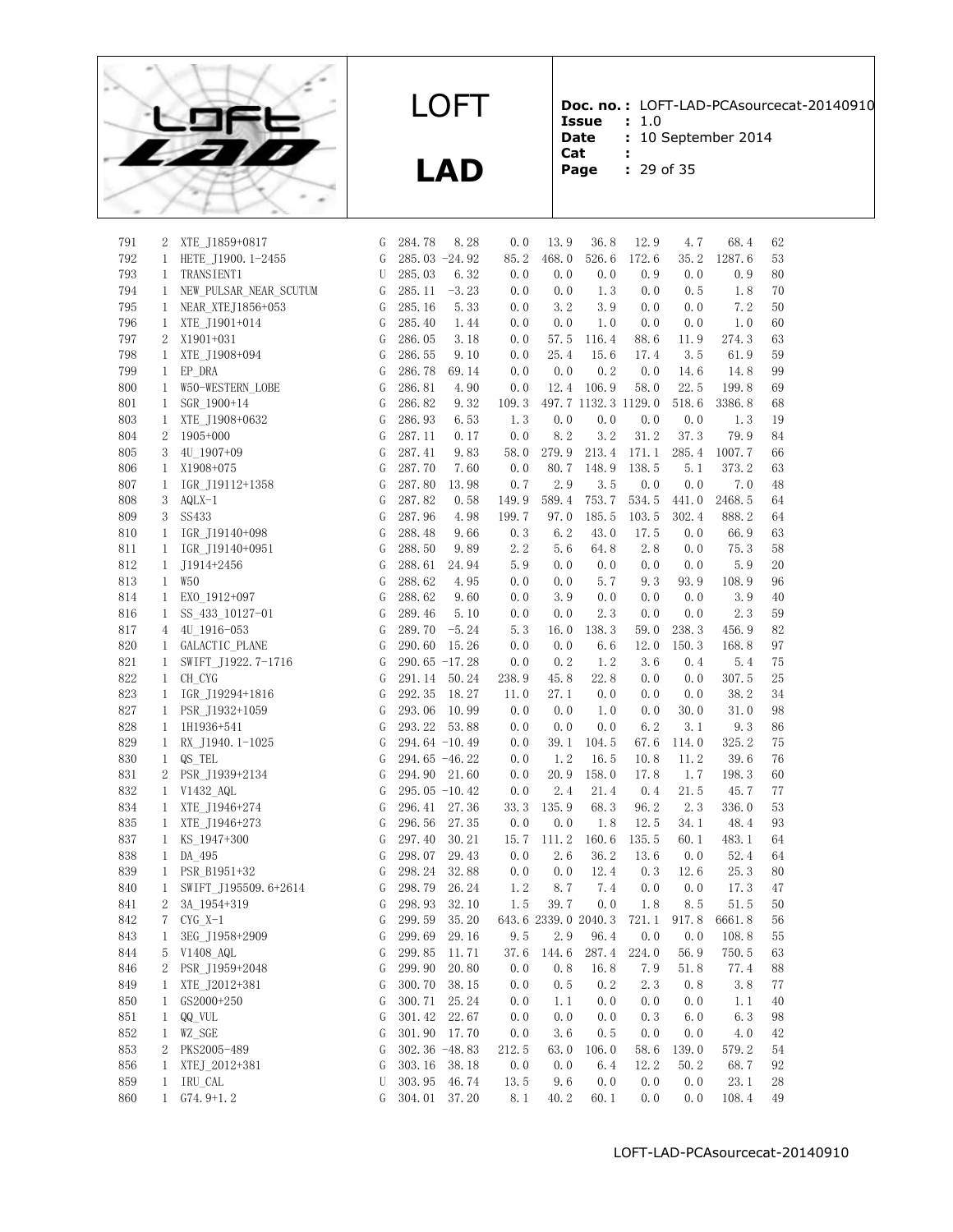| | | | | | | | | | | | | |
|---|---|---|---|---|---|---|---|---|---|---|---|---|
| 791 | 2 | XTE_J1859+0817 | G | 284.78 | 8.28 | 0.0 | 13.9 | 36.8 | 12.9 | 4.7 | 68.4 | 62 |
| 792 | 1 | HETE_J1900.1-2455 | G | 285.03 | -24.92 | 85.2 | 468.0 | 526.6 | 172.6 | 35.2 | 1287.6 | 53 |
| 793 | 1 | TRANSIENT1 | U | 285.03 | 6.32 | 0.0 | 0.0 | 0.0 | 0.9 | 0.0 | 0.9 | 80 |
| 794 | 1 | NEW_PULSAR_NEAR_SCUTUM | G | 285.11 | -3.23 | 0.0 | 0.0 | 1.3 | 0.0 | 0.5 | 1.8 | 70 |
| 795 | 1 | NEAR_XTEJ1856+053 | G | 285.16 | 5.33 | 0.0 | 3.2 | 3.9 | 0.0 | 0.0 | 7.2 | 50 |
| 796 | 1 | XTE_J1901+014 | G | 285.40 | 1.44 | 0.0 | 0.0 | 1.0 | 0.0 | 0.0 | 1.0 | 60 |
| 797 | 2 | X1901+031 | G | 286.05 | 3.18 | 0.0 | 57.5 | 116.4 | 88.6 | 11.9 | 274.3 | 63 |
| 798 | 1 | XTE_J1908+094 | G | 286.55 | 9.10 | 0.0 | 25.4 | 15.6 | 17.4 | 3.5 | 61.9 | 59 |
| 799 | 1 | EP_DRA | G | 286.78 | 69.14 | 0.0 | 0.0 | 0.2 | 0.0 | 14.6 | 14.8 | 99 |
| 800 | 1 | W50-WESTERN_LOBE | G | 286.81 | 4.90 | 0.0 | 12.4 | 106.9 | 58.0 | 22.5 | 199.8 | 69 |
| 801 | 1 | SGR_1900+14 | G | 286.82 | 9.32 | 109.3 | 497.7 | 1132.3 | 1129.0 | 518.6 | 3386.8 | 68 |
| 803 | 1 | XTE_J1908+0632 | G | 286.93 | 6.53 | 1.3 | 0.0 | 0.0 | 0.0 | 0.0 | 1.3 | 19 |
| 804 | 2 | 1905+000 | G | 287.11 | 0.17 | 0.0 | 8.2 | 3.2 | 31.2 | 37.3 | 79.9 | 84 |
| 805 | 3 | 4U_1907+09 | G | 287.41 | 9.83 | 58.0 | 279.9 | 213.4 | 171.1 | 285.4 | 1007.7 | 66 |
| 806 | 1 | X1908+075 | G | 287.70 | 7.60 | 0.0 | 80.7 | 148.9 | 138.5 | 5.1 | 373.2 | 63 |
| 807 | 1 | IGR_J19112+1358 | G | 287.80 | 13.98 | 0.7 | 2.9 | 3.5 | 0.0 | 0.0 | 7.0 | 48 |
| 808 | 3 | AQLX-1 | G | 287.82 | 0.58 | 149.9 | 589.4 | 753.7 | 534.5 | 441.0 | 2468.5 | 64 |
| 809 | 3 | SS433 | G | 287.96 | 4.98 | 199.7 | 97.0 | 185.5 | 103.5 | 302.4 | 888.2 | 64 |
| 810 | 1 | IGR_J19140+098 | G | 288.48 | 9.66 | 0.3 | 6.2 | 43.0 | 17.5 | 0.0 | 66.9 | 63 |
| 811 | 1 | IGR_J19140+0951 | G | 288.50 | 9.89 | 2.2 | 5.6 | 64.8 | 2.8 | 0.0 | 75.3 | 58 |
| 812 | 1 | J1914+2456 | G | 288.61 | 24.94 | 5.9 | 0.0 | 0.0 | 0.0 | 0.0 | 5.9 | 20 |
| 813 | 1 | W50 | G | 288.62 | 4.95 | 0.0 | 0.0 | 5.7 | 9.3 | 93.9 | 108.9 | 96 |
| 814 | 1 | EXO_1912+097 | G | 288.62 | 9.60 | 0.0 | 3.9 | 0.0 | 0.0 | 0.0 | 3.9 | 40 |
| 816 | 1 | SS_433_10127-01 | G | 289.46 | 5.10 | 0.0 | 0.0 | 2.3 | 0.0 | 0.0 | 2.3 | 59 |
| 817 | 4 | 4U_1916-053 | G | 289.70 | -5.24 | 5.3 | 16.0 | 138.3 | 59.0 | 238.3 | 456.9 | 82 |
| 820 | 1 | GALACTIC_PLANE | G | 290.60 | 15.26 | 0.0 | 0.0 | 6.6 | 12.0 | 150.3 | 168.8 | 97 |
| 821 | 1 | SWIFT_J1922.7-1716 | G | 290.65 | -17.28 | 0.0 | 0.2 | 1.2 | 3.6 | 0.4 | 5.4 | 75 |
| 822 | 1 | CH_CYG | G | 291.14 | 50.24 | 238.9 | 45.8 | 22.8 | 0.0 | 0.0 | 307.5 | 25 |
| 823 | 1 | IGR_J19294+1816 | G | 292.35 | 18.27 | 11.0 | 27.1 | 0.0 | 0.0 | 0.0 | 38.2 | 34 |
| 827 | 1 | PSR_J1932+1059 | G | 293.06 | 10.99 | 0.0 | 0.0 | 1.0 | 0.0 | 30.0 | 31.0 | 98 |
| 828 | 1 | 1H1936+541 | G | 293.22 | 53.88 | 0.0 | 0.0 | 0.0 | 6.2 | 3.1 | 9.3 | 86 |
| 829 | 1 | RX_J1940.1-1025 | G | 294.64 | -10.49 | 0.0 | 39.1 | 104.5 | 67.6 | 114.0 | 325.2 | 75 |
| 830 | 1 | QS_TEL | G | 294.65 | -46.22 | 0.0 | 1.2 | 16.5 | 10.8 | 11.2 | 39.6 | 76 |
| 831 | 2 | PSR_J1939+2134 | G | 294.90 | 21.60 | 0.0 | 20.9 | 158.0 | 17.8 | 1.7 | 198.3 | 60 |
| 832 | 1 | V1432_AQL | G | 295.05 | -10.42 | 0.0 | 2.4 | 21.4 | 0.4 | 21.5 | 45.7 | 77 |
| 834 | 1 | XTE_J1946+274 | G | 296.41 | 27.36 | 33.3 | 135.9 | 68.3 | 96.2 | 2.3 | 336.0 | 53 |
| 835 | 1 | XTE_J1946+273 | G | 296.56 | 27.35 | 0.0 | 0.0 | 1.8 | 12.5 | 34.1 | 48.4 | 93 |
| 837 | 1 | KS_1947+300 | G | 297.40 | 30.21 | 15.7 | 111.2 | 160.6 | 135.5 | 60.1 | 483.1 | 64 |
| 838 | 1 | DA_495 | G | 298.07 | 29.43 | 0.0 | 2.6 | 36.2 | 13.6 | 0.0 | 52.4 | 64 |
| 839 | 1 | PSR_B1951+32 | G | 298.24 | 32.88 | 0.0 | 0.0 | 12.4 | 0.3 | 12.6 | 25.3 | 80 |
| 840 | 1 | SWIFT_J195509.6+2614 | G | 298.79 | 26.24 | 1.2 | 8.7 | 7.4 | 0.0 | 0.0 | 17.3 | 47 |
| 841 | 2 | 3A_1954+319 | G | 298.93 | 32.10 | 1.5 | 39.7 | 0.0 | 1.8 | 8.5 | 51.5 | 50 |
| 842 | 7 | CYG_X-1 | G | 299.59 | 35.20 | 643.6 | 2339.0 | 2040.3 | 721.1 | 917.8 | 6661.8 | 56 |
| 843 | 1 | 3EG_J1958+2909 | G | 299.69 | 29.16 | 9.5 | 2.9 | 96.4 | 0.0 | 0.0 | 108.8 | 55 |
| 844 | 5 | V1408_AQL | G | 299.85 | 11.71 | 37.6 | 144.6 | 287.4 | 224.0 | 56.9 | 750.5 | 63 |
| 846 | 2 | PSR_J1959+2048 | G | 299.90 | 20.80 | 0.0 | 0.8 | 16.8 | 7.9 | 51.8 | 77.4 | 88 |
| 849 | 1 | XTE_J2012+381 | G | 300.70 | 38.15 | 0.0 | 0.5 | 0.2 | 2.3 | 0.8 | 3.8 | 77 |
| 850 | 1 | GS2000+250 | G | 300.71 | 25.24 | 0.0 | 1.1 | 0.0 | 0.0 | 0.0 | 1.1 | 40 |
| 851 | 1 | QQ_VUL | G | 301.42 | 22.67 | 0.0 | 0.0 | 0.0 | 0.3 | 6.0 | 6.3 | 98 |
| 852 | 1 | WZ_SGE | G | 301.90 | 17.70 | 0.0 | 3.6 | 0.5 | 0.0 | 0.0 | 4.0 | 42 |
| 853 | 2 | PKS2005-489 | G | 302.36 | -48.83 | 212.5 | 63.0 | 106.0 | 58.6 | 139.0 | 579.2 | 54 |
| 856 | 1 | XTEJ_2012+381 | G | 303.16 | 38.18 | 0.0 | 0.0 | 6.4 | 12.2 | 50.2 | 68.7 | 92 |
| 859 | 1 | IRU_CAL | U | 303.95 | 46.74 | 13.5 | 9.6 | 0.0 | 0.0 | 0.0 | 23.1 | 28 |
| 860 | 1 | G74.9+1.2 | G | 304.01 | 37.20 | 8.1 | 40.2 | 60.1 | 0.0 | 0.0 | 108.4 | 49 |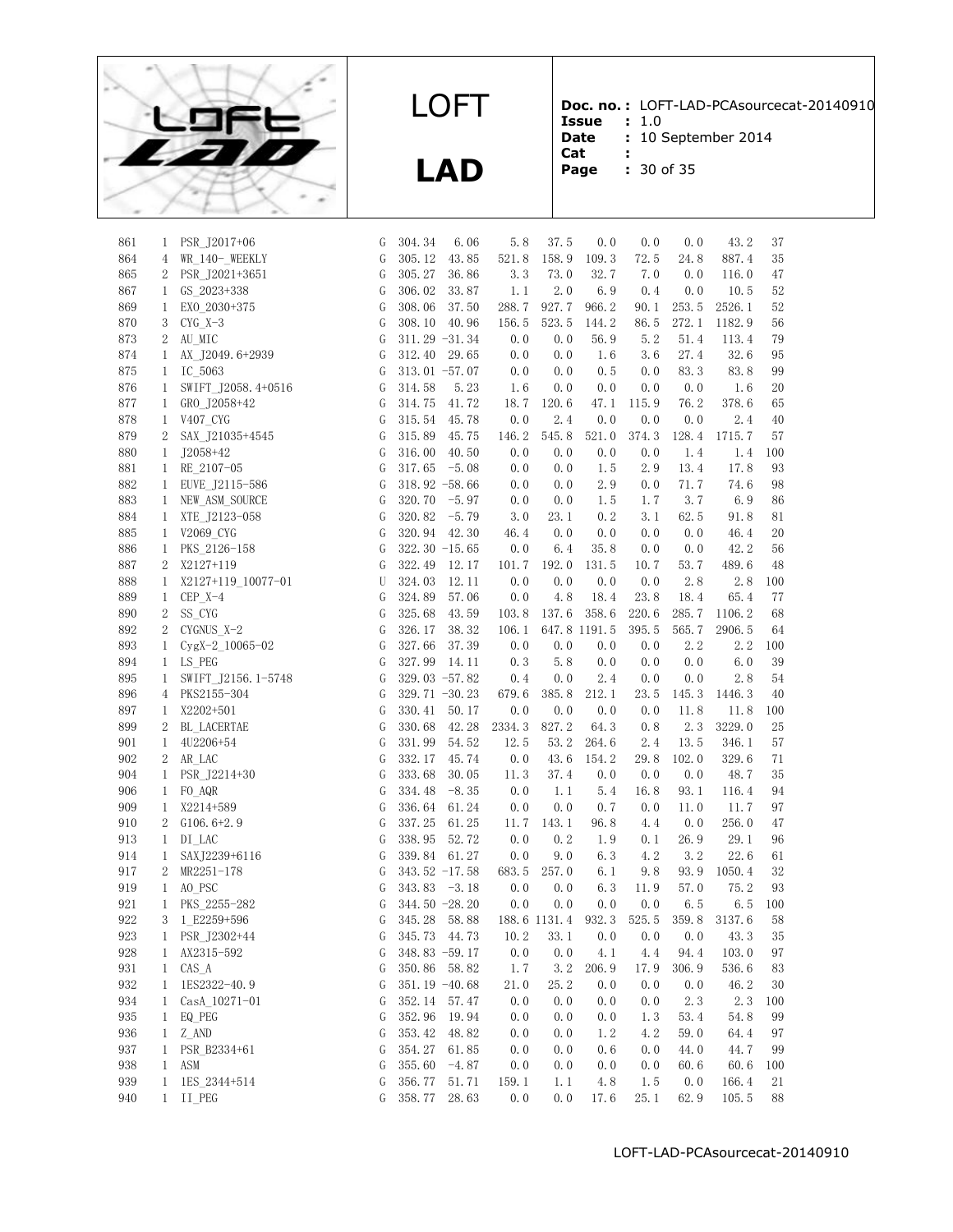| | | | | | | | | | | | | | |
|---|---|---|---|---|---|---|---|---|---|---|---|---|---|
| 861 | 1 | PSR_J2017+06 | G | 304.34 | 6.06 | 5.8 | 37.5 | 0.0 | 0.0 | 0.0 | 43.2 | 37 |
| 864 | 4 | WR_140-_WEEKLY | G | 305.12 | 43.85 | 521.8 | 158.9 | 109.3 | 72.5 | 24.8 | 887.4 | 35 |
| 865 | 2 | PSR_J2021+3651 | G | 305.27 | 36.86 | 3.3 | 73.0 | 32.7 | 7.0 | 0.0 | 116.0 | 47 |
| 867 | 1 | GS_2023+338 | G | 306.02 | 33.87 | 1.1 | 2.0 | 6.9 | 0.4 | 0.0 | 10.5 | 52 |
| 869 | 1 | EXO_2030+375 | G | 308.06 | 37.50 | 288.7 | 927.7 | 966.2 | 90.1 | 253.5 | 2526.1 | 52 |
| 870 | 3 | CYG_X-3 | G | 308.10 | 40.96 | 156.5 | 523.5 | 144.2 | 86.5 | 272.1 | 1182.9 | 56 |
| 873 | 2 | AU_MIC | G | 311.29 | -31.34 | 0.0 | 0.0 | 56.9 | 5.2 | 51.4 | 113.4 | 79 |
| 874 | 1 | AX_J2049.6+2939 | G | 312.40 | 29.65 | 0.0 | 0.0 | 1.6 | 3.6 | 27.4 | 32.6 | 95 |
| 875 | 1 | IC_5063 | G | 313.01 | -57.07 | 0.0 | 0.0 | 0.5 | 0.0 | 83.3 | 83.8 | 99 |
| 876 | 1 | SWIFT_J2058.4+0516 | G | 314.58 | 5.23 | 1.6 | 0.0 | 0.0 | 0.0 | 0.0 | 1.6 | 20 |
| 877 | 1 | GRO_J2058+42 | G | 314.75 | 41.72 | 18.7 | 120.6 | 47.1 | 115.9 | 76.2 | 378.6 | 65 |
| 878 | 1 | V407_CYG | G | 315.54 | 45.78 | 0.0 | 2.4 | 0.0 | 0.0 | 0.0 | 2.4 | 40 |
| 879 | 2 | SAX_J21035+4545 | G | 315.89 | 45.75 | 146.2 | 545.8 | 521.0 | 374.3 | 128.4 | 1715.7 | 57 |
| 880 | 1 | J2058+42 | G | 316.00 | 40.50 | 0.0 | 0.0 | 0.0 | 0.0 | 1.4 | 1.4 | 100 |
| 881 | 1 | RE_2107-05 | G | 317.65 | -5.08 | 0.0 | 0.0 | 1.5 | 2.9 | 13.4 | 17.8 | 93 |
| 882 | 1 | EUVE_J2115-586 | G | 318.92 | -58.66 | 0.0 | 0.0 | 2.9 | 0.0 | 71.7 | 74.6 | 98 |
| 883 | 1 | NEW_ASM_SOURCE | G | 320.70 | -5.97 | 0.0 | 0.0 | 1.5 | 1.7 | 3.7 | 6.9 | 86 |
| 884 | 1 | XTE_J2123-058 | G | 320.82 | -5.79 | 3.0 | 23.1 | 0.2 | 3.1 | 62.5 | 91.8 | 81 |
| 885 | 1 | V2069_CYG | G | 320.94 | 42.30 | 46.4 | 0.0 | 0.0 | 0.0 | 0.0 | 46.4 | 20 |
| 886 | 1 | PKS_2126-158 | G | 322.30 | -15.65 | 0.0 | 6.4 | 35.8 | 0.0 | 0.0 | 42.2 | 56 |
| 887 | 2 | X2127+119 | G | 322.49 | 12.17 | 101.7 | 192.0 | 131.5 | 10.7 | 53.7 | 489.6 | 48 |
| 888 | 1 | X2127+119_10077-01 | U | 324.03 | 12.11 | 0.0 | 0.0 | 0.0 | 0.0 | 2.8 | 2.8 | 100 |
| 889 | 1 | CEP_X-4 | G | 324.89 | 57.06 | 0.0 | 4.8 | 18.4 | 23.8 | 18.4 | 65.4 | 77 |
| 890 | 2 | SS_CYG | G | 325.68 | 43.59 | 103.8 | 137.6 | 358.6 | 220.6 | 285.7 | 1106.2 | 68 |
| 892 | 2 | CYGNUS_X-2 | G | 326.17 | 38.32 | 106.1 | 647.8 | 1191.5 | 395.5 | 565.7 | 2906.5 | 64 |
| 893 | 1 | CygX-2_10065-02 | G | 327.66 | 37.39 | 0.0 | 0.0 | 0.0 | 0.0 | 2.2 | 2.2 | 100 |
| 894 | 1 | LS_PEG | G | 327.99 | 14.11 | 0.3 | 5.8 | 0.0 | 0.0 | 0.0 | 6.0 | 39 |
| 895 | 1 | SWIFT_J2156.1-5748 | G | 329.03 | -57.82 | 0.4 | 0.0 | 2.4 | 0.0 | 0.0 | 2.8 | 54 |
| 896 | 4 | PKS2155-304 | G | 329.71 | -30.23 | 679.6 | 385.8 | 212.1 | 23.5 | 145.3 | 1446.3 | 40 |
| 897 | 1 | X2202+501 | G | 330.41 | 50.17 | 0.0 | 0.0 | 0.0 | 0.0 | 11.8 | 11.8 | 100 |
| 899 | 2 | BL_LACERTAE | G | 330.68 | 42.28 | 2334.3 | 827.2 | 64.3 | 0.8 | 2.3 | 3229.0 | 25 |
| 901 | 1 | 4U2206+54 | G | 331.99 | 54.52 | 12.5 | 53.2 | 264.6 | 2.4 | 13.5 | 346.1 | 57 |
| 902 | 2 | AR_LAC | G | 332.17 | 45.74 | 0.0 | 43.6 | 154.2 | 29.8 | 102.0 | 329.6 | 71 |
| 904 | 1 | PSR_J2214+30 | G | 333.68 | 30.05 | 11.3 | 37.4 | 0.0 | 0.0 | 0.0 | 48.7 | 35 |
| 906 | 1 | FO_AQR | G | 334.48 | -8.35 | 0.0 | 1.1 | 5.4 | 16.8 | 93.1 | 116.4 | 94 |
| 909 | 1 | X2214+589 | G | 336.64 | 61.24 | 0.0 | 0.0 | 0.7 | 0.0 | 11.0 | 11.7 | 97 |
| 910 | 2 | G106.6+2.9 | G | 337.25 | 61.25 | 11.7 | 143.1 | 96.8 | 4.4 | 0.0 | 256.0 | 47 |
| 913 | 1 | DI_LAC | G | 338.95 | 52.72 | 0.0 | 0.2 | 1.9 | 0.1 | 26.9 | 29.1 | 96 |
| 914 | 1 | SAXJ2239+6116 | G | 339.84 | 61.27 | 0.0 | 9.0 | 6.3 | 4.2 | 3.2 | 22.6 | 61 |
| 917 | 2 | MR2251-178 | G | 343.52 | -17.58 | 683.5 | 257.0 | 6.1 | 9.8 | 93.9 | 1050.4 | 32 |
| 919 | 1 | AO_PSC | G | 343.83 | -3.18 | 0.0 | 0.0 | 6.3 | 11.9 | 57.0 | 75.2 | 93 |
| 921 | 1 | PKS_2255-282 | G | 344.50 | -28.20 | 0.0 | 0.0 | 0.0 | 0.0 | 6.5 | 6.5 | 100 |
| 922 | 3 | 1_E2259+596 | G | 345.28 | 58.88 | 188.6 | 1131.4 | 932.3 | 525.5 | 359.8 | 3137.6 | 58 |
| 923 | 1 | PSR_J2302+44 | G | 345.73 | 44.73 | 10.2 | 33.1 | 0.0 | 0.0 | 0.0 | 43.3 | 35 |
| 928 | 1 | AX2315-592 | G | 348.83 | -59.17 | 0.0 | 0.0 | 4.1 | 4.4 | 94.4 | 103.0 | 97 |
| 931 | 1 | CAS_A | G | 350.86 | 58.82 | 1.7 | 3.2 | 206.9 | 17.9 | 306.9 | 536.6 | 83 |
| 932 | 1 | 1ES2322-40.9 | G | 351.19 | -40.68 | 21.0 | 25.2 | 0.0 | 0.0 | 0.0 | 46.2 | 30 |
| 934 | 1 | CasA_10271-01 | G | 352.14 | 57.47 | 0.0 | 0.0 | 0.0 | 0.0 | 2.3 | 2.3 | 100 |
| 935 | 1 | EQ_PEG | G | 352.96 | 19.94 | 0.0 | 0.0 | 0.0 | 1.3 | 53.4 | 54.8 | 99 |
| 936 | 1 | Z_AND | G | 353.42 | 48.82 | 0.0 | 0.0 | 1.2 | 4.2 | 59.0 | 64.4 | 97 |
| 937 | 1 | PSR_B2334+61 | G | 354.27 | 61.85 | 0.0 | 0.0 | 0.6 | 0.0 | 44.0 | 44.7 | 99 |
| 938 | 1 | ASM | G | 355.60 | -4.87 | 0.0 | 0.0 | 0.0 | 0.0 | 60.6 | 60.6 | 100 |
| 939 | 1 | 1ES_2344+514 | G | 356.77 | 51.71 | 159.1 | 1.1 | 4.8 | 1.5 | 0.0 | 166.4 | 21 |
| 940 | 1 | II_PEG | G | 358.77 | 28.63 | 0.0 | 0.0 | 17.6 | 25.1 | 62.9 | 105.5 | 88 |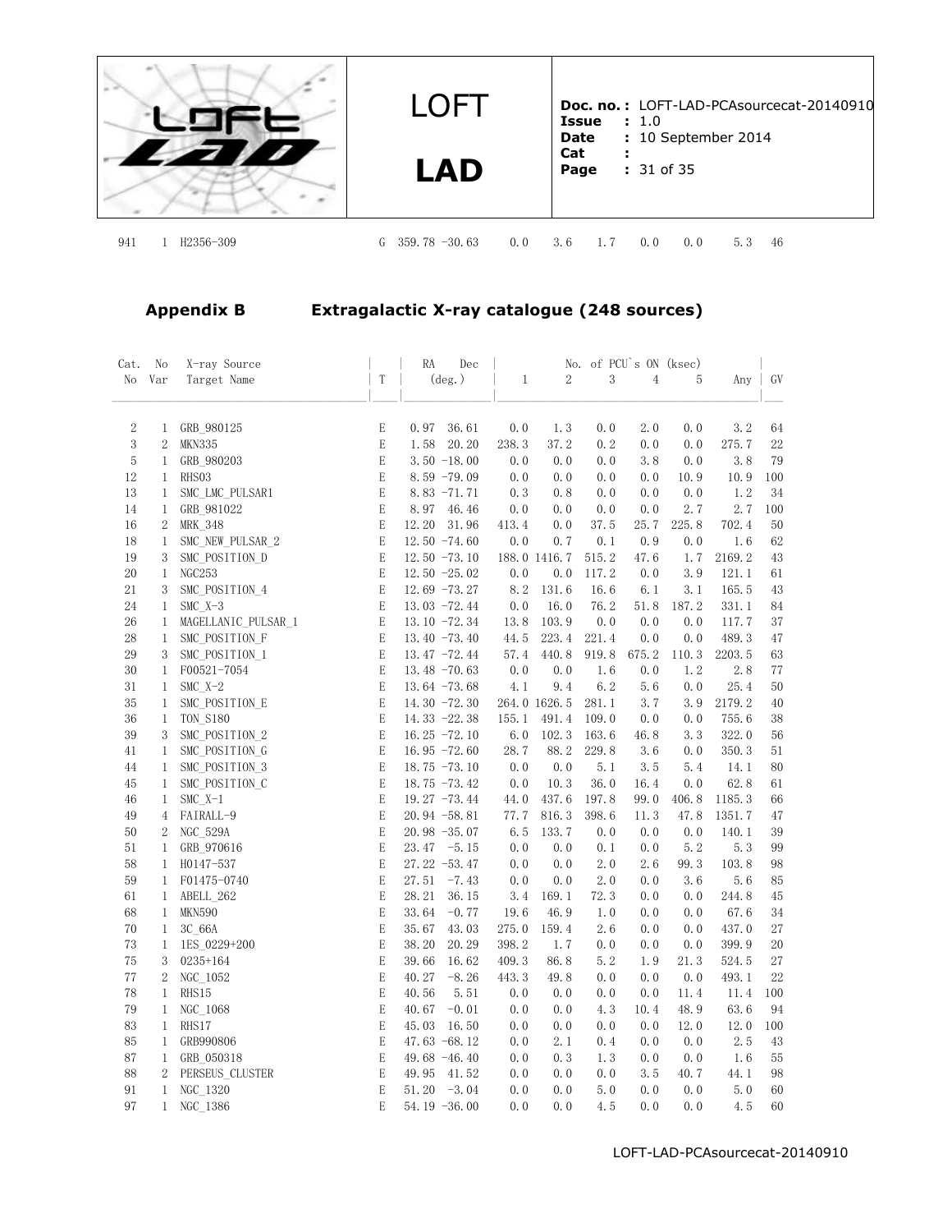| Cat. No | No Var | X-ray Source Target Name | T | RA (deg.) | Dec (deg.) | 1 | 2 | 3 | 4 | 5 | Any | GV |
|---|---|---|---|---|---|---|---|---|---|---|---|---|
| 941 | 1 | H2356-309 | G | 359.78 | -30.63 | 0.0 | 3.6 | 1.7 | 0.0 | 0.0 | 5.3 | 46 |

## Appendix B Extragalactic X-ray catalogue (248 sources)

| Cat. No | No Var | X-ray Source Target Name | T | RA (deg.) | Dec | No. of PCU`s ON (ksec) 1 | 2 | 3 | 4 | 5 | Any | GV |
|---|---|---|---|---|---|---|---|---|---|---|---|---|
| 2 | 1 | GRB_980125 | E | 0.97 | 36.61 | 0.0 | 1.3 | 0.0 | 2.0 | 0.0 | 3.2 | 64 |
| 3 | 2 | MKN335 | E | 1.58 | 20.20 | 238.3 | 37.2 | 0.2 | 0.0 | 0.0 | 275.7 | 22 |
| 5 | 1 | GRB_980203 | E | 3.50 | -18.00 | 0.0 | 0.0 | 0.0 | 3.8 | 0.0 | 3.8 | 79 |
| 12 | 1 | RHS03 | E | 8.59 | -79.09 | 0.0 | 0.0 | 0.0 | 0.0 | 10.9 | 10.9 | 100 |
| 13 | 1 | SMC_LMC_PULSAR1 | E | 8.83 | -71.71 | 0.3 | 0.8 | 0.0 | 0.0 | 0.0 | 1.2 | 34 |
| 14 | 1 | GRB_981022 | E | 8.97 | 46.46 | 0.0 | 0.0 | 0.0 | 0.0 | 2.7 | 2.7 | 100 |
| 16 | 2 | MRK_348 | E | 12.20 | 31.96 | 413.4 | 0.0 | 37.5 | 25.7 | 225.8 | 702.4 | 50 |
| 18 | 1 | SMC_NEW_PULSAR_2 | E | 12.50 | -74.60 | 0.0 | 0.7 | 0.1 | 0.9 | 0.0 | 1.6 | 62 |
| 19 | 3 | SMC_POSITION_D | E | 12.50 | -73.10 | 188.0 | 1416.7 | 515.2 | 47.6 | 1.7 | 2169.2 | 43 |
| 20 | 1 | NGC253 | E | 12.50 | -25.02 | 0.0 | 0.0 | 117.2 | 0.0 | 3.9 | 121.1 | 61 |
| 21 | 3 | SMC_POSITION_4 | E | 12.69 | -73.27 | 8.2 | 131.6 | 16.6 | 6.1 | 3.1 | 165.5 | 43 |
| 24 | 1 | SMC_X-3 | E | 13.03 | -72.44 | 0.0 | 16.0 | 76.2 | 51.8 | 187.2 | 331.1 | 84 |
| 26 | 1 | MAGELLANIC_PULSAR_1 | E | 13.10 | -72.34 | 13.8 | 103.9 | 0.0 | 0.0 | 0.0 | 117.7 | 37 |
| 28 | 1 | SMC_POSITION_F | E | 13.40 | -73.40 | 44.5 | 223.4 | 221.4 | 0.0 | 0.0 | 489.3 | 47 |
| 29 | 3 | SMC_POSITION_1 | E | 13.47 | -72.44 | 57.4 | 440.8 | 919.8 | 675.2 | 110.3 | 2203.5 | 63 |
| 30 | 1 | F00521-7054 | E | 13.48 | -70.63 | 0.0 | 0.0 | 1.6 | 0.0 | 1.2 | 2.8 | 77 |
| 31 | 1 | SMC_X-2 | E | 13.64 | -73.68 | 4.1 | 9.4 | 6.2 | 5.6 | 0.0 | 25.4 | 50 |
| 35 | 1 | SMC_POSITION_E | E | 14.30 | -72.30 | 264.0 | 1626.5 | 281.1 | 3.7 | 3.9 | 2179.2 | 40 |
| 36 | 1 | TON_S180 | E | 14.33 | -22.38 | 155.1 | 491.4 | 109.0 | 0.0 | 0.0 | 755.6 | 38 |
| 39 | 3 | SMC_POSITION_2 | E | 16.25 | -72.10 | 6.0 | 102.3 | 163.6 | 46.8 | 3.3 | 322.0 | 56 |
| 41 | 1 | SMC_POSITION_G | E | 16.95 | -72.60 | 28.7 | 88.2 | 229.8 | 3.6 | 0.0 | 350.3 | 51 |
| 44 | 1 | SMC_POSITION_3 | E | 18.75 | -73.10 | 0.0 | 0.0 | 5.1 | 3.5 | 5.4 | 14.1 | 80 |
| 45 | 1 | SMC_POSITION_C | E | 18.75 | -73.42 | 0.0 | 10.3 | 36.0 | 16.4 | 0.0 | 62.8 | 61 |
| 46 | 1 | SMC_X-1 | E | 19.27 | -73.44 | 44.0 | 437.6 | 197.8 | 99.0 | 406.8 | 1185.3 | 66 |
| 49 | 4 | FAIRALL-9 | E | 20.94 | -58.81 | 77.7 | 816.3 | 398.6 | 11.3 | 47.8 | 1351.7 | 47 |
| 50 | 2 | NGC_529A | E | 20.98 | -35.07 | 6.5 | 133.7 | 0.0 | 0.0 | 0.0 | 140.1 | 39 |
| 51 | 1 | GRB_970616 | E | 23.47 | -5.15 | 0.0 | 0.0 | 0.1 | 0.0 | 5.2 | 5.3 | 99 |
| 58 | 1 | H0147-537 | E | 27.22 | -53.47 | 0.0 | 0.0 | 2.0 | 2.6 | 99.3 | 103.8 | 98 |
| 59 | 1 | F01475-0740 | E | 27.51 | -7.43 | 0.0 | 0.0 | 2.0 | 0.0 | 3.6 | 5.6 | 85 |
| 61 | 1 | ABELL_262 | E | 28.21 | 36.15 | 3.4 | 169.1 | 72.3 | 0.0 | 0.0 | 244.8 | 45 |
| 68 | 1 | MKN590 | E | 33.64 | -0.77 | 19.6 | 46.9 | 1.0 | 0.0 | 0.0 | 67.6 | 34 |
| 70 | 1 | 3C_66A | E | 35.67 | 43.03 | 275.0 | 159.4 | 2.6 | 0.0 | 0.0 | 437.0 | 27 |
| 73 | 1 | 1ES_0229+200 | E | 38.20 | 20.29 | 398.2 | 1.7 | 0.0 | 0.0 | 0.0 | 399.9 | 20 |
| 75 | 3 | 0235+164 | E | 39.66 | 16.62 | 409.3 | 86.8 | 5.2 | 1.9 | 21.3 | 524.5 | 27 |
| 77 | 2 | NGC_1052 | E | 40.27 | -8.26 | 443.3 | 49.8 | 0.0 | 0.0 | 0.0 | 493.1 | 22 |
| 78 | 1 | RHS15 | E | 40.56 | 5.51 | 0.0 | 0.0 | 0.0 | 0.0 | 11.4 | 11.4 | 100 |
| 79 | 1 | NGC_1068 | E | 40.67 | -0.01 | 0.0 | 0.0 | 4.3 | 10.4 | 48.9 | 63.6 | 94 |
| 83 | 1 | RHS17 | E | 45.03 | 16.50 | 0.0 | 0.0 | 0.0 | 0.0 | 12.0 | 12.0 | 100 |
| 85 | 1 | GRB990806 | E | 47.63 | -68.12 | 0.0 | 2.1 | 0.4 | 0.0 | 0.0 | 2.5 | 43 |
| 87 | 1 | GRB_050318 | E | 49.68 | -46.40 | 0.0 | 0.3 | 1.3 | 0.0 | 0.0 | 1.6 | 55 |
| 88 | 2 | PERSEUS_CLUSTER | E | 49.95 | 41.52 | 0.0 | 0.0 | 0.0 | 3.5 | 40.7 | 44.1 | 98 |
| 91 | 1 | NGC_1320 | E | 51.20 | -3.04 | 0.0 | 0.0 | 5.0 | 0.0 | 0.0 | 5.0 | 60 |
| 97 | 1 | NGC_1386 | E | 54.19 | -36.00 | 0.0 | 0.0 | 4.5 | 0.0 | 0.0 | 4.5 | 60 |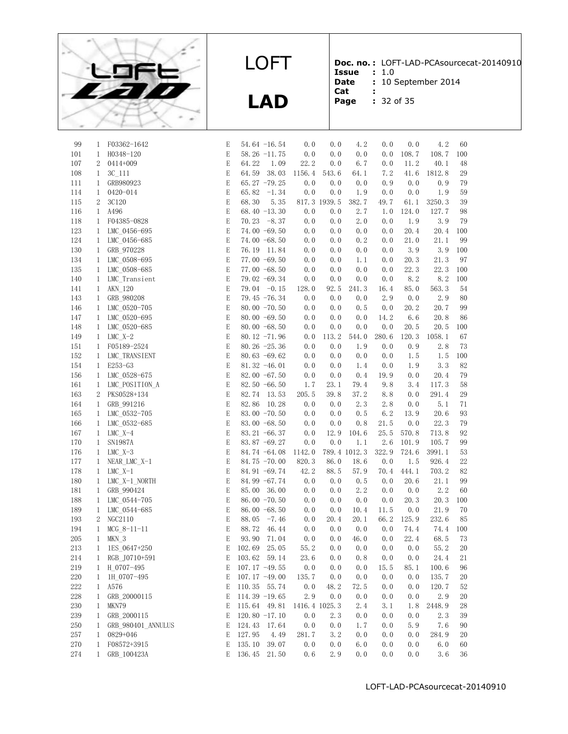| | | | | | | | | | | | | |
|---|---|---|---|---|---|---|---|---|---|---|---|---|
| 99 | 1 | F03362-1642 | E | 54.64 | -16.54 | 0.0 | 0.0 | 4.2 | 0.0 | 0.0 | 4.2 | 60 |
| 101 | 1 | H0348-120 | E | 58.26 | -11.75 | 0.0 | 0.0 | 0.0 | 0.0 | 108.7 | 108.7 | 100 |
| 107 | 2 | 0414+009 | E | 64.22 | 1.09 | 22.2 | 0.0 | 6.7 | 0.0 | 11.2 | 40.1 | 48 |
| 108 | 1 | 3C_111 | E | 64.59 | 38.03 | 1156.4 | 543.6 | 64.1 | 7.2 | 41.6 | 1812.8 | 29 |
| 111 | 1 | GRB980923 | E | 65.27 | -79.25 | 0.0 | 0.0 | 0.0 | 0.9 | 0.0 | 0.9 | 79 |
| 114 | 1 | 0420-014 | E | 65.82 | -1.34 | 0.0 | 0.0 | 1.9 | 0.0 | 0.0 | 1.9 | 59 |
| 115 | 2 | 3C120 | E | 68.30 | 5.35 | 817.3 | 1939.5 | 382.7 | 49.7 | 61.1 | 3250.3 | 39 |
| 116 | 1 | A496 | E | 68.40 | -13.30 | 0.0 | 0.0 | 2.7 | 1.0 | 124.0 | 127.7 | 98 |
| 118 | 1 | F04385-0828 | E | 70.23 | -8.37 | 0.0 | 0.0 | 2.0 | 0.0 | 1.9 | 3.9 | 79 |
| 123 | 1 | LMC_0456-695 | E | 74.00 | -69.50 | 0.0 | 0.0 | 0.0 | 0.0 | 20.4 | 20.4 | 100 |
| 124 | 1 | LMC_0456-685 | E | 74.00 | -68.50 | 0.0 | 0.0 | 0.2 | 0.0 | 21.0 | 21.1 | 99 |
| 130 | 1 | GRB_970228 | E | 76.19 | 11.84 | 0.0 | 0.0 | 0.0 | 0.0 | 3.9 | 3.9 | 100 |
| 134 | 1 | LMC_0508-695 | E | 77.00 | -69.50 | 0.0 | 0.0 | 1.1 | 0.0 | 20.3 | 21.3 | 97 |
| 135 | 1 | LMC_0508-685 | E | 77.00 | -68.50 | 0.0 | 0.0 | 0.0 | 0.0 | 22.3 | 22.3 | 100 |
| 140 | 1 | LMC_Transient | E | 79.02 | -69.34 | 0.0 | 0.0 | 0.0 | 0.0 | 8.2 | 8.2 | 100 |
| 141 | 1 | AKN_120 | E | 79.04 | -0.15 | 128.0 | 92.5 | 241.3 | 16.4 | 85.0 | 563.3 | 54 |
| 143 | 1 | GRB_980208 | E | 79.45 | -76.34 | 0.0 | 0.0 | 0.0 | 2.9 | 0.0 | 2.9 | 80 |
| 146 | 1 | LMC_0520-705 | E | 80.00 | -70.50 | 0.0 | 0.0 | 0.5 | 0.0 | 20.2 | 20.7 | 99 |
| 147 | 1 | LMC_0520-695 | E | 80.00 | -69.50 | 0.0 | 0.0 | 0.0 | 14.2 | 6.6 | 20.8 | 86 |
| 148 | 1 | LMC_0520-685 | E | 80.00 | -68.50 | 0.0 | 0.0 | 0.0 | 0.0 | 20.5 | 20.5 | 100 |
| 149 | 1 | LMC_X-2 | E | 80.12 | -71.96 | 0.0 | 113.2 | 544.0 | 280.6 | 120.3 | 1058.1 | 67 |
| 151 | 1 | F05189-2524 | E | 80.26 | -25.36 | 0.0 | 0.0 | 1.9 | 0.0 | 0.9 | 2.8 | 73 |
| 152 | 1 | LMC_TRANSIENT | E | 80.63 | -69.62 | 0.0 | 0.0 | 0.0 | 0.0 | 1.5 | 1.5 | 100 |
| 154 | 1 | E253-G3 | E | 81.32 | -46.01 | 0.0 | 0.0 | 1.4 | 0.0 | 1.9 | 3.3 | 82 |
| 156 | 1 | LMC_0528-675 | E | 82.00 | -67.50 | 0.0 | 0.0 | 0.4 | 19.9 | 0.0 | 20.4 | 79 |
| 161 | 1 | LMC_POSITION_A | E | 82.50 | -66.50 | 1.7 | 23.1 | 79.4 | 9.8 | 3.4 | 117.3 | 58 |
| 163 | 2 | PKS0528+134 | E | 82.74 | 13.53 | 205.5 | 39.8 | 37.2 | 8.8 | 0.0 | 291.4 | 29 |
| 164 | 1 | GRB_991216 | E | 82.86 | 10.28 | 0.0 | 0.0 | 2.3 | 2.8 | 0.0 | 5.1 | 71 |
| 165 | 1 | LMC_0532-705 | E | 83.00 | -70.50 | 0.0 | 0.0 | 0.5 | 6.2 | 13.9 | 20.6 | 93 |
| 166 | 1 | LMC_0532-685 | E | 83.00 | -68.50 | 0.0 | 0.0 | 0.8 | 21.5 | 0.0 | 22.3 | 79 |
| 167 | 1 | LMC_X-4 | E | 83.21 | -66.37 | 0.0 | 12.9 | 104.6 | 25.5 | 570.8 | 713.8 | 92 |
| 170 | 1 | SN1987A | E | 83.87 | -69.27 | 0.0 | 0.0 | 1.1 | 2.6 | 101.9 | 105.7 | 99 |
| 176 | 1 | LMC_X-3 | E | 84.74 | -64.08 | 1142.0 | 789.4 | 1012.3 | 322.9 | 724.6 | 3991.1 | 53 |
| 177 | 1 | NEAR_LMC_X-1 | E | 84.75 | -70.00 | 820.3 | 86.0 | 18.6 | 0.0 | 1.5 | 926.4 | 22 |
| 178 | 1 | LMC_X-1 | E | 84.91 | -69.74 | 42.2 | 88.5 | 57.9 | 70.4 | 444.1 | 703.2 | 82 |
| 180 | 1 | LMC_X-1_NORTH | E | 84.99 | -67.74 | 0.0 | 0.0 | 0.5 | 0.0 | 20.6 | 21.1 | 99 |
| 181 | 1 | GRB_990424 | E | 85.00 | 36.00 | 0.0 | 0.0 | 2.2 | 0.0 | 0.0 | 2.2 | 60 |
| 188 | 1 | LMC_0544-705 | E | 86.00 | -70.50 | 0.0 | 0.0 | 0.0 | 0.0 | 20.3 | 20.3 | 100 |
| 189 | 1 | LMC_0544-685 | E | 86.00 | -68.50 | 0.0 | 0.0 | 10.4 | 11.5 | 0.0 | 21.9 | 70 |
| 193 | 2 | NGC2110 | E | 88.05 | -7.46 | 0.0 | 20.4 | 20.1 | 66.2 | 125.9 | 232.6 | 85 |
| 194 | 1 | MCG_8-11-11 | E | 88.72 | 46.44 | 0.0 | 0.0 | 0.0 | 0.0 | 74.4 | 74.4 | 100 |
| 205 | 1 | MKN_3 | E | 93.90 | 71.04 | 0.0 | 0.0 | 46.0 | 0.0 | 22.4 | 68.5 | 73 |
| 213 | 1 | 1ES_0647+250 | E | 102.69 | 25.05 | 55.2 | 0.0 | 0.0 | 0.0 | 0.0 | 55.2 | 20 |
| 214 | 1 | RGB_J0710+591 | E | 103.62 | 59.14 | 23.6 | 0.0 | 0.8 | 0.0 | 0.0 | 24.4 | 21 |
| 219 | 1 | H_0707-495 | E | 107.17 | -49.55 | 0.0 | 0.0 | 0.0 | 15.5 | 85.1 | 100.6 | 96 |
| 220 | 1 | 1H_0707-495 | E | 107.17 | -49.00 | 135.7 | 0.0 | 0.0 | 0.0 | 0.0 | 135.7 | 20 |
| 222 | 1 | A576 | E | 110.35 | 55.74 | 0.0 | 48.2 | 72.5 | 0.0 | 0.0 | 120.7 | 52 |
| 228 | 1 | GRB_20000115 | E | 114.39 | -19.65 | 2.9 | 0.0 | 0.0 | 0.0 | 0.0 | 2.9 | 20 |
| 230 | 1 | MKN79 | E | 115.64 | 49.81 | 1416.4 | 1025.3 | 2.4 | 3.1 | 1.8 | 2448.9 | 28 |
| 239 | 1 | GRB_2000115 | E | 120.80 | -17.10 | 0.0 | 2.3 | 0.0 | 0.0 | 0.0 | 2.3 | 39 |
| 250 | 1 | GRB_980401_ANNULUS | E | 124.43 | 17.64 | 0.0 | 0.0 | 1.7 | 0.0 | 5.9 | 7.6 | 90 |
| 257 | 1 | 0829+046 | E | 127.95 | 4.49 | 281.7 | 3.2 | 0.0 | 0.0 | 0.0 | 284.9 | 20 |
| 270 | 1 | F08572+3915 | E | 135.10 | 39.07 | 0.0 | 0.0 | 6.0 | 0.0 | 0.0 | 6.0 | 60 |
| 274 | 1 | GRB_100423A | E | 136.45 | 21.50 | 0.6 | 2.9 | 0.0 | 0.0 | 0.0 | 3.6 | 36 |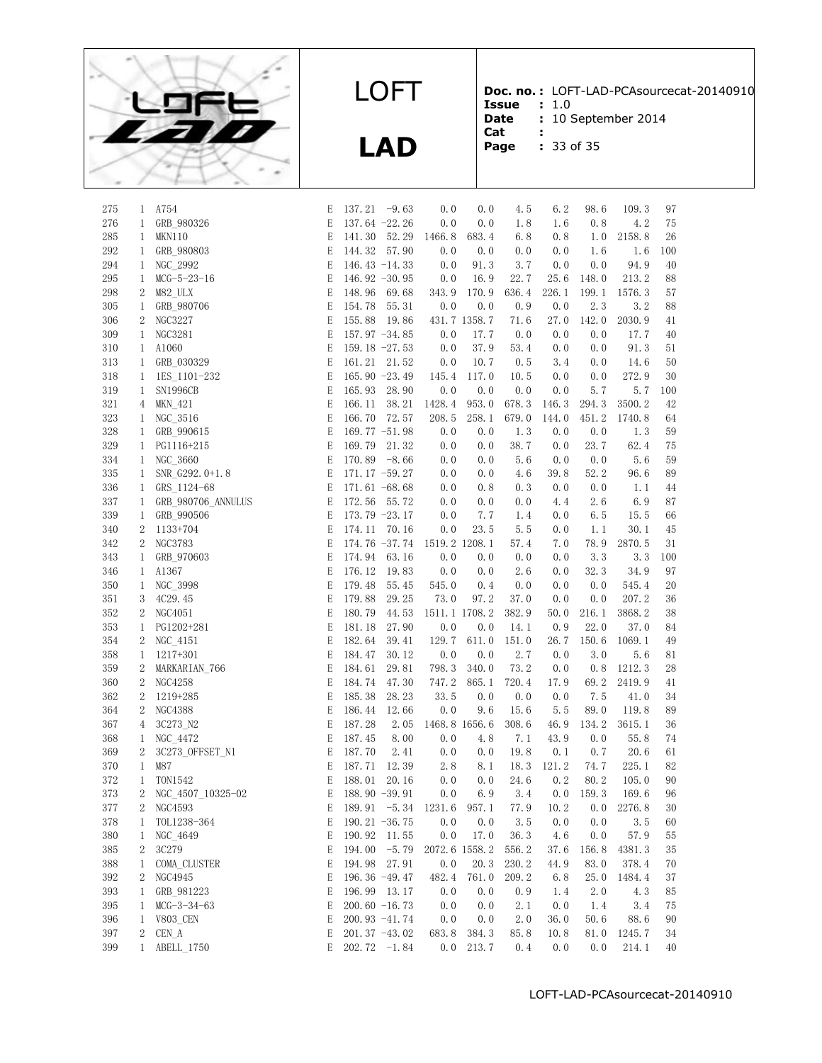| | | | | | | | | | | | | |
|---|---|---|---|---|---|---|---|---|---|---|---|---|
| 275 | 1 | A754 | E | 137.21 | -9.63 | 0.0 | 0.0 | 4.5 | 6.2 | 98.6 | 109.3 | 97 |
| 276 | 1 | GRB_980326 | E | 137.64 | -22.26 | 0.0 | 0.0 | 1.8 | 1.6 | 0.8 | 4.2 | 75 |
| 285 | 1 | MKN110 | E | 141.30 | 52.29 | 1466.8 | 683.4 | 6.8 | 0.8 | 1.0 | 2158.8 | 26 |
| 292 | 1 | GRB_980803 | E | 144.32 | 57.90 | 0.0 | 0.0 | 0.0 | 0.0 | 1.6 | 1.6 | 100 |
| 294 | 1 | NGC_2992 | E | 146.43 | -14.33 | 0.0 | 91.3 | 3.7 | 0.0 | 0.0 | 94.9 | 40 |
| 295 | 1 | MCG-5-23-16 | E | 146.92 | -30.95 | 0.0 | 16.9 | 22.7 | 25.6 | 148.0 | 213.2 | 88 |
| 298 | 2 | M82_ULX | E | 148.96 | 69.68 | 343.9 | 170.9 | 636.4 | 226.1 | 199.1 | 1576.3 | 57 |
| 305 | 1 | GRB_980706 | E | 154.78 | 55.31 | 0.0 | 0.0 | 0.9 | 0.0 | 2.3 | 3.2 | 88 |
| 306 | 2 | NGC3227 | E | 155.88 | 19.86 | 431.7 | 1358.7 | 71.6 | 27.0 | 142.0 | 2030.9 | 41 |
| 309 | 1 | NGC3281 | E | 157.97 | -34.85 | 0.0 | 17.7 | 0.0 | 0.0 | 0.0 | 17.7 | 40 |
| 310 | 1 | A1060 | E | 159.18 | -27.53 | 0.0 | 37.9 | 53.4 | 0.0 | 0.0 | 91.3 | 51 |
| 313 | 1 | GRB_030329 | E | 161.21 | 21.52 | 0.0 | 10.7 | 0.5 | 3.4 | 0.0 | 14.6 | 50 |
| 318 | 1 | 1ES_1101-232 | E | 165.90 | -23.49 | 145.4 | 117.0 | 10.5 | 0.0 | 0.0 | 272.9 | 30 |
| 319 | 1 | SN1996CB | E | 165.93 | 28.90 | 0.0 | 0.0 | 0.0 | 0.0 | 5.7 | 5.7 | 100 |
| 321 | 4 | MKN_421 | E | 166.11 | 38.21 | 1428.4 | 953.0 | 678.3 | 146.3 | 294.3 | 3500.2 | 42 |
| 323 | 1 | NGC_3516 | E | 166.70 | 72.57 | 208.5 | 258.1 | 679.0 | 144.0 | 451.2 | 1740.8 | 64 |
| 328 | 1 | GRB_990615 | E | 169.77 | -51.98 | 0.0 | 0.0 | 1.3 | 0.0 | 0.0 | 1.3 | 59 |
| 329 | 1 | PG1116+215 | E | 169.79 | 21.32 | 0.0 | 0.0 | 38.7 | 0.0 | 23.7 | 62.4 | 75 |
| 334 | 1 | NGC_3660 | E | 170.89 | -8.66 | 0.0 | 0.0 | 5.6 | 0.0 | 0.0 | 5.6 | 59 |
| 335 | 1 | SNR_G292.0+1.8 | E | 171.17 | -59.27 | 0.0 | 0.0 | 4.6 | 39.8 | 52.2 | 96.6 | 89 |
| 336 | 1 | GRS_1124-68 | E | 171.61 | -68.68 | 0.0 | 0.8 | 0.3 | 0.0 | 0.0 | 1.1 | 44 |
| 337 | 1 | GRB_980706_ANNULUS | E | 172.56 | 55.72 | 0.0 | 0.0 | 0.0 | 4.4 | 2.6 | 6.9 | 87 |
| 339 | 1 | GRB_990506 | E | 173.79 | -23.17 | 0.0 | 7.7 | 1.4 | 0.0 | 6.5 | 15.5 | 66 |
| 340 | 2 | 1133+704 | E | 174.11 | 70.16 | 0.0 | 23.5 | 5.5 | 0.0 | 1.1 | 30.1 | 45 |
| 342 | 2 | NGC3783 | E | 174.76 | -37.74 | 1519.2 | 1208.1 | 57.4 | 7.0 | 78.9 | 2870.5 | 31 |
| 343 | 1 | GRB_970603 | E | 174.94 | 63.16 | 0.0 | 0.0 | 0.0 | 0.0 | 3.3 | 3.3 | 100 |
| 346 | 1 | A1367 | E | 176.12 | 19.83 | 0.0 | 0.0 | 2.6 | 0.0 | 32.3 | 34.9 | 97 |
| 350 | 1 | NGC_3998 | E | 179.48 | 55.45 | 545.0 | 0.4 | 0.0 | 0.0 | 0.0 | 545.4 | 20 |
| 351 | 3 | 4C29.45 | E | 179.88 | 29.25 | 73.0 | 97.2 | 37.0 | 0.0 | 0.0 | 207.2 | 36 |
| 352 | 2 | NGC4051 | E | 180.79 | 44.53 | 1511.1 | 1708.2 | 382.9 | 50.0 | 216.1 | 3868.2 | 38 |
| 353 | 1 | PG1202+281 | E | 181.18 | 27.90 | 0.0 | 0.0 | 14.1 | 0.9 | 22.0 | 37.0 | 84 |
| 354 | 2 | NGC_4151 | E | 182.64 | 39.41 | 129.7 | 611.0 | 151.0 | 26.7 | 150.6 | 1069.1 | 49 |
| 358 | 1 | 1217+301 | E | 184.47 | 30.12 | 0.0 | 0.0 | 2.7 | 0.0 | 3.0 | 5.6 | 81 |
| 359 | 2 | MARKARIAN_766 | E | 184.61 | 29.81 | 798.3 | 340.0 | 73.2 | 0.0 | 0.8 | 1212.3 | 28 |
| 360 | 2 | NGC4258 | E | 184.74 | 47.30 | 747.2 | 865.1 | 720.4 | 17.9 | 69.2 | 2419.9 | 41 |
| 362 | 2 | 1219+285 | E | 185.38 | 28.23 | 33.5 | 0.0 | 0.0 | 0.0 | 7.5 | 41.0 | 34 |
| 364 | 2 | NGC4388 | E | 186.44 | 12.66 | 0.0 | 9.6 | 15.6 | 5.5 | 89.0 | 119.8 | 89 |
| 367 | 4 | 3C273_N2 | E | 187.28 | 2.05 | 1468.8 | 1656.6 | 308.6 | 46.9 | 134.2 | 3615.1 | 36 |
| 368 | 1 | NGC_4472 | E | 187.45 | 8.00 | 0.0 | 4.8 | 7.1 | 43.9 | 0.0 | 55.8 | 74 |
| 369 | 2 | 3C273_OFFSET_N1 | E | 187.70 | 2.41 | 0.0 | 0.0 | 19.8 | 0.1 | 0.7 | 20.6 | 61 |
| 370 | 1 | M87 | E | 187.71 | 12.39 | 2.8 | 8.1 | 18.3 | 121.2 | 74.7 | 225.1 | 82 |
| 372 | 1 | TON1542 | E | 188.01 | 20.16 | 0.0 | 0.0 | 24.6 | 0.2 | 80.2 | 105.0 | 90 |
| 373 | 2 | NGC_4507_10325-02 | E | 188.90 | -39.91 | 0.0 | 6.9 | 3.4 | 0.0 | 159.3 | 169.6 | 96 |
| 377 | 2 | NGC4593 | E | 189.91 | -5.34 | 1231.6 | 957.1 | 77.9 | 10.2 | 0.0 | 2276.8 | 30 |
| 378 | 1 | TOL1238-364 | E | 190.21 | -36.75 | 0.0 | 0.0 | 3.5 | 0.0 | 0.0 | 3.5 | 60 |
| 380 | 1 | NGC_4649 | E | 190.92 | 11.55 | 0.0 | 17.0 | 36.3 | 4.6 | 0.0 | 57.9 | 55 |
| 385 | 2 | 3C279 | E | 194.00 | -5.79 | 2072.6 | 1558.2 | 556.2 | 37.6 | 156.8 | 4381.3 | 35 |
| 388 | 1 | COMA_CLUSTER | E | 194.98 | 27.91 | 0.0 | 20.3 | 230.2 | 44.9 | 83.0 | 378.4 | 70 |
| 392 | 2 | NGC4945 | E | 196.36 | -49.47 | 482.4 | 761.0 | 209.2 | 6.8 | 25.0 | 1484.4 | 37 |
| 393 | 1 | GRB_981223 | E | 196.99 | 13.17 | 0.0 | 0.0 | 0.9 | 1.4 | 2.0 | 4.3 | 85 |
| 395 | 1 | MCG-3-34-63 | E | 200.60 | -16.73 | 0.0 | 0.0 | 2.1 | 0.0 | 1.4 | 3.4 | 75 |
| 396 | 1 | V803_CEN | E | 200.93 | -41.74 | 0.0 | 0.0 | 2.0 | 36.0 | 50.6 | 88.6 | 90 |
| 397 | 2 | CEN_A | E | 201.37 | -43.02 | 683.8 | 384.3 | 85.8 | 10.8 | 81.0 | 1245.7 | 34 |
| 399 | 1 | ABELL_1750 | E | 202.72 | -1.84 | 0.0 | 213.7 | 0.4 | 0.0 | 0.0 | 214.1 | 40 |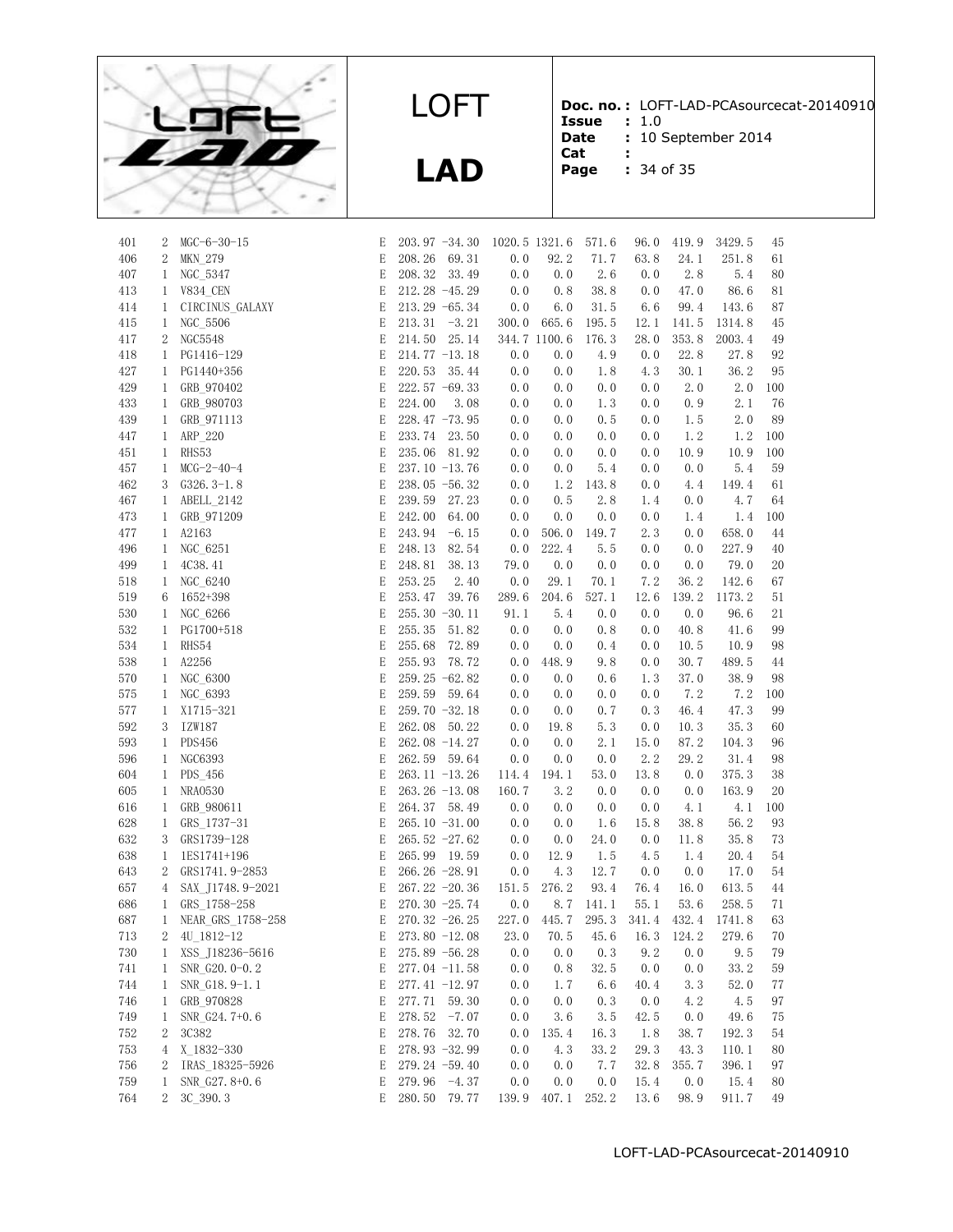| | | | | | | | | | | | | | |
|---|---|---|---|---|---|---|---|---|---|---|---|---|---|
| 401 | 2 | MGC-6-30-15 | E | 203.97 | -34.30 | 1020.5 | 1321.6 | 571.6 | 96.0 | 419.9 | 3429.5 | 45 |
| 406 | 2 | MKN_279 | E | 208.26 | 69.31 | 0.0 | 92.2 | 71.7 | 63.8 | 24.1 | 251.8 | 61 |
| 407 | 1 | NGC_5347 | E | 208.32 | 33.49 | 0.0 | 0.0 | 2.6 | 0.0 | 2.8 | 5.4 | 80 |
| 413 | 1 | V834_CEN | E | 212.28 | -45.29 | 0.0 | 0.8 | 38.8 | 0.0 | 47.0 | 86.6 | 81 |
| 414 | 1 | CIRCINUS_GALAXY | E | 213.29 | -65.34 | 0.0 | 6.0 | 31.5 | 6.6 | 99.4 | 143.6 | 87 |
| 415 | 1 | NGC_5506 | E | 213.31 | -3.21 | 300.0 | 665.6 | 195.5 | 12.1 | 141.5 | 1314.8 | 45 |
| 417 | 2 | NGC5548 | E | 214.50 | 25.14 | 344.7 | 1100.6 | 176.3 | 28.0 | 353.8 | 2003.4 | 49 |
| 418 | 1 | PG1416-129 | E | 214.77 | -13.18 | 0.0 | 0.0 | 4.9 | 0.0 | 22.8 | 27.8 | 92 |
| 427 | 1 | PG1440+356 | E | 220.53 | 35.44 | 0.0 | 0.0 | 1.8 | 4.3 | 30.1 | 36.2 | 95 |
| 429 | 1 | GRB_970402 | E | 222.57 | -69.33 | 0.0 | 0.0 | 0.0 | 0.0 | 2.0 | 2.0 | 100 |
| 433 | 1 | GRB_980703 | E | 224.00 | 3.08 | 0.0 | 0.0 | 1.3 | 0.0 | 0.9 | 2.1 | 76 |
| 439 | 1 | GRB_971113 | E | 228.47 | -73.95 | 0.0 | 0.0 | 0.5 | 0.0 | 1.5 | 2.0 | 89 |
| 447 | 1 | ARP_220 | E | 233.74 | 23.50 | 0.0 | 0.0 | 0.0 | 0.0 | 1.2 | 1.2 | 100 |
| 451 | 1 | RHS53 | E | 235.06 | 81.92 | 0.0 | 0.0 | 0.0 | 0.0 | 10.9 | 10.9 | 100 |
| 457 | 1 | MCG-2-40-4 | E | 237.10 | -13.76 | 0.0 | 0.0 | 5.4 | 0.0 | 0.0 | 5.4 | 59 |
| 462 | 3 | G326.3-1.8 | E | 238.05 | -56.32 | 0.0 | 1.2 | 143.8 | 0.0 | 4.4 | 149.4 | 61 |
| 467 | 1 | ABELL_2142 | E | 239.59 | 27.23 | 0.0 | 0.5 | 2.8 | 1.4 | 0.0 | 4.7 | 64 |
| 473 | 1 | GRB_971209 | E | 242.00 | 64.00 | 0.0 | 0.0 | 0.0 | 0.0 | 1.4 | 1.4 | 100 |
| 477 | 1 | A2163 | E | 243.94 | -6.15 | 0.0 | 506.0 | 149.7 | 2.3 | 0.0 | 658.0 | 44 |
| 496 | 1 | NGC_6251 | E | 248.13 | 82.54 | 0.0 | 222.4 | 5.5 | 0.0 | 0.0 | 227.9 | 40 |
| 499 | 1 | 4C38.41 | E | 248.81 | 38.13 | 79.0 | 0.0 | 0.0 | 0.0 | 0.0 | 79.0 | 20 |
| 518 | 1 | NGC_6240 | E | 253.25 | 2.40 | 0.0 | 29.1 | 70.1 | 7.2 | 36.2 | 142.6 | 67 |
| 519 | 6 | 1652+398 | E | 253.47 | 39.76 | 289.6 | 204.6 | 527.1 | 12.6 | 139.2 | 1173.2 | 51 |
| 530 | 1 | NGC_6266 | E | 255.30 | -30.11 | 91.1 | 5.4 | 0.0 | 0.0 | 0.0 | 96.6 | 21 |
| 532 | 1 | PG1700+518 | E | 255.35 | 51.82 | 0.0 | 0.0 | 0.8 | 0.0 | 40.8 | 41.6 | 99 |
| 534 | 1 | RHS54 | E | 255.68 | 72.89 | 0.0 | 0.0 | 0.4 | 0.0 | 10.5 | 10.9 | 98 |
| 538 | 1 | A2256 | E | 255.93 | 78.72 | 0.0 | 448.9 | 9.8 | 0.0 | 30.7 | 489.5 | 44 |
| 570 | 1 | NGC_6300 | E | 259.25 | -62.82 | 0.0 | 0.0 | 0.6 | 1.3 | 37.0 | 38.9 | 98 |
| 575 | 1 | NGC_6393 | E | 259.59 | 59.64 | 0.0 | 0.0 | 0.0 | 0.0 | 7.2 | 7.2 | 100 |
| 577 | 1 | X1715-321 | E | 259.70 | -32.18 | 0.0 | 0.0 | 0.7 | 0.3 | 46.4 | 47.3 | 99 |
| 592 | 3 | IZW187 | E | 262.08 | 50.22 | 0.0 | 19.8 | 5.3 | 0.0 | 10.3 | 35.3 | 60 |
| 593 | 1 | PDS456 | E | 262.08 | -14.27 | 0.0 | 0.0 | 2.1 | 15.0 | 87.2 | 104.3 | 96 |
| 596 | 1 | NGC6393 | E | 262.59 | 59.64 | 0.0 | 0.0 | 0.0 | 2.2 | 29.2 | 31.4 | 98 |
| 604 | 1 | PDS_456 | E | 263.11 | -13.26 | 114.4 | 194.1 | 53.0 | 13.8 | 0.0 | 375.3 | 38 |
| 605 | 1 | NRA0530 | E | 263.26 | -13.08 | 160.7 | 3.2 | 0.0 | 0.0 | 0.0 | 163.9 | 20 |
| 616 | 1 | GRB_980611 | E | 264.37 | 58.49 | 0.0 | 0.0 | 0.0 | 0.0 | 4.1 | 4.1 | 100 |
| 628 | 1 | GRS_1737-31 | E | 265.10 | -31.00 | 0.0 | 0.0 | 1.6 | 15.8 | 38.8 | 56.2 | 93 |
| 632 | 3 | GRS1739-128 | E | 265.52 | -27.62 | 0.0 | 0.0 | 24.0 | 0.0 | 11.8 | 35.8 | 73 |
| 638 | 1 | 1ES1741+196 | E | 265.99 | 19.59 | 0.0 | 12.9 | 1.5 | 4.5 | 1.4 | 20.4 | 54 |
| 643 | 2 | GRS1741.9-2853 | E | 266.26 | -28.91 | 0.0 | 4.3 | 12.7 | 0.0 | 0.0 | 17.0 | 54 |
| 657 | 4 | SAX_J1748.9-2021 | E | 267.22 | -20.36 | 151.5 | 276.2 | 93.4 | 76.4 | 16.0 | 613.5 | 44 |
| 686 | 1 | GRS_1758-258 | E | 270.30 | -25.74 | 0.0 | 8.7 | 141.1 | 55.1 | 53.6 | 258.5 | 71 |
| 687 | 1 | NEAR_GRS_1758-258 | E | 270.32 | -26.25 | 227.0 | 445.7 | 295.3 | 341.4 | 432.4 | 1741.8 | 63 |
| 713 | 2 | 4U_1812-12 | E | 273.80 | -12.08 | 23.0 | 70.5 | 45.6 | 16.3 | 124.2 | 279.6 | 70 |
| 730 | 1 | XSS_J18236-5616 | E | 275.89 | -56.28 | 0.0 | 0.0 | 0.3 | 9.2 | 0.0 | 9.5 | 79 |
| 741 | 1 | SNR_G20.0-0.2 | E | 277.04 | -11.58 | 0.0 | 0.8 | 32.5 | 0.0 | 0.0 | 33.2 | 59 |
| 744 | 1 | SNR_G18.9-1.1 | E | 277.41 | -12.97 | 0.0 | 1.7 | 6.6 | 40.4 | 3.3 | 52.0 | 77 |
| 746 | 1 | GRB_970828 | E | 277.71 | 59.30 | 0.0 | 0.0 | 0.3 | 0.0 | 4.2 | 4.5 | 97 |
| 749 | 1 | SNR_G24.7+0.6 | E | 278.52 | -7.07 | 0.0 | 3.6 | 3.5 | 42.5 | 0.0 | 49.6 | 75 |
| 752 | 2 | 3C382 | E | 278.76 | 32.70 | 0.0 | 135.4 | 16.3 | 1.8 | 38.7 | 192.3 | 54 |
| 753 | 4 | X_1832-330 | E | 278.93 | -32.99 | 0.0 | 4.3 | 33.2 | 29.3 | 43.3 | 110.1 | 80 |
| 756 | 2 | IRAS_18325-5926 | E | 279.24 | -59.40 | 0.0 | 0.0 | 7.7 | 32.8 | 355.7 | 396.1 | 97 |
| 759 | 1 | SNR_G27.8+0.6 | E | 279.96 | -4.37 | 0.0 | 0.0 | 0.0 | 15.4 | 0.0 | 15.4 | 80 |
| 764 | 2 | 3C_390.3 | E | 280.50 | 79.77 | 139.9 | 407.1 | 252.2 | 13.6 | 98.9 | 911.7 | 49 |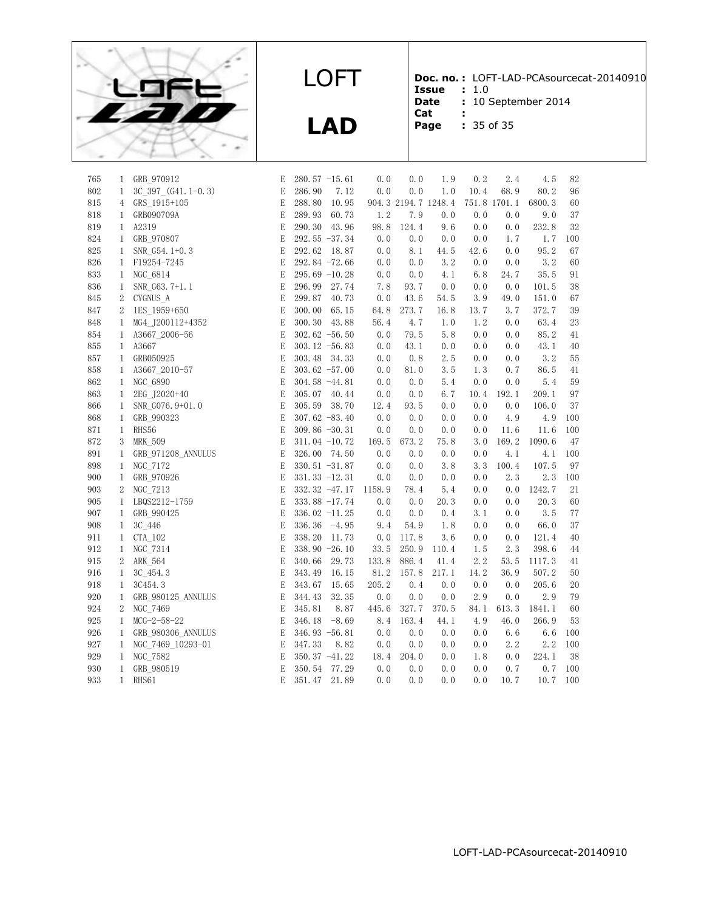| | | | | | | | | | | | | | |
|---|---|---|---|---|---|---|---|---|---|---|---|---|---|
| 765 | 1 | GRB_970912 | E | 280.57 | -15.61 | 0.0 | 0.0 | 1.9 | 0.2 | 2.4 | 4.5 | 82 |
| 802 | 1 | 3C_397_(G41.1-0.3) | E | 286.90 | 7.12 | 0.0 | 0.0 | 1.0 | 10.4 | 68.9 | 80.2 | 96 |
| 815 | 4 | GRS_1915+105 | E | 288.80 | 10.95 | 904.3 | 2194.7 | 1248.4 | 751.8 | 1701.1 | 6800.3 | 60 |
| 818 | 1 | GRB090709A | E | 289.93 | 60.73 | 1.2 | 7.9 | 0.0 | 0.0 | 0.0 | 9.0 | 37 |
| 819 | 1 | A2319 | E | 290.30 | 43.96 | 98.8 | 124.4 | 9.6 | 0.0 | 0.0 | 232.8 | 32 |
| 824 | 1 | GRB_970807 | E | 292.55 | -37.34 | 0.0 | 0.0 | 0.0 | 0.0 | 1.7 | 1.7 | 100 |
| 825 | 1 | SNR_G54.1+0.3 | E | 292.62 | 18.87 | 0.0 | 8.1 | 44.5 | 42.6 | 0.0 | 95.2 | 67 |
| 826 | 1 | F19254-7245 | E | 292.84 | -72.66 | 0.0 | 0.0 | 3.2 | 0.0 | 0.0 | 3.2 | 60 |
| 833 | 1 | NGC_6814 | E | 295.69 | -10.28 | 0.0 | 0.0 | 4.1 | 6.8 | 24.7 | 35.5 | 91 |
| 836 | 1 | SNR_G63.7+1.1 | E | 296.99 | 27.74 | 7.8 | 93.7 | 0.0 | 0.0 | 0.0 | 101.5 | 38 |
| 845 | 2 | CYGNUS_A | E | 299.87 | 40.73 | 0.0 | 43.6 | 54.5 | 3.9 | 49.0 | 151.0 | 67 |
| 847 | 2 | 1ES_1959+650 | E | 300.00 | 65.15 | 64.8 | 273.7 | 16.8 | 13.7 | 3.7 | 372.7 | 39 |
| 848 | 1 | MG4_J200112+4352 | E | 300.30 | 43.88 | 56.4 | 4.7 | 1.0 | 1.2 | 0.0 | 63.4 | 23 |
| 854 | 1 | A3667_2006-56 | E | 302.62 | -56.50 | 0.0 | 79.5 | 5.8 | 0.0 | 0.0 | 85.2 | 41 |
| 855 | 1 | A3667 | E | 303.12 | -56.83 | 0.0 | 43.1 | 0.0 | 0.0 | 0.0 | 43.1 | 40 |
| 857 | 1 | GRB050925 | E | 303.48 | 34.33 | 0.0 | 0.8 | 2.5 | 0.0 | 0.0 | 3.2 | 55 |
| 858 | 1 | A3667_2010-57 | E | 303.62 | -57.00 | 0.0 | 81.0 | 3.5 | 1.3 | 0.7 | 86.5 | 41 |
| 862 | 1 | NGC_6890 | E | 304.58 | -44.81 | 0.0 | 0.0 | 5.4 | 0.0 | 0.0 | 5.4 | 59 |
| 863 | 1 | 2EG_J2020+40 | E | 305.07 | 40.44 | 0.0 | 0.0 | 6.7 | 10.4 | 192.1 | 209.1 | 97 |
| 866 | 1 | SNR_G076.9+01.0 | E | 305.59 | 38.70 | 12.4 | 93.5 | 0.0 | 0.0 | 0.0 | 106.0 | 37 |
| 868 | 1 | GRB_990323 | E | 307.62 | -83.40 | 0.0 | 0.0 | 0.0 | 0.0 | 4.9 | 4.9 | 100 |
| 871 | 1 | RHS56 | E | 309.86 | -30.31 | 0.0 | 0.0 | 0.0 | 0.0 | 11.6 | 11.6 | 100 |
| 872 | 3 | MRK_509 | E | 311.04 | -10.72 | 169.5 | 673.2 | 75.8 | 3.0 | 169.2 | 1090.6 | 47 |
| 891 | 1 | GRB_971208_ANNULUS | E | 326.00 | 74.50 | 0.0 | 0.0 | 0.0 | 0.0 | 4.1 | 4.1 | 100 |
| 898 | 1 | NGC_7172 | E | 330.51 | -31.87 | 0.0 | 0.0 | 3.8 | 3.3 | 100.4 | 107.5 | 97 |
| 900 | 1 | GRB_970926 | E | 331.33 | -12.31 | 0.0 | 0.0 | 0.0 | 0.0 | 2.3 | 2.3 | 100 |
| 903 | 2 | NGC_7213 | E | 332.32 | -47.17 | 1158.9 | 78.4 | 5.4 | 0.0 | 0.0 | 1242.7 | 21 |
| 905 | 1 | LBQS2212-1759 | E | 333.88 | -17.74 | 0.0 | 0.0 | 20.3 | 0.0 | 0.0 | 20.3 | 60 |
| 907 | 1 | GRB_990425 | E | 336.02 | -11.25 | 0.0 | 0.0 | 0.4 | 3.1 | 0.0 | 3.5 | 77 |
| 908 | 1 | 3C_446 | E | 336.36 | -4.95 | 9.4 | 54.9 | 1.8 | 0.0 | 0.0 | 66.0 | 37 |
| 911 | 1 | CTA_102 | E | 338.20 | 11.73 | 0.0 | 117.8 | 3.6 | 0.0 | 0.0 | 121.4 | 40 |
| 912 | 1 | NGC_7314 | E | 338.90 | -26.10 | 33.5 | 250.9 | 110.4 | 1.5 | 2.3 | 398.6 | 44 |
| 915 | 2 | ARK_564 | E | 340.66 | 29.73 | 133.8 | 886.4 | 41.4 | 2.2 | 53.5 | 1117.3 | 41 |
| 916 | 1 | 3C_454.3 | E | 343.49 | 16.15 | 81.2 | 157.8 | 217.1 | 14.2 | 36.9 | 507.2 | 50 |
| 918 | 1 | 3C454.3 | E | 343.67 | 15.65 | 205.2 | 0.4 | 0.0 | 0.0 | 0.0 | 205.6 | 20 |
| 920 | 1 | GRB_980125_ANNULUS | E | 344.43 | 32.35 | 0.0 | 0.0 | 0.0 | 2.9 | 0.0 | 2.9 | 79 |
| 924 | 2 | NGC_7469 | E | 345.81 | 8.87 | 445.6 | 327.7 | 370.5 | 84.1 | 613.3 | 1841.1 | 60 |
| 925 | 1 | MCG-2-58-22 | E | 346.18 | -8.69 | 8.4 | 163.4 | 44.1 | 4.9 | 46.0 | 266.9 | 53 |
| 926 | 1 | GRB_980306_ANNULUS | E | 346.93 | -56.81 | 0.0 | 0.0 | 0.0 | 0.0 | 6.6 | 6.6 | 100 |
| 927 | 1 | NGC_7469_10293-01 | E | 347.33 | 8.82 | 0.0 | 0.0 | 0.0 | 0.0 | 2.2 | 2.2 | 100 |
| 929 | 1 | NGC_7582 | E | 350.37 | -41.22 | 18.4 | 204.0 | 0.0 | 1.8 | 0.0 | 224.1 | 38 |
| 930 | 1 | GRB_980519 | E | 350.54 | 77.29 | 0.0 | 0.0 | 0.0 | 0.0 | 0.7 | 0.7 | 100 |
| 933 | 1 | RHS61 | E | 351.47 | 21.89 | 0.0 | 0.0 | 0.0 | 0.0 | 10.7 | 10.7 | 100 |